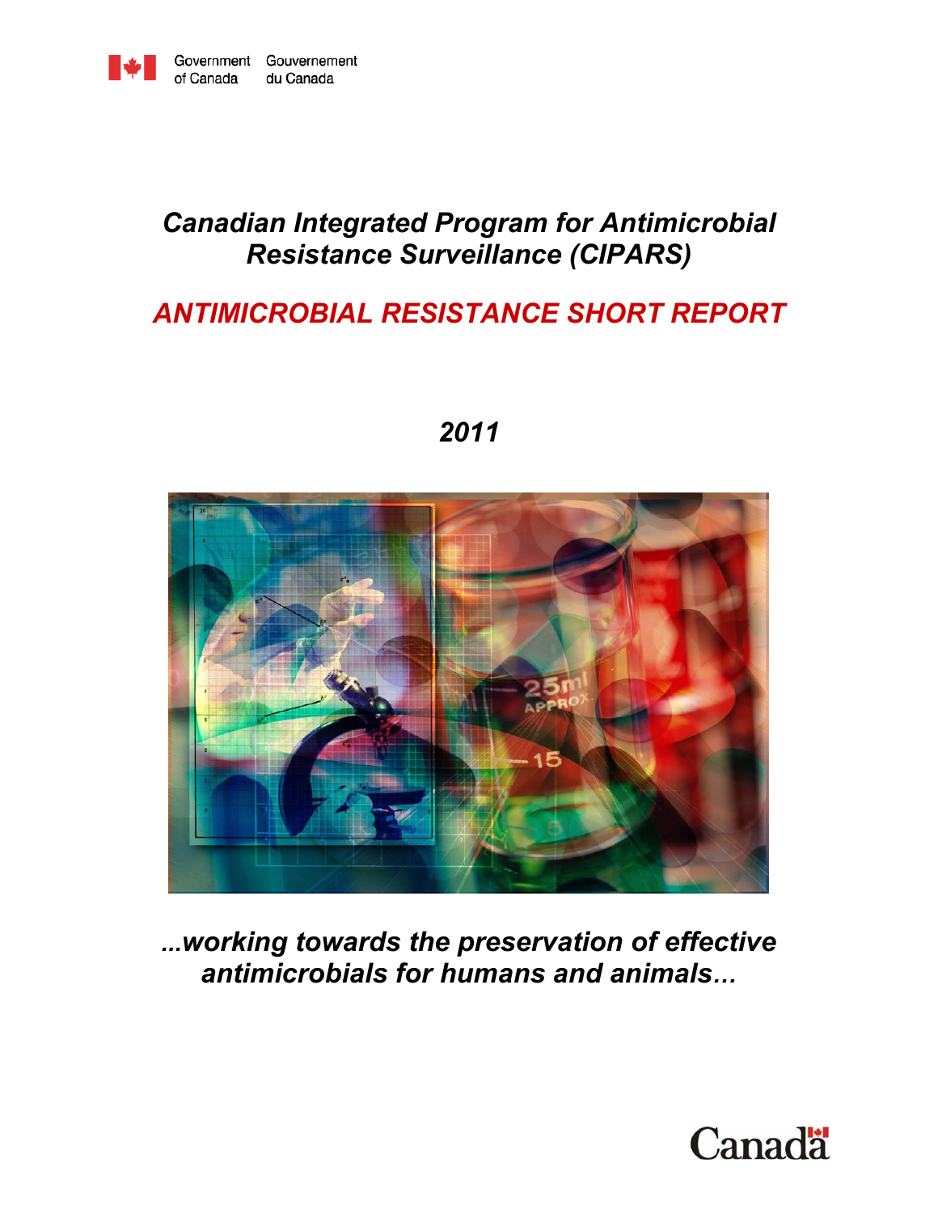Government of Canada    Gouvernement du Canada

# *Canadian Integrated Program for Antimicrobial Resistance Surveillance (CIPARS)*

## *ANTIMICROBIAL RESISTANCE SHORT REPORT*

## *2011*

***...working towards the preservation of effective antimicrobials for humans and animals...***

Canada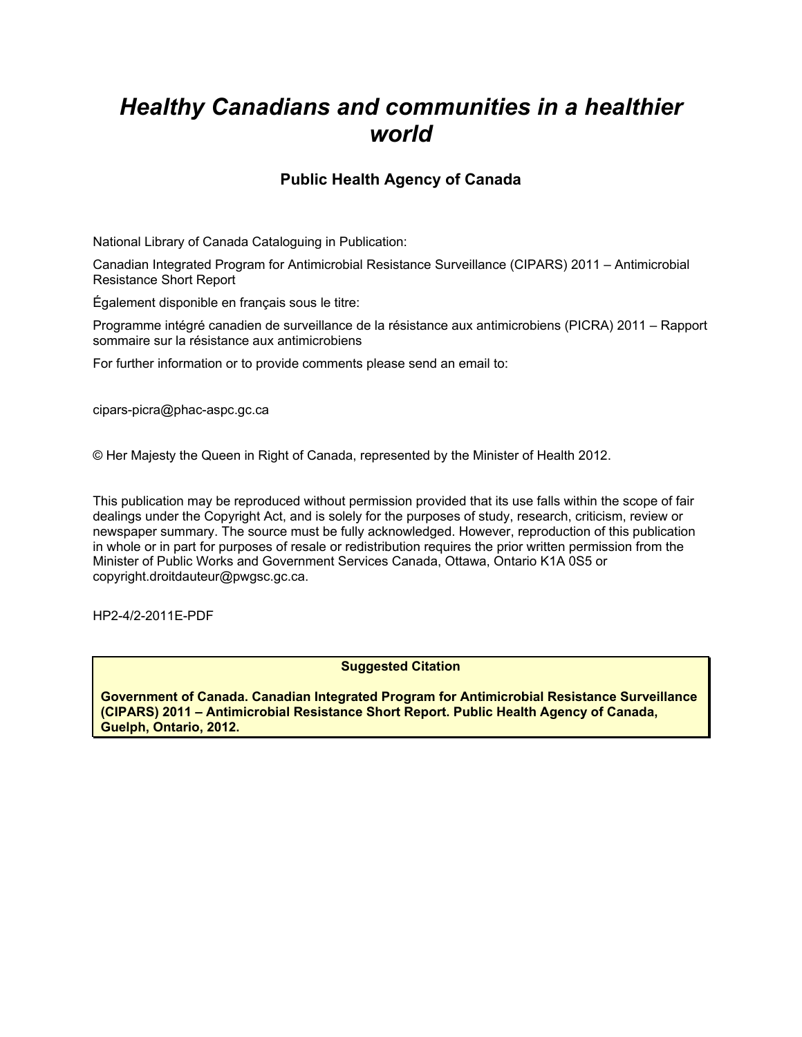# *Healthy Canadians and communities in a healthier world*

### Public Health Agency of Canada

National Library of Canada Cataloguing in Publication:

Canadian Integrated Program for Antimicrobial Resistance Surveillance (CIPARS) 2011 – Antimicrobial Resistance Short Report

Également disponible en français sous le titre:

Programme intégré canadien de surveillance de la résistance aux antimicrobiens (PICRA) 2011 – Rapport sommaire sur la résistance aux antimicrobiens

For further information or to provide comments please send an email to:

cipars-picra@phac-aspc.gc.ca

© Her Majesty the Queen in Right of Canada, represented by the Minister of Health 2012.

This publication may be reproduced without permission provided that its use falls within the scope of fair dealings under the Copyright Act, and is solely for the purposes of study, research, criticism, review or newspaper summary. The source must be fully acknowledged. However, reproduction of this publication in whole or in part for purposes of resale or redistribution requires the prior written permission from the Minister of Public Works and Government Services Canada, Ottawa, Ontario K1A 0S5 or copyright.droitdauteur@pwgsc.gc.ca.

HP2-4/2-2011E-PDF

**Suggested Citation**

**Government of Canada. Canadian Integrated Program for Antimicrobial Resistance Surveillance (CIPARS) 2011 – Antimicrobial Resistance Short Report. Public Health Agency of Canada, Guelph, Ontario, 2012.**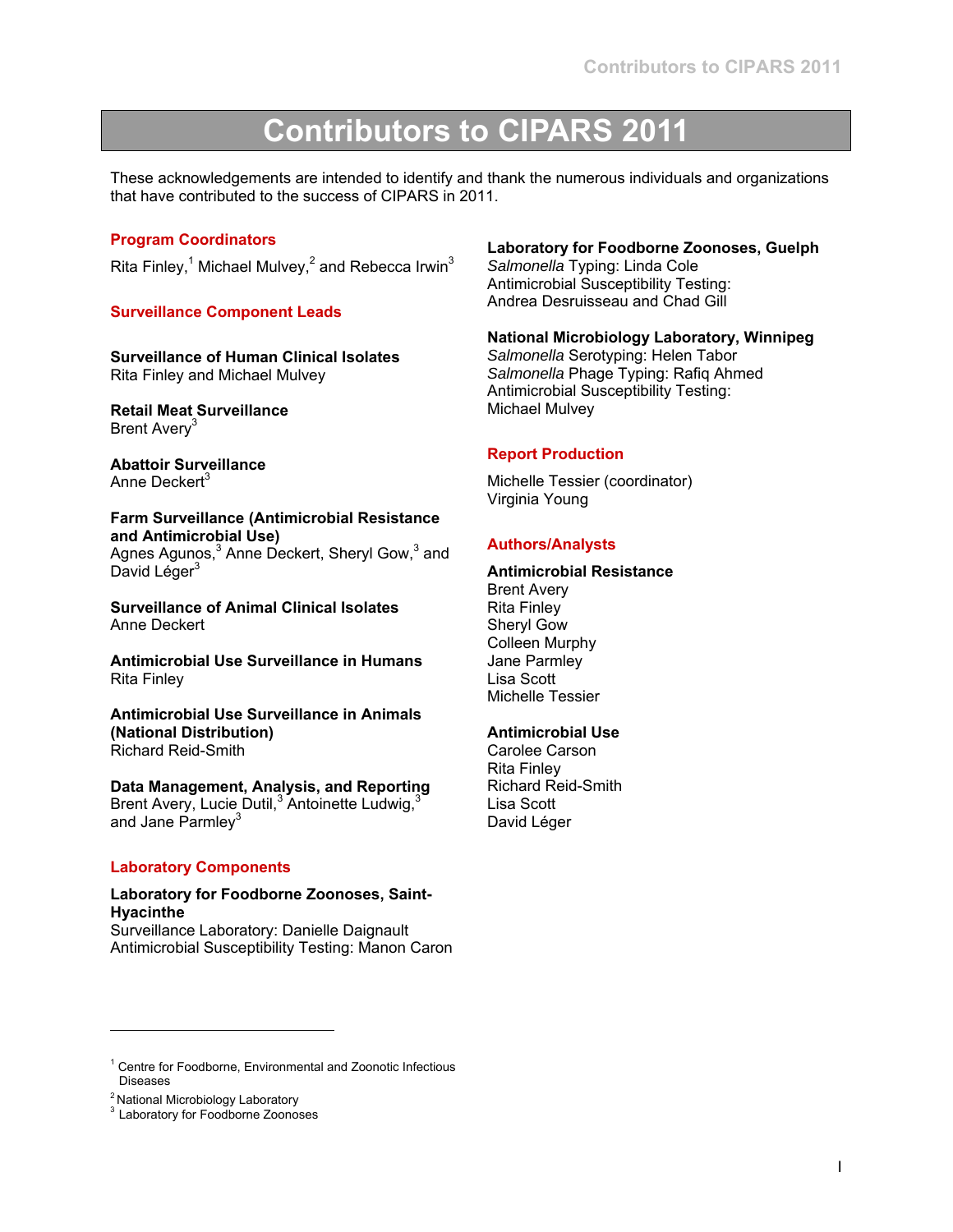# Contributors to CIPARS 2011

These acknowledgements are intended to identify and thank the numerous individuals and organizations that have contributed to the success of CIPARS in 2011.

## Program Coordinators

Rita Finley,[1] Michael Mulvey,[2] and Rebecca Irwin[3]

## Surveillance Component Leads

**Surveillance of Human Clinical Isolates**
Rita Finley and Michael Mulvey

**Retail Meat Surveillance**
Brent Avery[3]

**Abattoir Surveillance**
Anne Deckert[3]

**Farm Surveillance (Antimicrobial Resistance and Antimicrobial Use)**
Agnes Agunos,[3] Anne Deckert, Sheryl Gow,[3] and David Léger[3]

**Surveillance of Animal Clinical Isolates**
Anne Deckert

**Antimicrobial Use Surveillance in Humans**
Rita Finley

**Antimicrobial Use Surveillance in Animals (National Distribution)**
Richard Reid-Smith

**Data Management, Analysis, and Reporting**
Brent Avery, Lucie Dutil,[3] Antoinette Ludwig,[3] and Jane Parmley[3]

## Laboratory Components

**Laboratory for Foodborne Zoonoses, Saint-Hyacinthe**
Surveillance Laboratory: Danielle Daignault
Antimicrobial Susceptibility Testing: Manon Caron

**Laboratory for Foodborne Zoonoses, Guelph**
*Salmonella* Typing: Linda Cole
Antimicrobial Susceptibility Testing:
Andrea Desruisseau and Chad Gill

**National Microbiology Laboratory, Winnipeg**
*Salmonella* Serotyping: Helen Tabor
*Salmonella* Phage Typing: Rafiq Ahmed
Antimicrobial Susceptibility Testing:
Michael Mulvey

## Report Production

Michelle Tessier (coordinator)
Virginia Young

## Authors/Analysts

**Antimicrobial Resistance**
Brent Avery
Rita Finley
Sheryl Gow
Colleen Murphy
Jane Parmley
Lisa Scott
Michelle Tessier

**Antimicrobial Use**
Carolee Carson
Rita Finley
Richard Reid-Smith
Lisa Scott
David Léger

---

[1] Centre for Foodborne, Environmental and Zoonotic Infectious Diseases
[2] National Microbiology Laboratory
[3] Laboratory for Foodborne Zoonoses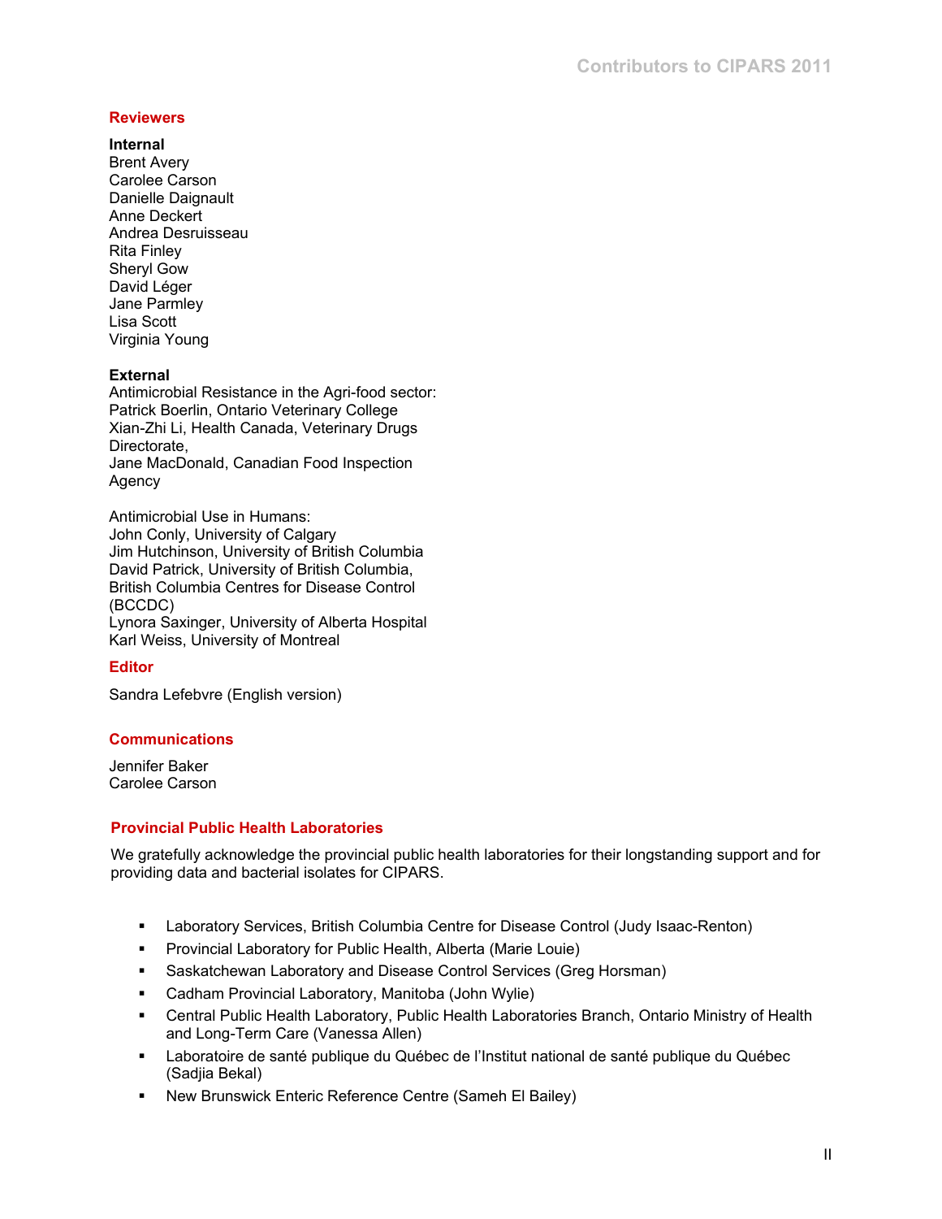## Reviewers

**Internal**
Brent Avery
Carolee Carson
Danielle Daignault
Anne Deckert
Andrea Desruisseau
Rita Finley
Sheryl Gow
David Léger
Jane Parmley
Lisa Scott
Virginia Young

**External**
Antimicrobial Resistance in the Agri-food sector:
Patrick Boerlin, Ontario Veterinary College
Xian-Zhi Li, Health Canada, Veterinary Drugs Directorate,
Jane MacDonald, Canadian Food Inspection Agency

Antimicrobial Use in Humans:
John Conly, University of Calgary
Jim Hutchinson, University of British Columbia
David Patrick, University of British Columbia, British Columbia Centres for Disease Control (BCCDC)
Lynora Saxinger, University of Alberta Hospital
Karl Weiss, University of Montreal

## Editor

Sandra Lefebvre (English version)

## Communications

Jennifer Baker
Carolee Carson

## Provincial Public Health Laboratories

We gratefully acknowledge the provincial public health laboratories for their longstanding support and for providing data and bacterial isolates for CIPARS.

- Laboratory Services, British Columbia Centre for Disease Control (Judy Isaac-Renton)
- Provincial Laboratory for Public Health, Alberta (Marie Louie)
- Saskatchewan Laboratory and Disease Control Services (Greg Horsman)
- Cadham Provincial Laboratory, Manitoba (John Wylie)
- Central Public Health Laboratory, Public Health Laboratories Branch, Ontario Ministry of Health and Long-Term Care (Vanessa Allen)
- Laboratoire de santé publique du Québec de l'Institut national de santé publique du Québec (Sadjia Bekal)
- New Brunswick Enteric Reference Centre (Sameh El Bailey)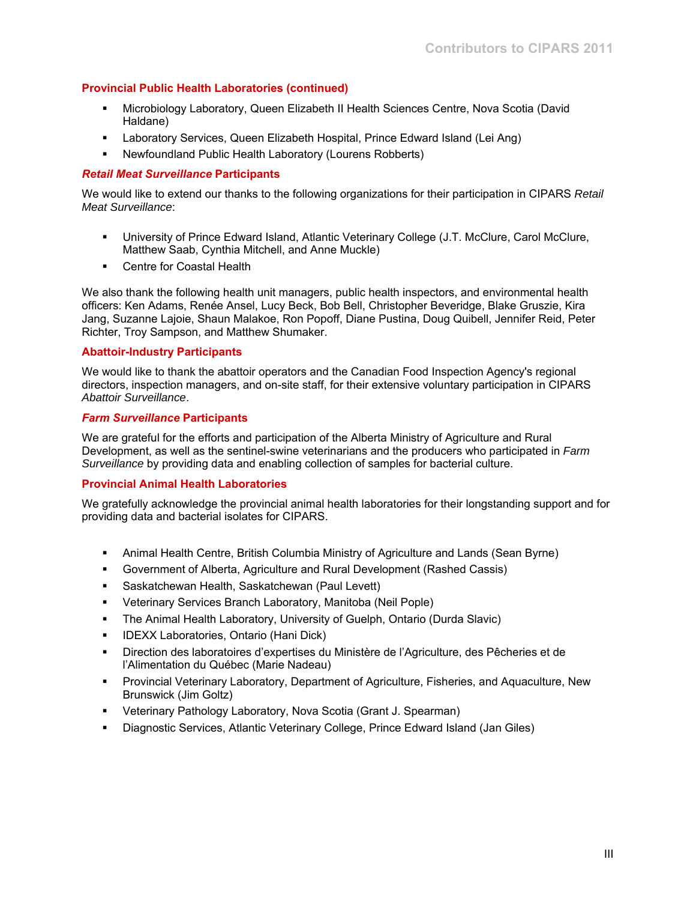### Provincial Public Health Laboratories (continued)

- Microbiology Laboratory, Queen Elizabeth II Health Sciences Centre, Nova Scotia (David Haldane)
- Laboratory Services, Queen Elizabeth Hospital, Prince Edward Island (Lei Ang)
- Newfoundland Public Health Laboratory (Lourens Robberts)

### *Retail Meat Surveillance* Participants

We would like to extend our thanks to the following organizations for their participation in CIPARS *Retail Meat Surveillance*:

- University of Prince Edward Island, Atlantic Veterinary College (J.T. McClure, Carol McClure, Matthew Saab, Cynthia Mitchell, and Anne Muckle)
- Centre for Coastal Health

We also thank the following health unit managers, public health inspectors, and environmental health officers: Ken Adams, Renée Ansel, Lucy Beck, Bob Bell, Christopher Beveridge, Blake Gruszie, Kira Jang, Suzanne Lajoie, Shaun Malakoe, Ron Popoff, Diane Pustina, Doug Quibell, Jennifer Reid, Peter Richter, Troy Sampson, and Matthew Shumaker.

### Abattoir-Industry Participants

We would like to thank the abattoir operators and the Canadian Food Inspection Agency's regional directors, inspection managers, and on-site staff, for their extensive voluntary participation in CIPARS *Abattoir Surveillance*.

### *Farm Surveillance* Participants

We are grateful for the efforts and participation of the Alberta Ministry of Agriculture and Rural Development, as well as the sentinel-swine veterinarians and the producers who participated in *Farm Surveillance* by providing data and enabling collection of samples for bacterial culture.

### Provincial Animal Health Laboratories

We gratefully acknowledge the provincial animal health laboratories for their longstanding support and for providing data and bacterial isolates for CIPARS.

- Animal Health Centre, British Columbia Ministry of Agriculture and Lands (Sean Byrne)
- Government of Alberta, Agriculture and Rural Development (Rashed Cassis)
- Saskatchewan Health, Saskatchewan (Paul Levett)
- Veterinary Services Branch Laboratory, Manitoba (Neil Pople)
- The Animal Health Laboratory, University of Guelph, Ontario (Durda Slavic)
- IDEXX Laboratories, Ontario (Hani Dick)
- Direction des laboratoires d'expertises du Ministère de l'Agriculture, des Pêcheries et de l'Alimentation du Québec (Marie Nadeau)
- Provincial Veterinary Laboratory, Department of Agriculture, Fisheries, and Aquaculture, New Brunswick (Jim Goltz)
- Veterinary Pathology Laboratory, Nova Scotia (Grant J. Spearman)
- Diagnostic Services, Atlantic Veterinary College, Prince Edward Island (Jan Giles)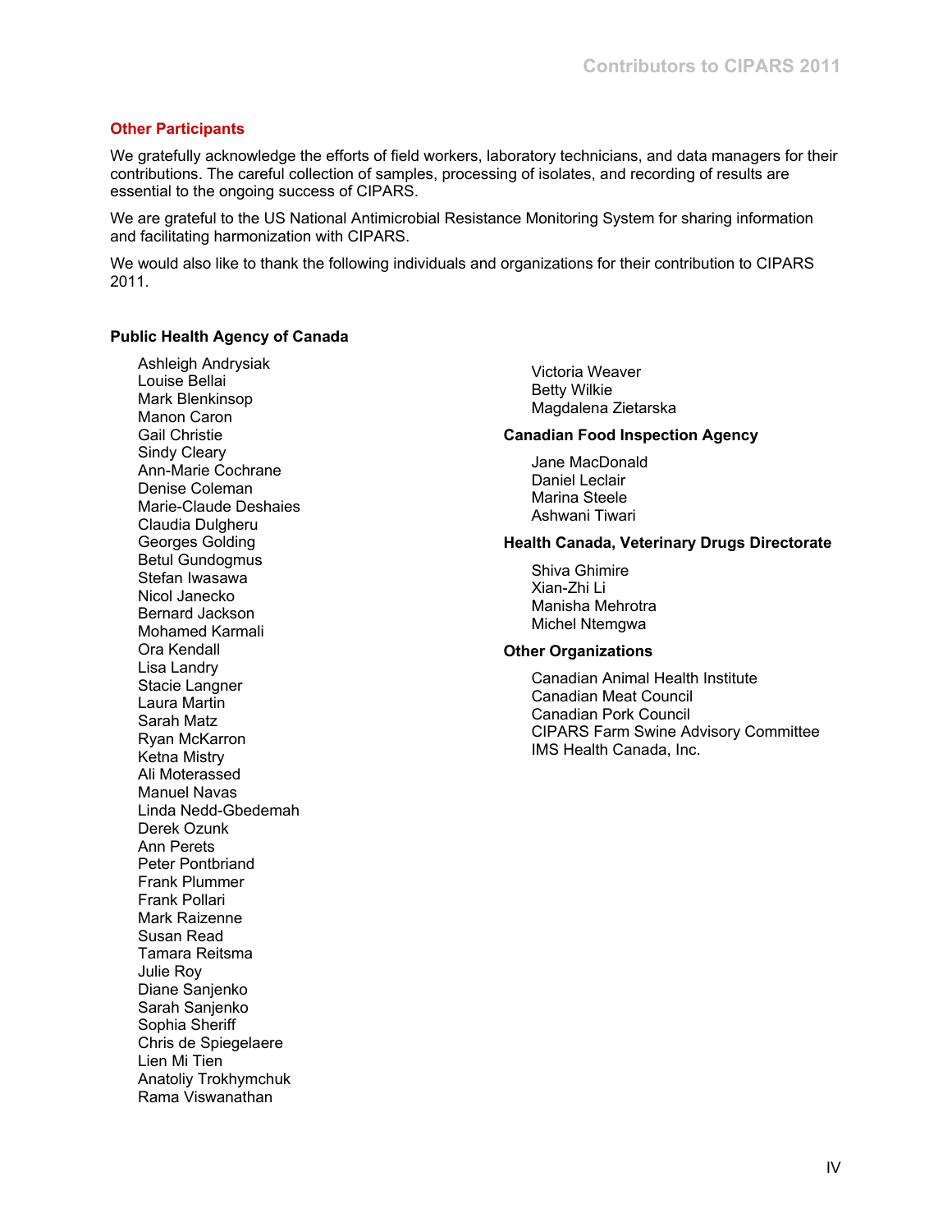## Other Participants

We gratefully acknowledge the efforts of field workers, laboratory technicians, and data managers for their contributions. The careful collection of samples, processing of isolates, and recording of results are essential to the ongoing success of CIPARS.

We are grateful to the US National Antimicrobial Resistance Monitoring System for sharing information and facilitating harmonization with CIPARS.

We would also like to thank the following individuals and organizations for their contribution to CIPARS 2011.

### Public Health Agency of Canada

Ashleigh Andrysiak
Louise Bellai
Mark Blenkinsop
Manon Caron
Gail Christie
Sindy Cleary
Ann-Marie Cochrane
Denise Coleman
Marie-Claude Deshaies
Claudia Dulgheru
Georges Golding
Betul Gundogmus
Stefan Iwasawa
Nicol Janecko
Bernard Jackson
Mohamed Karmali
Ora Kendall
Lisa Landry
Stacie Langner
Laura Martin
Sarah Matz
Ryan McKarron
Ketna Mistry
Ali Moterassed
Manuel Navas
Linda Nedd-Gbedemah
Derek Ozunk
Ann Perets
Peter Pontbriand
Frank Plummer
Frank Pollari
Mark Raizenne
Susan Read
Tamara Reitsma
Julie Roy
Diane Sanjenko
Sarah Sanjenko
Sophia Sheriff
Chris de Spiegelaere
Lien Mi Tien
Anatoliy Trokhymchuk
Rama Viswanathan
Victoria Weaver
Betty Wilkie
Magdalena Zietarska

### Canadian Food Inspection Agency

Jane MacDonald
Daniel Leclair
Marina Steele
Ashwani Tiwari

### Health Canada, Veterinary Drugs Directorate

Shiva Ghimire
Xian-Zhi Li
Manisha Mehrotra
Michel Ntemgwa

### Other Organizations

Canadian Animal Health Institute
Canadian Meat Council
Canadian Pork Council
CIPARS Farm Swine Advisory Committee
IMS Health Canada, Inc.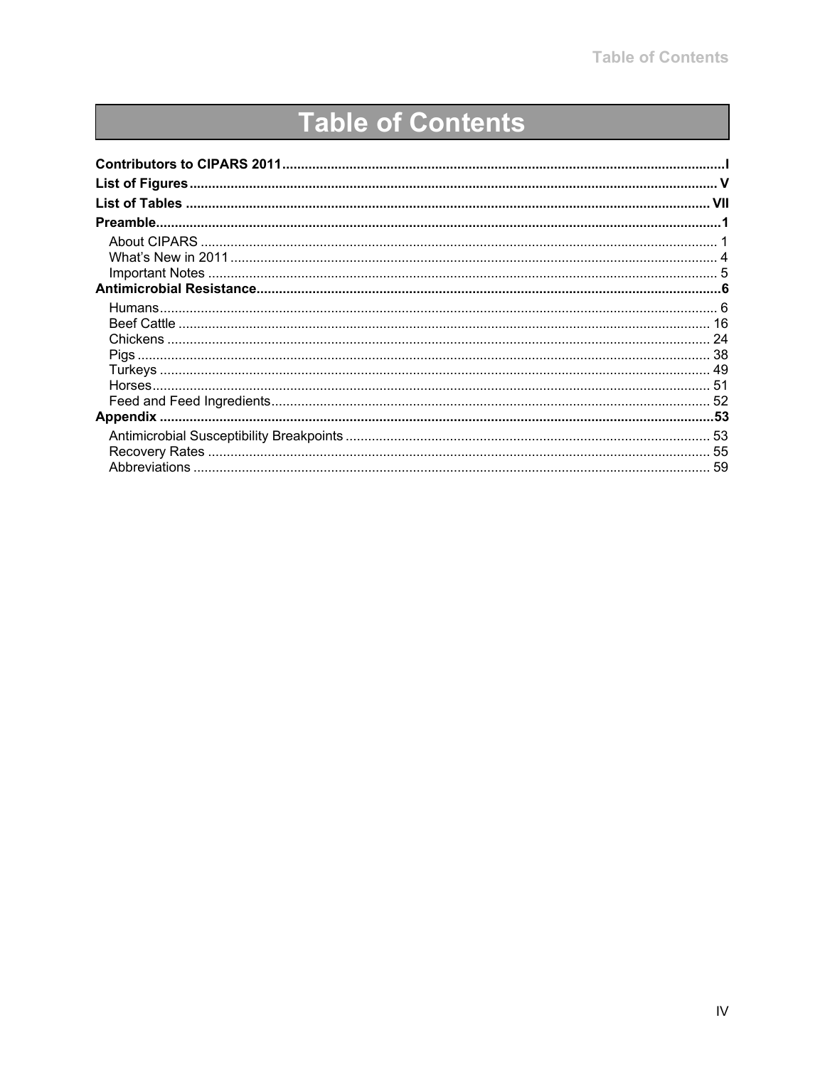# Table of Contents

**Contributors to CIPARS 2011** ..... **I**

**List of Figures** ..... **V**

**List of Tables** ..... **VII**

**Preamble** ..... **1**

- About CIPARS ..... 1
- What's New in 2011 ..... 4
- Important Notes ..... 5

**Antimicrobial Resistance** ..... **6**

- Humans ..... 6
- Beef Cattle ..... 16
- Chickens ..... 24
- Pigs ..... 38
- Turkeys ..... 49
- Horses ..... 51
- Feed and Feed Ingredients ..... 52

**Appendix** ..... **53**

- Antimicrobial Susceptibility Breakpoints ..... 53
- Recovery Rates ..... 55
- Abbreviations ..... 59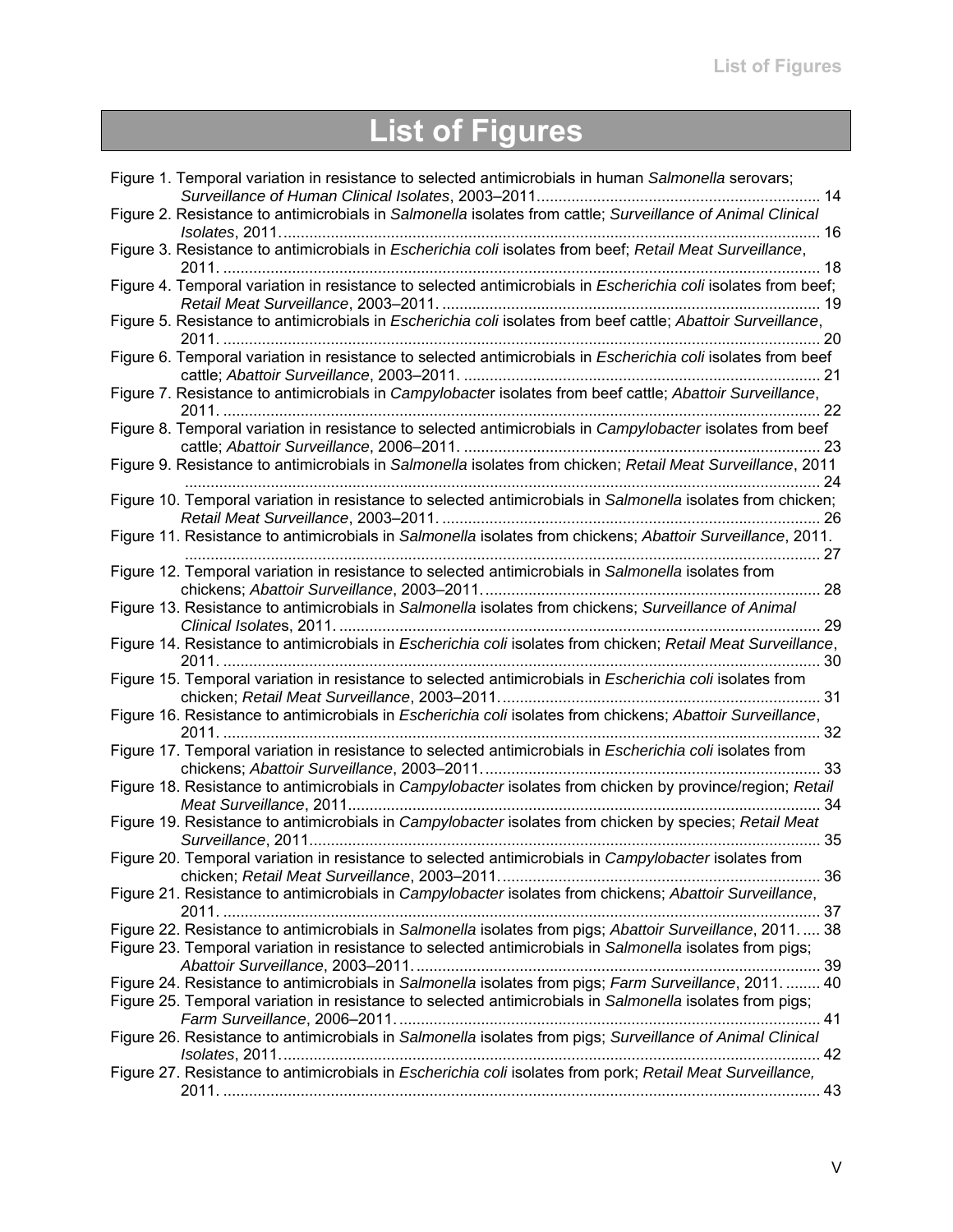# List of Figures

Figure 1. Temporal variation in resistance to selected antimicrobials in human *Salmonella* serovars; *Surveillance of Human Clinical Isolates*, 2003–2011 ................................................................. 14

Figure 2. Resistance to antimicrobials in *Salmonella* isolates from cattle; *Surveillance of Animal Clinical Isolates*, 2011 ........................................................................................................................... 16

Figure 3. Resistance to antimicrobials in *Escherichia coli* isolates from beef; *Retail Meat Surveillance*, 2011 ........................................................................................................................................ 18

Figure 4. Temporal variation in resistance to selected antimicrobials in *Escherichia coli* isolates from beef; *Retail Meat Surveillance*, 2003–2011 ....................................................................................... 19

Figure 5. Resistance to antimicrobials in *Escherichia coli* isolates from beef cattle; *Abattoir Surveillance*, 2011 ........................................................................................................................................ 20

Figure 6. Temporal variation in resistance to selected antimicrobials in *Escherichia coli* isolates from beef cattle; *Abattoir Surveillance*, 2003–2011 .................................................................................. 21

Figure 7. Resistance to antimicrobials in *Campylobacter* isolates from beef cattle; *Abattoir Surveillance*, 2011 ........................................................................................................................................ 22

Figure 8. Temporal variation in resistance to selected antimicrobials in *Campylobacter* isolates from beef cattle; *Abattoir Surveillance*, 2006–2011 .................................................................................. 23

Figure 9. Resistance to antimicrobials in *Salmonella* isolates from chicken; *Retail Meat Surveillance*, 2011 .................................................................................................................................................. 24

Figure 10. Temporal variation in resistance to selected antimicrobials in *Salmonella* isolates from chicken; *Retail Meat Surveillance*, 2003–2011 ....................................................................................... 26

Figure 11. Resistance to antimicrobials in *Salmonella* isolates from chickens; *Abattoir Surveillance*, 2011. .................................................................................................................................................. 27

Figure 12. Temporal variation in resistance to selected antimicrobials in *Salmonella* isolates from chickens; *Abattoir Surveillance*, 2003–2011 ............................................................................. 28

Figure 13. Resistance to antimicrobials in *Salmonella* isolates from chickens; *Surveillance of Animal Clinical Isolates*, 2011 ................................................................................................................ 29

Figure 14. Resistance to antimicrobials in *Escherichia coli* isolates from chicken; *Retail Meat Surveillance*, 2011 ........................................................................................................................................ 30

Figure 15. Temporal variation in resistance to selected antimicrobials in *Escherichia coli* isolates from chicken; *Retail Meat Surveillance*, 2003–2011 .......................................................................... 31

Figure 16. Resistance to antimicrobials in *Escherichia coli* isolates from chickens; *Abattoir Surveillance*, 2011 ........................................................................................................................................ 32

Figure 17. Temporal variation in resistance to selected antimicrobials in *Escherichia coli* isolates from chickens; *Abattoir Surveillance*, 2003–2011 ............................................................................. 33

Figure 18. Resistance to antimicrobials in *Campylobacter* isolates from chicken by province/region; *Retail Meat Surveillance*, 2011 ............................................................................................................. 34

Figure 19. Resistance to antimicrobials in *Campylobacter* isolates from chicken by species; *Retail Meat Surveillance*, 2011 ...................................................................................................................... 35

Figure 20. Temporal variation in resistance to selected antimicrobials in *Campylobacter* isolates from chicken; *Retail Meat Surveillance*, 2003–2011 .......................................................................... 36

Figure 21. Resistance to antimicrobials in *Campylobacter* isolates from chickens; *Abattoir Surveillance*, 2011 ........................................................................................................................................ 37

Figure 22. Resistance to antimicrobials in *Salmonella* isolates from pigs; *Abattoir Surveillance*, 2011 ..... 38

Figure 23. Temporal variation in resistance to selected antimicrobials in *Salmonella* isolates from pigs; *Abattoir Surveillance*, 2003–2011 ............................................................................................. 39

Figure 24. Resistance to antimicrobials in *Salmonella* isolates from pigs; *Farm Surveillance*, 2011 ......... 40

Figure 25. Temporal variation in resistance to selected antimicrobials in *Salmonella* isolates from pigs; *Farm Surveillance*, 2006–2011 ................................................................................................. 41

Figure 26. Resistance to antimicrobials in *Salmonella* isolates from pigs; *Surveillance of Animal Clinical Isolates*, 2011 ........................................................................................................................... 42

Figure 27. Resistance to antimicrobials in *Escherichia coli* isolates from pork; *Retail Meat Surveillance*, 2011 ........................................................................................................................................ 43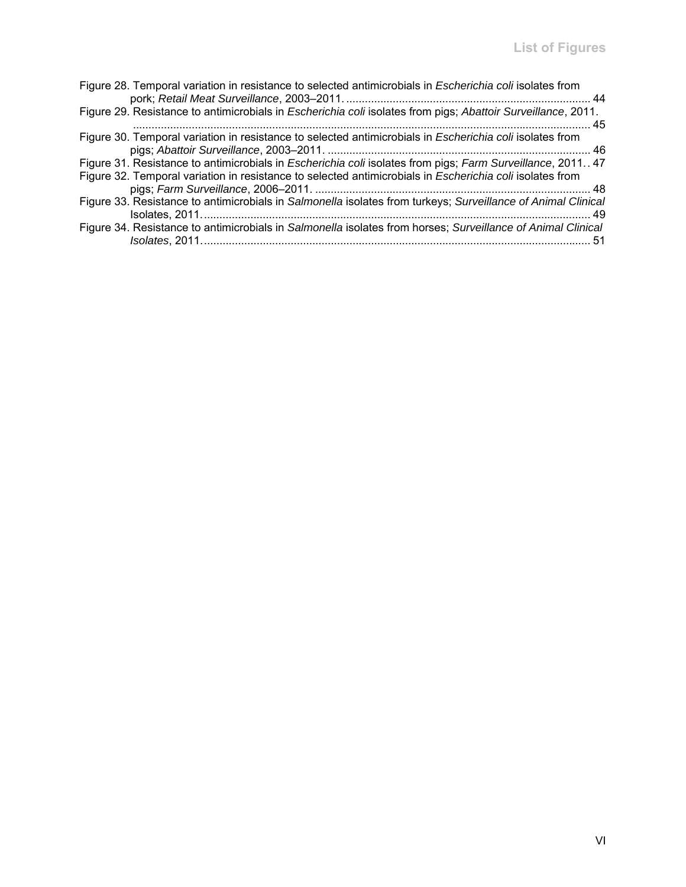Figure 28. Temporal variation in resistance to selected antimicrobials in *Escherichia coli* isolates from pork; *Retail Meat Surveillance*, 2003–2011. ........................................................................................ 44

Figure 29. Resistance to antimicrobials in *Escherichia coli* isolates from pigs; *Abattoir Surveillance*, 2011. ........................................................................................................................................... 45

Figure 30. Temporal variation in resistance to selected antimicrobials in *Escherichia coli* isolates from pigs; *Abattoir Surveillance*, 2003–2011. ........................................................................................ 46

Figure 31. Resistance to antimicrobials in *Escherichia coli* isolates from pigs; *Farm Surveillance*, 2011. . 47

Figure 32. Temporal variation in resistance to selected antimicrobials in *Escherichia coli* isolates from pigs; *Farm Surveillance*, 2006–2011. ........................................................................................ 48

Figure 33. Resistance to antimicrobials in *Salmonella* isolates from turkeys; *Surveillance of Animal Clinical* Isolates, 2011. ........................................................................................................................ 49

Figure 34. Resistance to antimicrobials in *Salmonella* isolates from horses; *Surveillance of Animal Clinical Isolates*, 2011. ........................................................................................................................ 51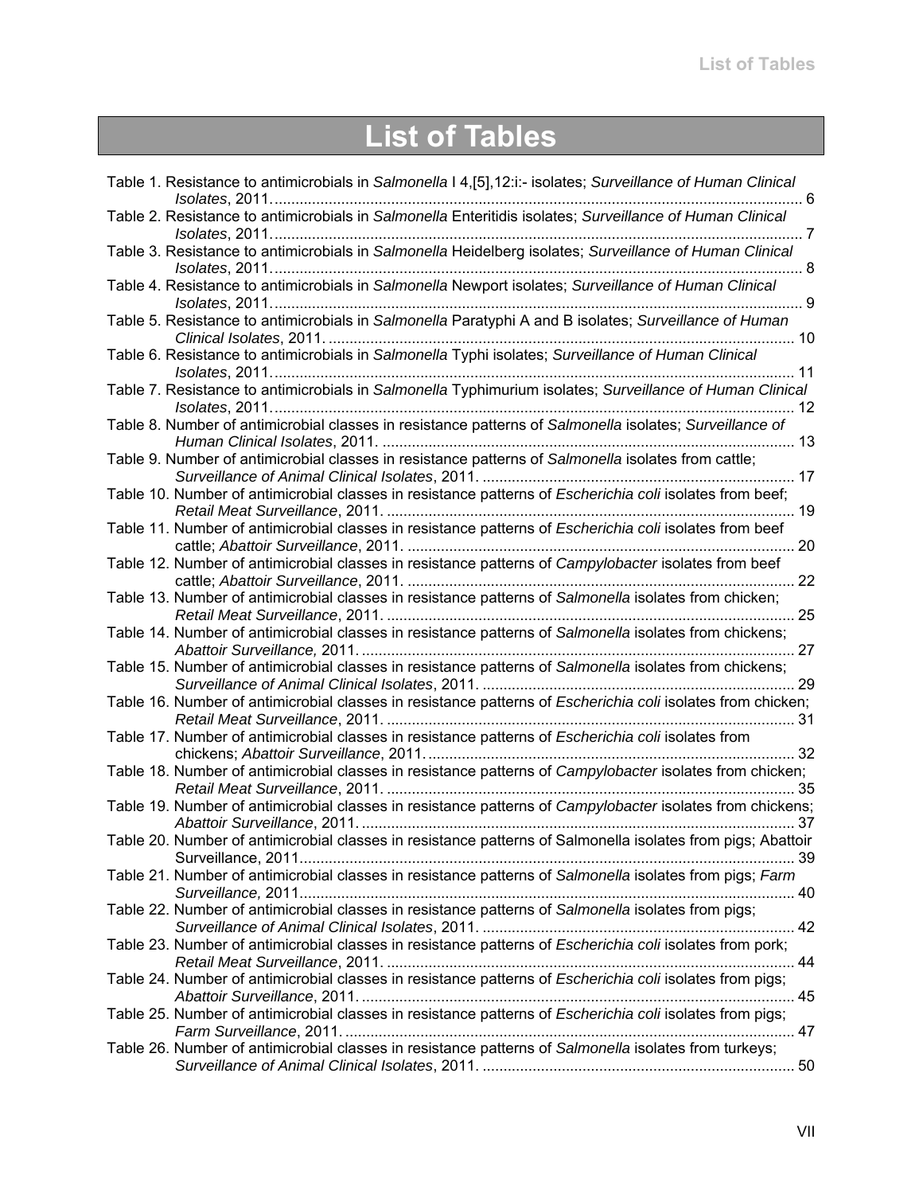# List of Tables

Table 1. Resistance to antimicrobials in *Salmonella* I 4,[5],12:i:- isolates; *Surveillance of Human Clinical Isolates*, 2011. ............ 6

Table 2. Resistance to antimicrobials in *Salmonella* Enteritidis isolates; *Surveillance of Human Clinical Isolates*, 2011. ............ 7

Table 3. Resistance to antimicrobials in *Salmonella* Heidelberg isolates; *Surveillance of Human Clinical Isolates*, 2011. ............ 8

Table 4. Resistance to antimicrobials in *Salmonella* Newport isolates; *Surveillance of Human Clinical Isolates*, 2011. ............ 9

Table 5. Resistance to antimicrobials in *Salmonella* Paratyphi A and B isolates; *Surveillance of Human Clinical Isolates*, 2011. ............ 10

Table 6. Resistance to antimicrobials in *Salmonella* Typhi isolates; *Surveillance of Human Clinical Isolates*, 2011. ............ 11

Table 7. Resistance to antimicrobials in *Salmonella* Typhimurium isolates; *Surveillance of Human Clinical Isolates*, 2011. ............ 12

Table 8. Number of antimicrobial classes in resistance patterns of *Salmonella* isolates; *Surveillance of Human Clinical Isolates*, 2011. ............ 13

Table 9. Number of antimicrobial classes in resistance patterns of *Salmonella* isolates from cattle; *Surveillance of Animal Clinical Isolates*, 2011. ............ 17

Table 10. Number of antimicrobial classes in resistance patterns of *Escherichia coli* isolates from beef; *Retail Meat Surveillance*, 2011. ............ 19

Table 11. Number of antimicrobial classes in resistance patterns of *Escherichia coli* isolates from beef cattle; *Abattoir Surveillance*, 2011. ............ 20

Table 12. Number of antimicrobial classes in resistance patterns of *Campylobacter* isolates from beef cattle; *Abattoir Surveillance*, 2011. ............ 22

Table 13. Number of antimicrobial classes in resistance patterns of *Salmonella* isolates from chicken; *Retail Meat Surveillance*, 2011. ............ 25

Table 14. Number of antimicrobial classes in resistance patterns of *Salmonella* isolates from chickens; *Abattoir Surveillance,* 2011. ............ 27

Table 15. Number of antimicrobial classes in resistance patterns of *Salmonella* isolates from chickens; *Surveillance of Animal Clinical Isolates*, 2011. ............ 29

Table 16. Number of antimicrobial classes in resistance patterns of *Escherichia coli* isolates from chicken; *Retail Meat Surveillance*, 2011. ............ 31

Table 17. Number of antimicrobial classes in resistance patterns of *Escherichia coli* isolates from chickens; *Abattoir Surveillance*, 2011. ............ 32

Table 18. Number of antimicrobial classes in resistance patterns of *Campylobacter* isolates from chicken; *Retail Meat Surveillance*, 2011. ............ 35

Table 19. Number of antimicrobial classes in resistance patterns of *Campylobacter* isolates from chickens; *Abattoir Surveillance*, 2011. ............ 37

Table 20. Number of antimicrobial classes in resistance patterns of Salmonella isolates from pigs; Abattoir Surveillance, 2011 ............ 39

Table 21. Number of antimicrobial classes in resistance patterns of *Salmonella* isolates from pigs; *Farm Surveillance,* 2011 ............ 40

Table 22. Number of antimicrobial classes in resistance patterns of *Salmonella* isolates from pigs; *Surveillance of Animal Clinical Isolates*, 2011. ............ 42

Table 23. Number of antimicrobial classes in resistance patterns of *Escherichia coli* isolates from pork; *Retail Meat Surveillance*, 2011. ............ 44

Table 24. Number of antimicrobial classes in resistance patterns of *Escherichia coli* isolates from pigs; *Abattoir Surveillance*, 2011. ............ 45

Table 25. Number of antimicrobial classes in resistance patterns of *Escherichia coli* isolates from pigs; *Farm Surveillance*, 2011. ............ 47

Table 26. Number of antimicrobial classes in resistance patterns of *Salmonella* isolates from turkeys; *Surveillance of Animal Clinical Isolates*, 2011. ............ 50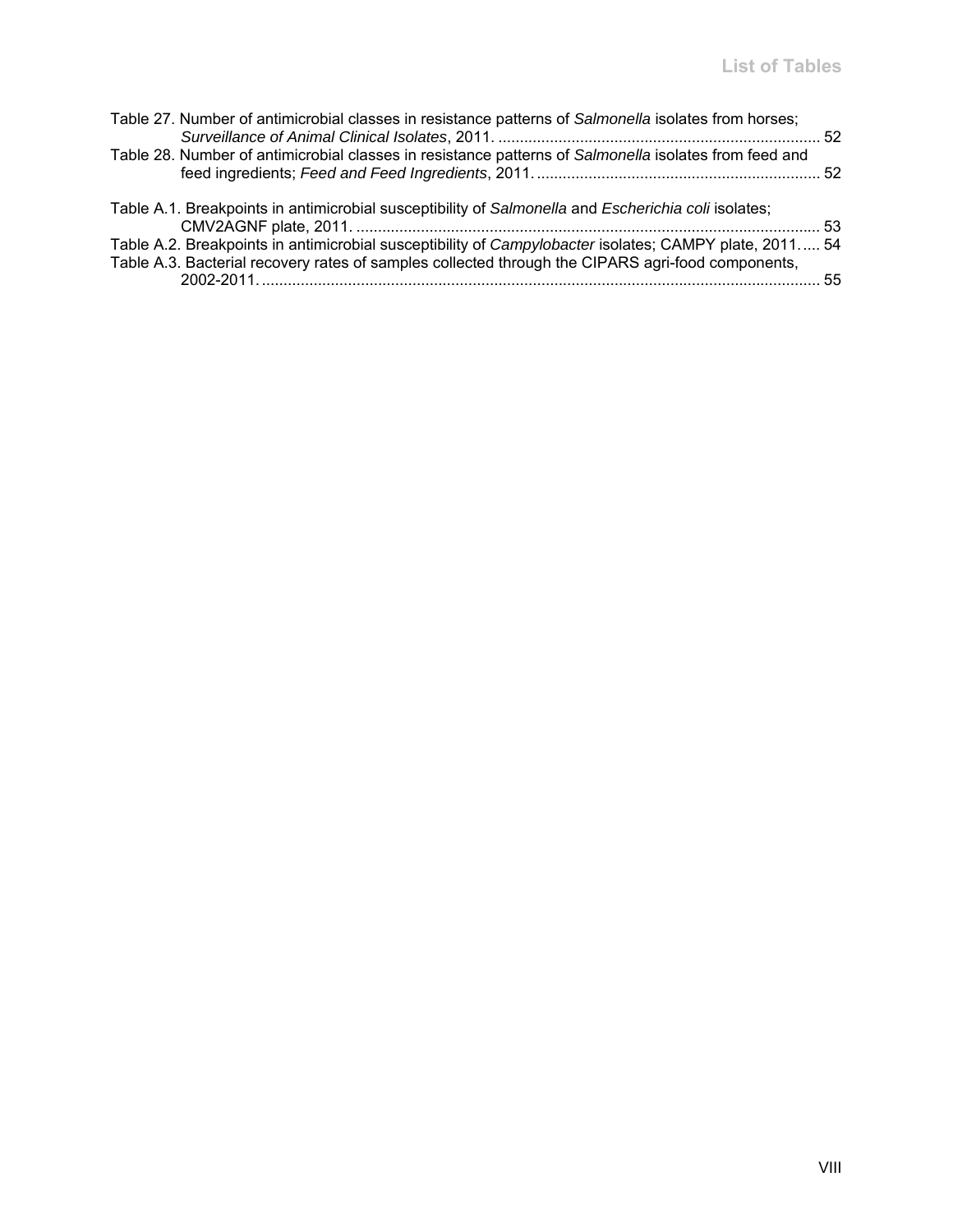Table 27. Number of antimicrobial classes in resistance patterns of *Salmonella* isolates from horses; *Surveillance of Animal Clinical Isolates*, 2011. .......................................................................... 52

Table 28. Number of antimicrobial classes in resistance patterns of *Salmonella* isolates from feed and feed ingredients; *Feed and Feed Ingredients*, 2011. ................................................................. 52

Table A.1. Breakpoints in antimicrobial susceptibility of *Salmonella* and *Escherichia coli* isolates; CMV2AGNF plate, 2011. ........................................................................................................... 53

Table A.2. Breakpoints in antimicrobial susceptibility of *Campylobacter* isolates; CAMPY plate, 2011. .... 54

Table A.3. Bacterial recovery rates of samples collected through the CIPARS agri-food components, 2002-2011. ................................................................................................................................. 55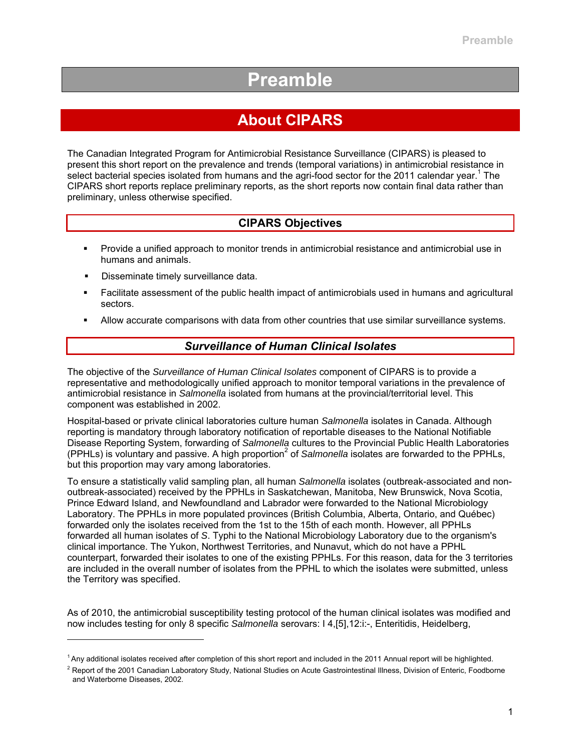# Preamble

## About CIPARS

The Canadian Integrated Program for Antimicrobial Resistance Surveillance (CIPARS) is pleased to present this short report on the prevalence and trends (temporal variations) in antimicrobial resistance in select bacterial species isolated from humans and the agri-food sector for the 2011 calendar year.[1] The CIPARS short reports replace preliminary reports, as the short reports now contain final data rather than preliminary, unless otherwise specified.

### CIPARS Objectives

- Provide a unified approach to monitor trends in antimicrobial resistance and antimicrobial use in humans and animals.
- Disseminate timely surveillance data.
- Facilitate assessment of the public health impact of antimicrobials used in humans and agricultural sectors.
- Allow accurate comparisons with data from other countries that use similar surveillance systems.

### *Surveillance of Human Clinical Isolates*

The objective of the *Surveillance of Human Clinical Isolates* component of CIPARS is to provide a representative and methodologically unified approach to monitor temporal variations in the prevalence of antimicrobial resistance in *Salmonella* isolated from humans at the provincial/territorial level. This component was established in 2002.

Hospital-based or private clinical laboratories culture human *Salmonella* isolates in Canada. Although reporting is mandatory through laboratory notification of reportable diseases to the National Notifiable Disease Reporting System, forwarding of *Salmonella* cultures to the Provincial Public Health Laboratories (PPHLs) is voluntary and passive. A high proportion[2] of *Salmonella* isolates are forwarded to the PPHLs, but this proportion may vary among laboratories.

To ensure a statistically valid sampling plan, all human *Salmonella* isolates (outbreak-associated and non-outbreak-associated) received by the PPHLs in Saskatchewan, Manitoba, New Brunswick, Nova Scotia, Prince Edward Island, and Newfoundland and Labrador were forwarded to the National Microbiology Laboratory. The PPHLs in more populated provinces (British Columbia, Alberta, Ontario, and Québec) forwarded only the isolates received from the 1st to the 15th of each month. However, all PPHLs forwarded all human isolates of *S*. Typhi to the National Microbiology Laboratory due to the organism's clinical importance. The Yukon, Northwest Territories, and Nunavut, which do not have a PPHL counterpart, forwarded their isolates to one of the existing PPHLs. For this reason, data for the 3 territories are included in the overall number of isolates from the PPHL to which the isolates were submitted, unless the Territory was specified.

As of 2010, the antimicrobial susceptibility testing protocol of the human clinical isolates was modified and now includes testing for only 8 specific *Salmonella* serovars: I 4,[5],12:i:-, Enteritidis, Heidelberg,

---

[1] Any additional isolates received after completion of this short report and included in the 2011 Annual report will be highlighted.

[2] Report of the 2001 Canadian Laboratory Study, National Studies on Acute Gastrointestinal Illness, Division of Enteric, Foodborne and Waterborne Diseases, 2002.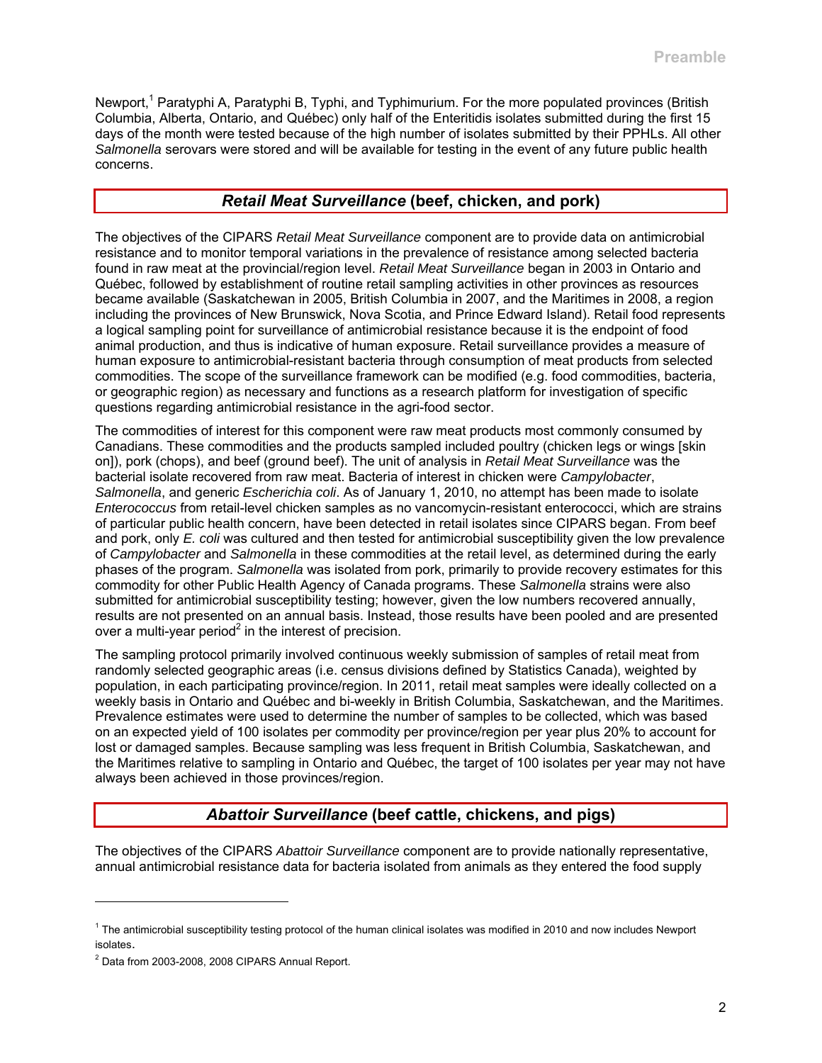Newport,[1] Paratyphi A, Paratyphi B, Typhi, and Typhimurium. For the more populated provinces (British Columbia, Alberta, Ontario, and Québec) only half of the Enteritidis isolates submitted during the first 15 days of the month were tested because of the high number of isolates submitted by their PPHLs. All other *Salmonella* serovars were stored and will be available for testing in the event of any future public health concerns.

## *Retail Meat Surveillance* (beef, chicken, and pork)

The objectives of the CIPARS *Retail Meat Surveillance* component are to provide data on antimicrobial resistance and to monitor temporal variations in the prevalence of resistance among selected bacteria found in raw meat at the provincial/region level. *Retail Meat Surveillance* began in 2003 in Ontario and Québec, followed by establishment of routine retail sampling activities in other provinces as resources became available (Saskatchewan in 2005, British Columbia in 2007, and the Maritimes in 2008, a region including the provinces of New Brunswick, Nova Scotia, and Prince Edward Island). Retail food represents a logical sampling point for surveillance of antimicrobial resistance because it is the endpoint of food animal production, and thus is indicative of human exposure. Retail surveillance provides a measure of human exposure to antimicrobial-resistant bacteria through consumption of meat products from selected commodities. The scope of the surveillance framework can be modified (e.g. food commodities, bacteria, or geographic region) as necessary and functions as a research platform for investigation of specific questions regarding antimicrobial resistance in the agri-food sector.

The commodities of interest for this component were raw meat products most commonly consumed by Canadians. These commodities and the products sampled included poultry (chicken legs or wings [skin on]), pork (chops), and beef (ground beef). The unit of analysis in *Retail Meat Surveillance* was the bacterial isolate recovered from raw meat. Bacteria of interest in chicken were *Campylobacter*, *Salmonella*, and generic *Escherichia coli*. As of January 1, 2010, no attempt has been made to isolate *Enterococcus* from retail-level chicken samples as no vancomycin-resistant enterococci, which are strains of particular public health concern, have been detected in retail isolates since CIPARS began. From beef and pork, only *E. coli* was cultured and then tested for antimicrobial susceptibility given the low prevalence of *Campylobacter* and *Salmonella* in these commodities at the retail level, as determined during the early phases of the program. *Salmonella* was isolated from pork, primarily to provide recovery estimates for this commodity for other Public Health Agency of Canada programs. These *Salmonella* strains were also submitted for antimicrobial susceptibility testing; however, given the low numbers recovered annually, results are not presented on an annual basis. Instead, those results have been pooled and are presented over a multi-year period[2] in the interest of precision.

The sampling protocol primarily involved continuous weekly submission of samples of retail meat from randomly selected geographic areas (i.e. census divisions defined by Statistics Canada), weighted by population, in each participating province/region. In 2011, retail meat samples were ideally collected on a weekly basis in Ontario and Québec and bi-weekly in British Columbia, Saskatchewan, and the Maritimes. Prevalence estimates were used to determine the number of samples to be collected, which was based on an expected yield of 100 isolates per commodity per province/region per year plus 20% to account for lost or damaged samples. Because sampling was less frequent in British Columbia, Saskatchewan, and the Maritimes relative to sampling in Ontario and Québec, the target of 100 isolates per year may not have always been achieved in those provinces/region.

## *Abattoir Surveillance* (beef cattle, chickens, and pigs)

The objectives of the CIPARS *Abattoir Surveillance* component are to provide nationally representative, annual antimicrobial resistance data for bacteria isolated from animals as they entered the food supply

---

[1] The antimicrobial susceptibility testing protocol of the human clinical isolates was modified in 2010 and now includes Newport isolates.

[2] Data from 2003-2008, 2008 CIPARS Annual Report.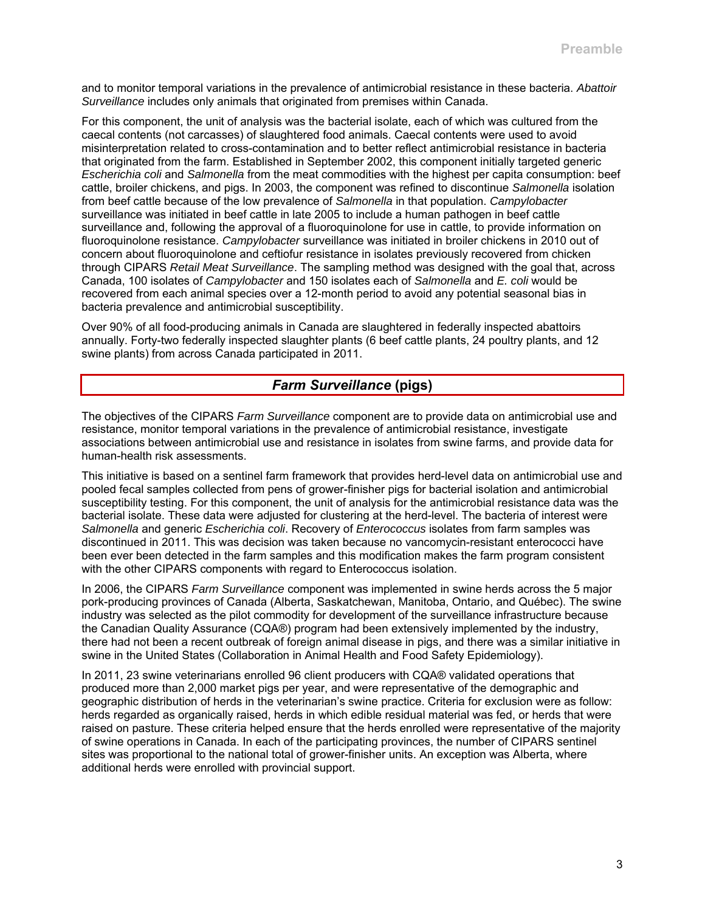and to monitor temporal variations in the prevalence of antimicrobial resistance in these bacteria. *Abattoir Surveillance* includes only animals that originated from premises within Canada.

For this component, the unit of analysis was the bacterial isolate, each of which was cultured from the caecal contents (not carcasses) of slaughtered food animals. Caecal contents were used to avoid misinterpretation related to cross-contamination and to better reflect antimicrobial resistance in bacteria that originated from the farm. Established in September 2002, this component initially targeted generic *Escherichia coli* and *Salmonella* from the meat commodities with the highest per capita consumption: beef cattle, broiler chickens, and pigs. In 2003, the component was refined to discontinue *Salmonella* isolation from beef cattle because of the low prevalence of *Salmonella* in that population. *Campylobacter* surveillance was initiated in beef cattle in late 2005 to include a human pathogen in beef cattle surveillance and, following the approval of a fluoroquinolone for use in cattle, to provide information on fluoroquinolone resistance. *Campylobacter* surveillance was initiated in broiler chickens in 2010 out of concern about fluoroquinolone and ceftiofur resistance in isolates previously recovered from chicken through CIPARS *Retail Meat Surveillance*. The sampling method was designed with the goal that, across Canada, 100 isolates of *Campylobacter* and 150 isolates each of *Salmonella* and *E. coli* would be recovered from each animal species over a 12-month period to avoid any potential seasonal bias in bacteria prevalence and antimicrobial susceptibility.

Over 90% of all food-producing animals in Canada are slaughtered in federally inspected abattoirs annually. Forty-two federally inspected slaughter plants (6 beef cattle plants, 24 poultry plants, and 12 swine plants) from across Canada participated in 2011.

## *Farm Surveillance* (pigs)

The objectives of the CIPARS *Farm Surveillance* component are to provide data on antimicrobial use and resistance, monitor temporal variations in the prevalence of antimicrobial resistance, investigate associations between antimicrobial use and resistance in isolates from swine farms, and provide data for human-health risk assessments.

This initiative is based on a sentinel farm framework that provides herd-level data on antimicrobial use and pooled fecal samples collected from pens of grower-finisher pigs for bacterial isolation and antimicrobial susceptibility testing. For this component, the unit of analysis for the antimicrobial resistance data was the bacterial isolate. These data were adjusted for clustering at the herd-level. The bacteria of interest were *Salmonella* and generic *Escherichia coli*. Recovery of *Enterococcus* isolates from farm samples was discontinued in 2011. This was decision was taken because no vancomycin-resistant enterococci have been ever been detected in the farm samples and this modification makes the farm program consistent with the other CIPARS components with regard to Enterococcus isolation.

In 2006, the CIPARS *Farm Surveillance* component was implemented in swine herds across the 5 major pork-producing provinces of Canada (Alberta, Saskatchewan, Manitoba, Ontario, and Québec). The swine industry was selected as the pilot commodity for development of the surveillance infrastructure because the Canadian Quality Assurance (CQA®) program had been extensively implemented by the industry, there had not been a recent outbreak of foreign animal disease in pigs, and there was a similar initiative in swine in the United States (Collaboration in Animal Health and Food Safety Epidemiology).

In 2011, 23 swine veterinarians enrolled 96 client producers with CQA® validated operations that produced more than 2,000 market pigs per year, and were representative of the demographic and geographic distribution of herds in the veterinarian's swine practice. Criteria for exclusion were as follow: herds regarded as organically raised, herds in which edible residual material was fed, or herds that were raised on pasture. These criteria helped ensure that the herds enrolled were representative of the majority of swine operations in Canada. In each of the participating provinces, the number of CIPARS sentinel sites was proportional to the national total of grower-finisher units. An exception was Alberta, where additional herds were enrolled with provincial support.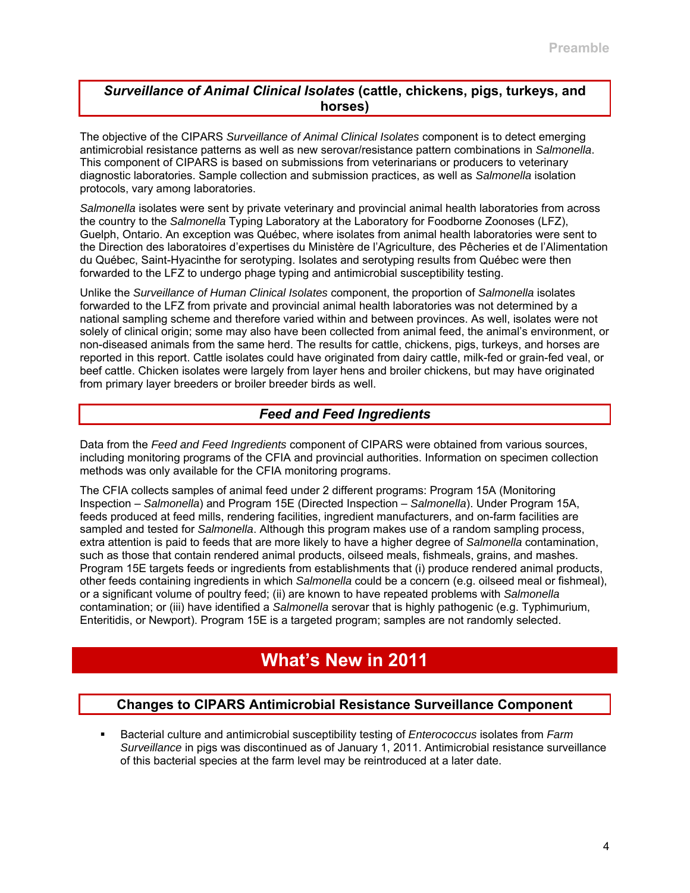## *Surveillance of Animal Clinical Isolates* (cattle, chickens, pigs, turkeys, and horses)

The objective of the CIPARS *Surveillance of Animal Clinical Isolates* component is to detect emerging antimicrobial resistance patterns as well as new serovar/resistance pattern combinations in *Salmonella*. This component of CIPARS is based on submissions from veterinarians or producers to veterinary diagnostic laboratories. Sample collection and submission practices, as well as *Salmonella* isolation protocols, vary among laboratories.

*Salmonella* isolates were sent by private veterinary and provincial animal health laboratories from across the country to the *Salmonella* Typing Laboratory at the Laboratory for Foodborne Zoonoses (LFZ), Guelph, Ontario. An exception was Québec, where isolates from animal health laboratories were sent to the Direction des laboratoires d'expertises du Ministère de l'Agriculture, des Pêcheries et de l'Alimentation du Québec, Saint-Hyacinthe for serotyping. Isolates and serotyping results from Québec were then forwarded to the LFZ to undergo phage typing and antimicrobial susceptibility testing.

Unlike the *Surveillance of Human Clinical Isolates* component, the proportion of *Salmonella* isolates forwarded to the LFZ from private and provincial animal health laboratories was not determined by a national sampling scheme and therefore varied within and between provinces. As well, isolates were not solely of clinical origin; some may also have been collected from animal feed, the animal's environment, or non-diseased animals from the same herd. The results for cattle, chickens, pigs, turkeys, and horses are reported in this report. Cattle isolates could have originated from dairy cattle, milk-fed or grain-fed veal, or beef cattle. Chicken isolates were largely from layer hens and broiler chickens, but may have originated from primary layer breeders or broiler breeder birds as well.

## *Feed and Feed Ingredients*

Data from the *Feed and Feed Ingredients* component of CIPARS were obtained from various sources, including monitoring programs of the CFIA and provincial authorities. Information on specimen collection methods was only available for the CFIA monitoring programs.

The CFIA collects samples of animal feed under 2 different programs: Program 15A (Monitoring Inspection – *Salmonella*) and Program 15E (Directed Inspection – *Salmonella*). Under Program 15A, feeds produced at feed mills, rendering facilities, ingredient manufacturers, and on-farm facilities are sampled and tested for *Salmonella*. Although this program makes use of a random sampling process, extra attention is paid to feeds that are more likely to have a higher degree of *Salmonella* contamination, such as those that contain rendered animal products, oilseed meals, fishmeals, grains, and mashes. Program 15E targets feeds or ingredients from establishments that (i) produce rendered animal products, other feeds containing ingredients in which *Salmonella* could be a concern (e.g. oilseed meal or fishmeal), or a significant volume of poultry feed; (ii) are known to have repeated problems with *Salmonella* contamination; or (iii) have identified a *Salmonella* serovar that is highly pathogenic (e.g. Typhimurium, Enteritidis, or Newport). Program 15E is a targeted program; samples are not randomly selected.

# What's New in 2011

## Changes to CIPARS Antimicrobial Resistance Surveillance Component

- Bacterial culture and antimicrobial susceptibility testing of *Enterococcus* isolates from *Farm Surveillance* in pigs was discontinued as of January 1, 2011. Antimicrobial resistance surveillance of this bacterial species at the farm level may be reintroduced at a later date.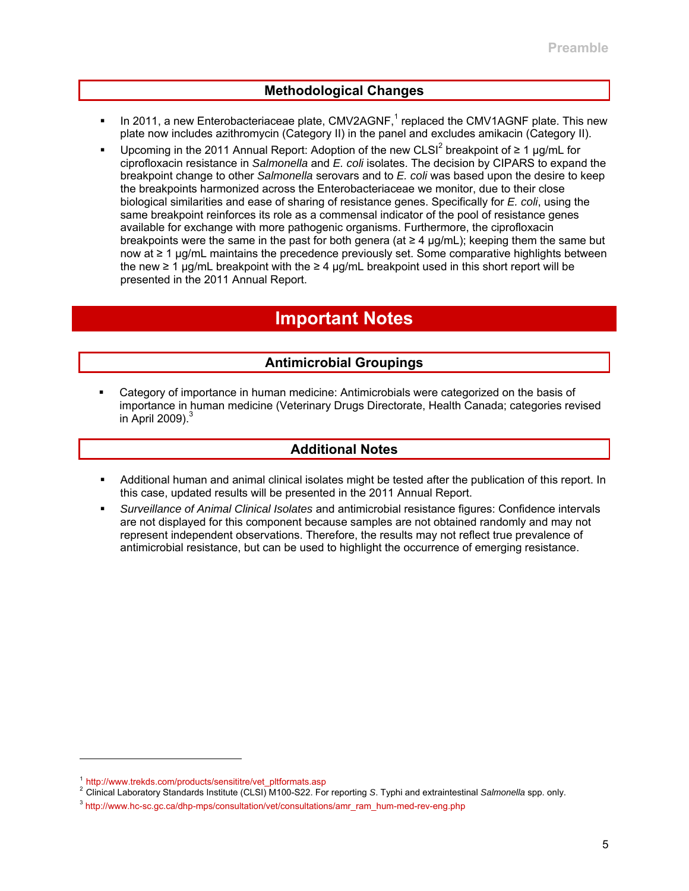## Methodological Changes

- In 2011, a new Enterobacteriaceae plate, CMV2AGNF,[1] replaced the CMV1AGNF plate. This new plate now includes azithromycin (Category II) in the panel and excludes amikacin (Category II).
- Upcoming in the 2011 Annual Report: Adoption of the new CLSI[2] breakpoint of ≥ 1 µg/mL for ciprofloxacin resistance in *Salmonella* and *E. coli* isolates. The decision by CIPARS to expand the breakpoint change to other *Salmonella* serovars and to *E. coli* was based upon the desire to keep the breakpoints harmonized across the Enterobacteriaceae we monitor, due to their close biological similarities and ease of sharing of resistance genes. Specifically for *E. coli*, using the same breakpoint reinforces its role as a commensal indicator of the pool of resistance genes available for exchange with more pathogenic organisms. Furthermore, the ciprofloxacin breakpoints were the same in the past for both genera (at ≥ 4 µg/mL); keeping them the same but now at ≥ 1 µg/mL maintains the precedence previously set. Some comparative highlights between the new ≥ 1 µg/mL breakpoint with the ≥ 4 µg/mL breakpoint used in this short report will be presented in the 2011 Annual Report.

# Important Notes

## Antimicrobial Groupings

- Category of importance in human medicine: Antimicrobials were categorized on the basis of importance in human medicine (Veterinary Drugs Directorate, Health Canada; categories revised in April 2009).[3]

## Additional Notes

- Additional human and animal clinical isolates might be tested after the publication of this report. In this case, updated results will be presented in the 2011 Annual Report.
- *Surveillance of Animal Clinical Isolates* and antimicrobial resistance figures: Confidence intervals are not displayed for this component because samples are not obtained randomly and may not represent independent observations. Therefore, the results may not reflect true prevalence of antimicrobial resistance, but can be used to highlight the occurrence of emerging resistance.

---

[1] http://www.trekds.com/products/sensititre/vet_pltformats.asp
[2] Clinical Laboratory Standards Institute (CLSI) M100-S22. For reporting *S.* Typhi and extraintestinal *Salmonella* spp. only.
[3] http://www.hc-sc.gc.ca/dhp-mps/consultation/vet/consultations/amr_ram_hum-med-rev-eng.php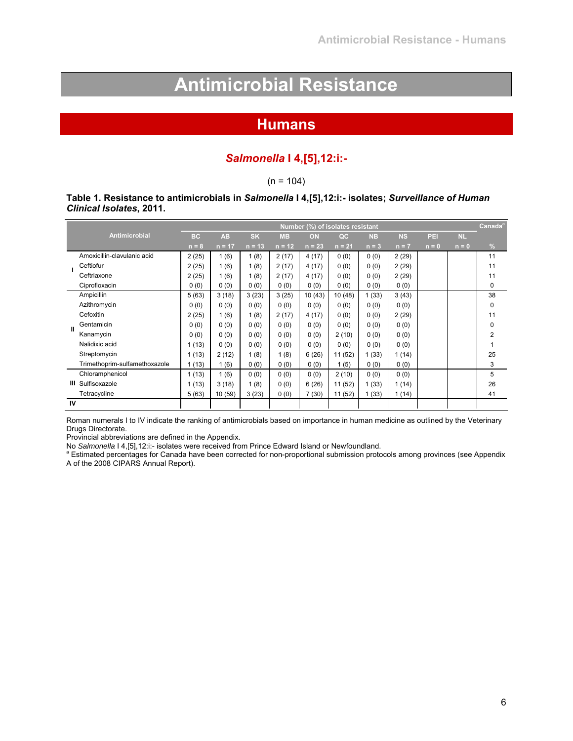# Antimicrobial Resistance

## Humans

### *Salmonella* I 4,[5],12:i:-

(n = 104)

**Table 1. Resistance to antimicrobials in *Salmonella* I 4,[5],12:i:- isolates; *Surveillance of Human Clinical Isolates*, 2011.**

| | Antimicrobial | Number (%) of isolates resistant | | | | | | | | | | Canada[a] |
|---|---|---|---|---|---|---|---|---|---|---|---|---|
| | | BC | AB | SK | MB | ON | QC | NB | NS | PEI | NL | |
| | | n = 8 | n = 17 | n = 13 | n = 12 | n = 23 | n = 21 | n = 3 | n = 7 | n = 0 | n = 0 | % |
| I | Amoxicillin-clavulanic acid | 2 (25) | 1 (6) | 1 (8) | 2 (17) | 4 (17) | 0 (0) | 0 (0) | 2 (29) | | | 11 |
| I | Ceftiofur | 2 (25) | 1 (6) | 1 (8) | 2 (17) | 4 (17) | 0 (0) | 0 (0) | 2 (29) | | | 11 |
| I | Ceftriaxone | 2 (25) | 1 (6) | 1 (8) | 2 (17) | 4 (17) | 0 (0) | 0 (0) | 2 (29) | | | 11 |
| I | Ciprofloxacin | 0 (0) | 0 (0) | 0 (0) | 0 (0) | 0 (0) | 0 (0) | 0 (0) | 0 (0) | | | 0 |
| II | Ampicillin | 5 (63) | 3 (18) | 3 (23) | 3 (25) | 10 (43) | 10 (48) | 1 (33) | 3 (43) | | | 38 |
| II | Azithromycin | 0 (0) | 0 (0) | 0 (0) | 0 (0) | 0 (0) | 0 (0) | 0 (0) | 0 (0) | | | 0 |
| II | Cefoxitin | 2 (25) | 1 (6) | 1 (8) | 2 (17) | 4 (17) | 0 (0) | 0 (0) | 2 (29) | | | 11 |
| II | Gentamicin | 0 (0) | 0 (0) | 0 (0) | 0 (0) | 0 (0) | 0 (0) | 0 (0) | 0 (0) | | | 0 |
| II | Kanamycin | 0 (0) | 0 (0) | 0 (0) | 0 (0) | 0 (0) | 2 (10) | 0 (0) | 0 (0) | | | 2 |
| II | Nalidixic acid | 1 (13) | 0 (0) | 0 (0) | 0 (0) | 0 (0) | 0 (0) | 0 (0) | 0 (0) | | | 1 |
| II | Streptomycin | 1 (13) | 2 (12) | 1 (8) | 1 (8) | 6 (26) | 11 (52) | 1 (33) | 1 (14) | | | 25 |
| II | Trimethoprim-sulfamethoxazole | 1 (13) | 1 (6) | 0 (0) | 0 (0) | 0 (0) | 1 (5) | 0 (0) | 0 (0) | | | 3 |
| III | Chloramphenicol | 1 (13) | 1 (6) | 0 (0) | 0 (0) | 0 (0) | 2 (10) | 0 (0) | 0 (0) | | | 5 |
| III | Sulfisoxazole | 1 (13) | 3 (18) | 1 (8) | 0 (0) | 6 (26) | 11 (52) | 1 (33) | 1 (14) | | | 26 |
| III | Tetracycline | 5 (63) | 10 (59) | 3 (23) | 0 (0) | 7 (30) | 11 (52) | 1 (33) | 1 (14) | | | 41 |
| IV | | | | | | | | | | | | |

Roman numerals I to IV indicate the ranking of antimicrobials based on importance in human medicine as outlined by the Veterinary Drugs Directorate.

Provincial abbreviations are defined in the Appendix.

No *Salmonella* I 4,[5],12:i:- isolates were received from Prince Edward Island or Newfoundland.

[a] Estimated percentages for Canada have been corrected for non-proportional submission protocols among provinces (see Appendix A of the 2008 CIPARS Annual Report).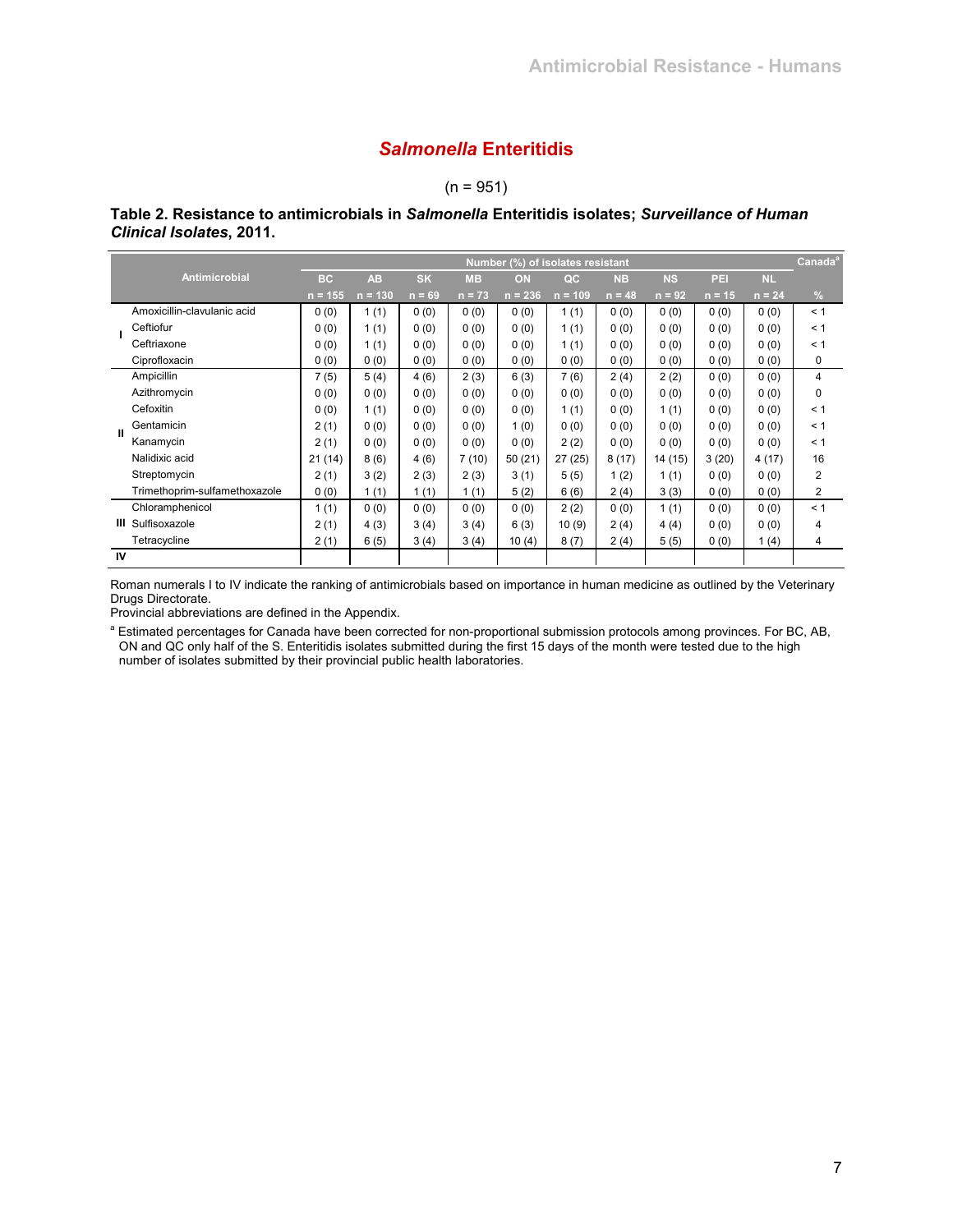## *Salmonella* Enteritidis

(n = 951)

**Table 2. Resistance to antimicrobials in *Salmonella* Enteritidis isolates; *Surveillance of Human Clinical Isolates*, 2011.**

| | Antimicrobial | Number (%) of isolates resistant | | | | | | | | | | Canada[a] |
|---|---|---|---|---|---|---|---|---|---|---|---|---|
| | | BC | AB | SK | MB | ON | QC | NB | NS | PEI | NL | |
| | | n = 155 | n = 130 | n = 69 | n = 73 | n = 236 | n = 109 | n = 48 | n = 92 | n = 15 | n = 24 | % |
| I | Amoxicillin-clavulanic acid | 0 (0) | 1 (1) | 0 (0) | 0 (0) | 0 (0) | 1 (1) | 0 (0) | 0 (0) | 0 (0) | 0 (0) | < 1 |
| | Ceftiofur | 0 (0) | 1 (1) | 0 (0) | 0 (0) | 0 (0) | 1 (1) | 0 (0) | 0 (0) | 0 (0) | 0 (0) | < 1 |
| | Ceftriaxone | 0 (0) | 1 (1) | 0 (0) | 0 (0) | 0 (0) | 1 (1) | 0 (0) | 0 (0) | 0 (0) | 0 (0) | < 1 |
| | Ciprofloxacin | 0 (0) | 0 (0) | 0 (0) | 0 (0) | 0 (0) | 0 (0) | 0 (0) | 0 (0) | 0 (0) | 0 (0) | 0 |
| II | Ampicillin | 7 (5) | 5 (4) | 4 (6) | 2 (3) | 6 (3) | 7 (6) | 2 (4) | 2 (2) | 0 (0) | 0 (0) | 4 |
| | Azithromycin | 0 (0) | 0 (0) | 0 (0) | 0 (0) | 0 (0) | 0 (0) | 0 (0) | 0 (0) | 0 (0) | 0 (0) | 0 |
| | Cefoxitin | 0 (0) | 1 (1) | 0 (0) | 0 (0) | 0 (0) | 1 (1) | 0 (0) | 1 (1) | 0 (0) | 0 (0) | < 1 |
| | Gentamicin | 2 (1) | 0 (0) | 0 (0) | 0 (0) | 1 (0) | 0 (0) | 0 (0) | 0 (0) | 0 (0) | 0 (0) | < 1 |
| | Kanamycin | 2 (1) | 0 (0) | 0 (0) | 0 (0) | 0 (0) | 2 (2) | 0 (0) | 0 (0) | 0 (0) | 0 (0) | < 1 |
| | Nalidixic acid | 21 (14) | 8 (6) | 4 (6) | 7 (10) | 50 (21) | 27 (25) | 8 (17) | 14 (15) | 3 (20) | 4 (17) | 16 |
| | Streptomycin | 2 (1) | 3 (2) | 2 (3) | 2 (3) | 3 (1) | 5 (5) | 1 (2) | 1 (1) | 0 (0) | 0 (0) | 2 |
| | Trimethoprim-sulfamethoxazole | 0 (0) | 1 (1) | 1 (1) | 1 (1) | 5 (2) | 6 (6) | 2 (4) | 3 (3) | 0 (0) | 0 (0) | 2 |
| III | Chloramphenicol | 1 (1) | 0 (0) | 0 (0) | 0 (0) | 0 (0) | 2 (2) | 0 (0) | 1 (1) | 0 (0) | 0 (0) | < 1 |
| | Sulfisoxazole | 2 (1) | 4 (3) | 3 (4) | 3 (4) | 6 (3) | 10 (9) | 2 (4) | 4 (4) | 0 (0) | 0 (0) | 4 |
| | Tetracycline | 2 (1) | 6 (5) | 3 (4) | 3 (4) | 10 (4) | 8 (7) | 2 (4) | 5 (5) | 0 (0) | 1 (4) | 4 |
| IV | | | | | | | | | | | | |

Roman numerals I to IV indicate the ranking of antimicrobials based on importance in human medicine as outlined by the Veterinary Drugs Directorate.
Provincial abbreviations are defined in the Appendix.

[a] Estimated percentages for Canada have been corrected for non-proportional submission protocols among provinces. For BC, AB, ON and QC only half of the S. Enteritidis isolates submitted during the first 15 days of the month were tested due to the high number of isolates submitted by their provincial public health laboratories.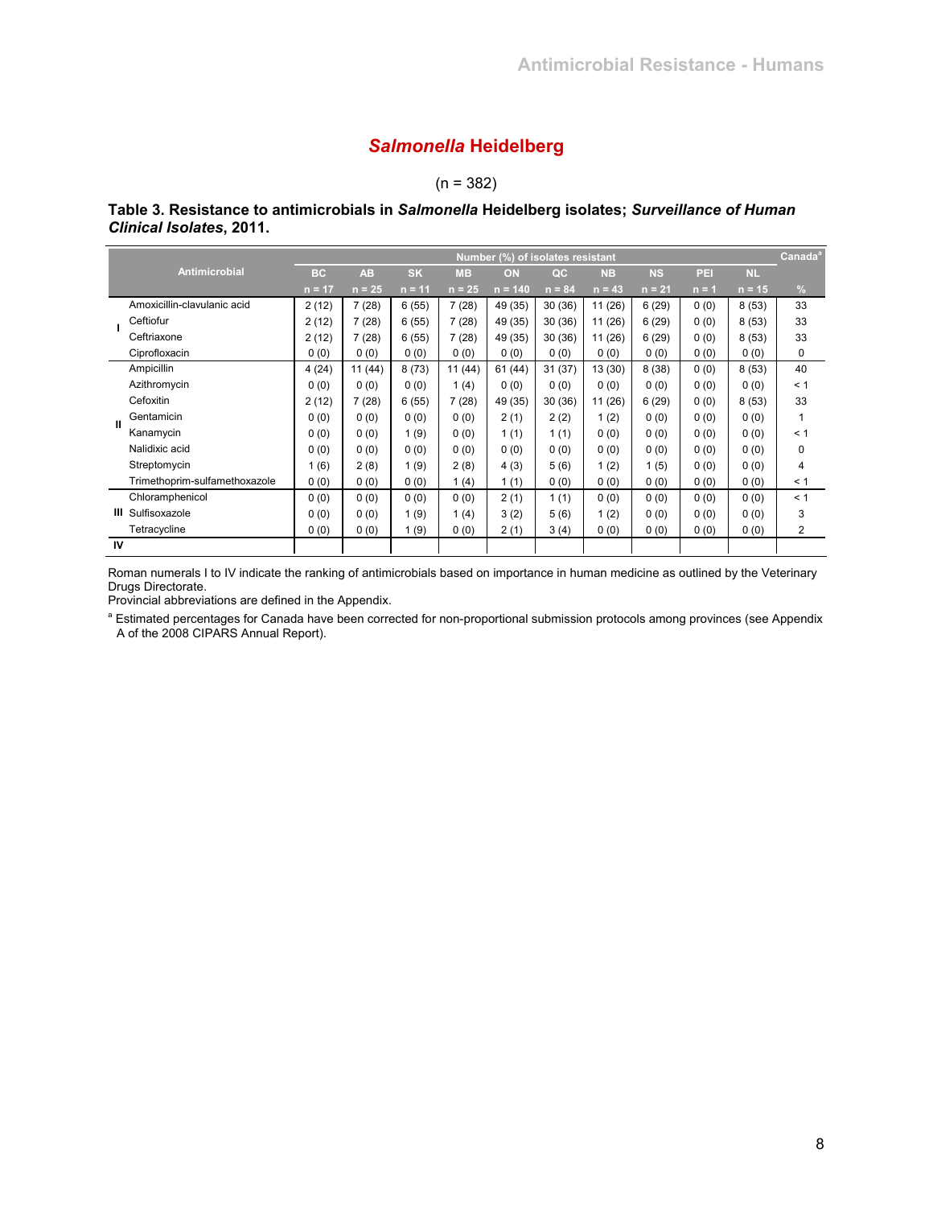# *Salmonella* Heidelberg

(n = 382)

**Table 3. Resistance to antimicrobials in *Salmonella* Heidelberg isolates; *Surveillance of Human Clinical Isolates*, 2011.**

| | Antimicrobial | Number (%) of isolates resistant | | | | | | | | | | Canada[a] |
|---|---|---|---|---|---|---|---|---|---|---|---|---|
| | | BC | AB | SK | MB | ON | QC | NB | NS | PEI | NL | |
| | | n = 17 | n = 25 | n = 11 | n = 25 | n = 140 | n = 84 | n = 43 | n = 21 | n = 1 | n = 15 | % |
| I | Amoxicillin-clavulanic acid | 2 (12) | 7 (28) | 6 (55) | 7 (28) | 49 (35) | 30 (36) | 11 (26) | 6 (29) | 0 (0) | 8 (53) | 33 |
| | Ceftiofur | 2 (12) | 7 (28) | 6 (55) | 7 (28) | 49 (35) | 30 (36) | 11 (26) | 6 (29) | 0 (0) | 8 (53) | 33 |
| | Ceftriaxone | 2 (12) | 7 (28) | 6 (55) | 7 (28) | 49 (35) | 30 (36) | 11 (26) | 6 (29) | 0 (0) | 8 (53) | 33 |
| | Ciprofloxacin | 0 (0) | 0 (0) | 0 (0) | 0 (0) | 0 (0) | 0 (0) | 0 (0) | 0 (0) | 0 (0) | 0 (0) | 0 |
| II | Ampicillin | 4 (24) | 11 (44) | 8 (73) | 11 (44) | 61 (44) | 31 (37) | 13 (30) | 8 (38) | 0 (0) | 8 (53) | 40 |
| | Azithromycin | 0 (0) | 0 (0) | 0 (0) | 1 (4) | 0 (0) | 0 (0) | 0 (0) | 0 (0) | 0 (0) | 0 (0) | < 1 |
| | Cefoxitin | 2 (12) | 7 (28) | 6 (55) | 7 (28) | 49 (35) | 30 (36) | 11 (26) | 6 (29) | 0 (0) | 8 (53) | 33 |
| | Gentamicin | 0 (0) | 0 (0) | 0 (0) | 0 (0) | 2 (1) | 2 (2) | 1 (2) | 0 (0) | 0 (0) | 0 (0) | 1 |
| | Kanamycin | 0 (0) | 0 (0) | 1 (9) | 0 (0) | 1 (1) | 1 (1) | 0 (0) | 0 (0) | 0 (0) | 0 (0) | < 1 |
| | Nalidixic acid | 0 (0) | 0 (0) | 0 (0) | 0 (0) | 0 (0) | 0 (0) | 0 (0) | 0 (0) | 0 (0) | 0 (0) | 0 |
| | Streptomycin | 1 (6) | 2 (8) | 1 (9) | 2 (8) | 4 (3) | 5 (6) | 1 (2) | 1 (5) | 0 (0) | 0 (0) | 4 |
| | Trimethoprim-sulfamethoxazole | 0 (0) | 0 (0) | 0 (0) | 1 (4) | 1 (1) | 0 (0) | 0 (0) | 0 (0) | 0 (0) | 0 (0) | < 1 |
| III | Chloramphenicol | 0 (0) | 0 (0) | 0 (0) | 0 (0) | 2 (1) | 1 (1) | 0 (0) | 0 (0) | 0 (0) | 0 (0) | < 1 |
| | Sulfisoxazole | 0 (0) | 0 (0) | 1 (9) | 1 (4) | 3 (2) | 5 (6) | 1 (2) | 0 (0) | 0 (0) | 0 (0) | 3 |
| | Tetracycline | 0 (0) | 0 (0) | 1 (9) | 0 (0) | 2 (1) | 3 (4) | 0 (0) | 0 (0) | 0 (0) | 0 (0) | 2 |
| IV | | | | | | | | | | | | |

Roman numerals I to IV indicate the ranking of antimicrobials based on importance in human medicine as outlined by the Veterinary Drugs Directorate.
Provincial abbreviations are defined in the Appendix.

[a] Estimated percentages for Canada have been corrected for non-proportional submission protocols among provinces (see Appendix A of the 2008 CIPARS Annual Report).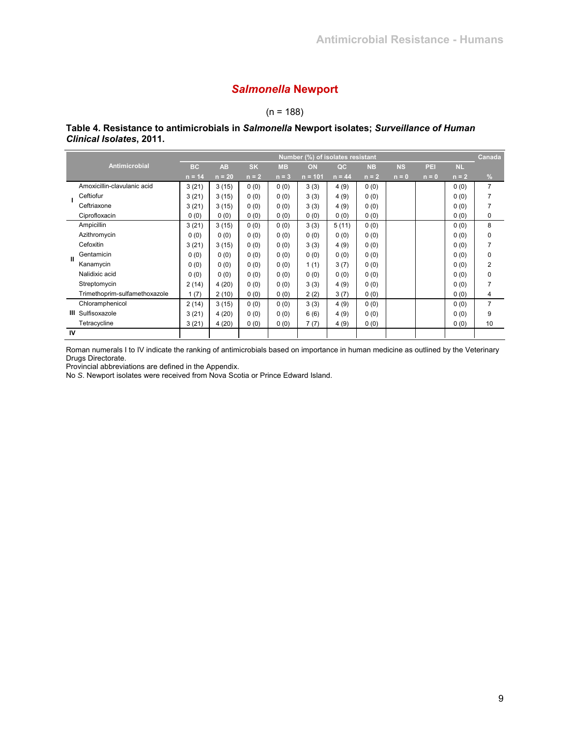## *Salmonella* Newport

(n = 188)

**Table 4. Resistance to antimicrobials in *Salmonella* Newport isolates; *Surveillance of Human Clinical Isolates*, 2011.**

| | Antimicrobial | Number (%) of isolates resistant | | | | | | | | | | Canada |
|---|---|---|---|---|---|---|---|---|---|---|---|---|
| | | BC | AB | SK | MB | ON | QC | NB | NS | PEI | NL | |
| | | n = 14 | n = 20 | n = 2 | n = 3 | n = 101 | n = 44 | n = 2 | n = 0 | n = 0 | n = 2 | % |
| I | Amoxicillin-clavulanic acid | 3 (21) | 3 (15) | 0 (0) | 0 (0) | 3 (3) | 4 (9) | 0 (0) | | | 0 (0) | 7 |
| | Ceftiofur | 3 (21) | 3 (15) | 0 (0) | 0 (0) | 3 (3) | 4 (9) | 0 (0) | | | 0 (0) | 7 |
| | Ceftriaxone | 3 (21) | 3 (15) | 0 (0) | 0 (0) | 3 (3) | 4 (9) | 0 (0) | | | 0 (0) | 7 |
| | Ciprofloxacin | 0 (0) | 0 (0) | 0 (0) | 0 (0) | 0 (0) | 0 (0) | 0 (0) | | | 0 (0) | 0 |
| II | Ampicillin | 3 (21) | 3 (15) | 0 (0) | 0 (0) | 3 (3) | 5 (11) | 0 (0) | | | 0 (0) | 8 |
| | Azithromycin | 0 (0) | 0 (0) | 0 (0) | 0 (0) | 0 (0) | 0 (0) | 0 (0) | | | 0 (0) | 0 |
| | Cefoxitin | 3 (21) | 3 (15) | 0 (0) | 0 (0) | 3 (3) | 4 (9) | 0 (0) | | | 0 (0) | 7 |
| | Gentamicin | 0 (0) | 0 (0) | 0 (0) | 0 (0) | 0 (0) | 0 (0) | 0 (0) | | | 0 (0) | 0 |
| | Kanamycin | 0 (0) | 0 (0) | 0 (0) | 0 (0) | 1 (1) | 3 (7) | 0 (0) | | | 0 (0) | 2 |
| | Nalidixic acid | 0 (0) | 0 (0) | 0 (0) | 0 (0) | 0 (0) | 0 (0) | 0 (0) | | | 0 (0) | 0 |
| | Streptomycin | 2 (14) | 4 (20) | 0 (0) | 0 (0) | 3 (3) | 4 (9) | 0 (0) | | | 0 (0) | 7 |
| | Trimethoprim-sulfamethoxazole | 1 (7) | 2 (10) | 0 (0) | 0 (0) | 2 (2) | 3 (7) | 0 (0) | | | 0 (0) | 4 |
| III | Chloramphenicol | 2 (14) | 3 (15) | 0 (0) | 0 (0) | 3 (3) | 4 (9) | 0 (0) | | | 0 (0) | 7 |
| | Sulfisoxazole | 3 (21) | 4 (20) | 0 (0) | 0 (0) | 6 (6) | 4 (9) | 0 (0) | | | 0 (0) | 9 |
| | Tetracycline | 3 (21) | 4 (20) | 0 (0) | 0 (0) | 7 (7) | 4 (9) | 0 (0) | | | 0 (0) | 10 |
| IV | | | | | | | | | | | | |

Roman numerals I to IV indicate the ranking of antimicrobials based on importance in human medicine as outlined by the Veterinary Drugs Directorate.
Provincial abbreviations are defined in the Appendix.
No *S.* Newport isolates were received from Nova Scotia or Prince Edward Island.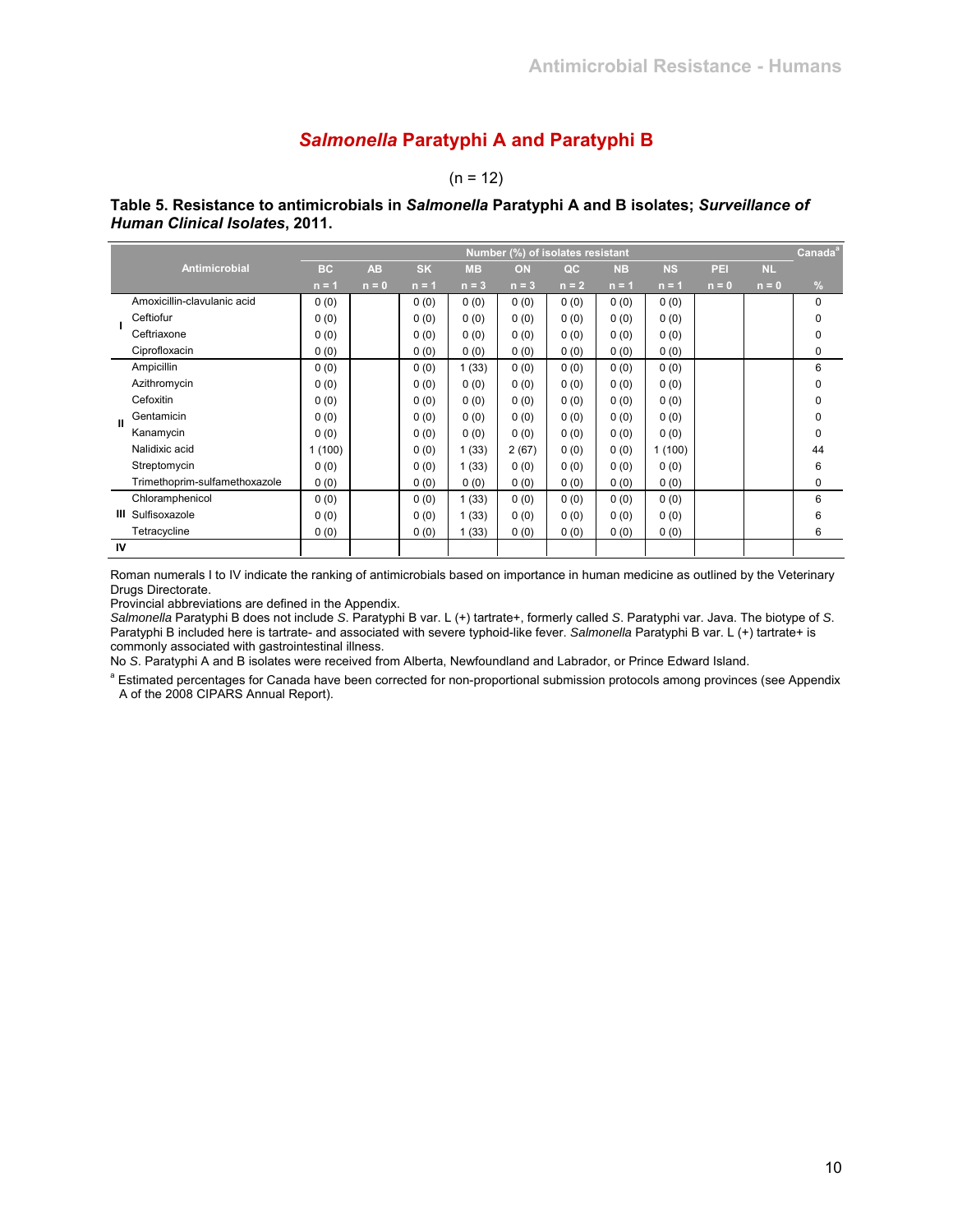# *Salmonella* Paratyphi A and Paratyphi B

(n = 12)

**Table 5. Resistance to antimicrobials in *Salmonella* Paratyphi A and B isolates; *Surveillance of Human Clinical Isolates*, 2011.**

| | Antimicrobial | Number (%) of isolates resistant | | | | | | | | | | Canada[a] |
|---|---|---|---|---|---|---|---|---|---|---|---|---|
| | | BC | AB | SK | MB | ON | QC | NB | NS | PEI | NL | |
| | | n = 1 | n = 0 | n = 1 | n = 3 | n = 3 | n = 2 | n = 1 | n = 1 | n = 0 | n = 0 | % |
| I | Amoxicillin-clavulanic acid | 0 (0) | | 0 (0) | 0 (0) | 0 (0) | 0 (0) | 0 (0) | 0 (0) | | | 0 |
| | Ceftiofur | 0 (0) | | 0 (0) | 0 (0) | 0 (0) | 0 (0) | 0 (0) | 0 (0) | | | 0 |
| | Ceftriaxone | 0 (0) | | 0 (0) | 0 (0) | 0 (0) | 0 (0) | 0 (0) | 0 (0) | | | 0 |
| | Ciprofloxacin | 0 (0) | | 0 (0) | 0 (0) | 0 (0) | 0 (0) | 0 (0) | 0 (0) | | | 0 |
| II | Ampicillin | 0 (0) | | 0 (0) | 1 (33) | 0 (0) | 0 (0) | 0 (0) | 0 (0) | | | 6 |
| | Azithromycin | 0 (0) | | 0 (0) | 0 (0) | 0 (0) | 0 (0) | 0 (0) | 0 (0) | | | 0 |
| | Cefoxitin | 0 (0) | | 0 (0) | 0 (0) | 0 (0) | 0 (0) | 0 (0) | 0 (0) | | | 0 |
| | Gentamicin | 0 (0) | | 0 (0) | 0 (0) | 0 (0) | 0 (0) | 0 (0) | 0 (0) | | | 0 |
| | Kanamycin | 0 (0) | | 0 (0) | 0 (0) | 0 (0) | 0 (0) | 0 (0) | 0 (0) | | | 0 |
| | Nalidixic acid | 1 (100) | | 0 (0) | 1 (33) | 2 (67) | 0 (0) | 0 (0) | 1 (100) | | | 44 |
| | Streptomycin | 0 (0) | | 0 (0) | 1 (33) | 0 (0) | 0 (0) | 0 (0) | 0 (0) | | | 6 |
| | Trimethoprim-sulfamethoxazole | 0 (0) | | 0 (0) | 0 (0) | 0 (0) | 0 (0) | 0 (0) | 0 (0) | | | 0 |
| III | Chloramphenicol | 0 (0) | | 0 (0) | 1 (33) | 0 (0) | 0 (0) | 0 (0) | 0 (0) | | | 6 |
| | Sulfisoxazole | 0 (0) | | 0 (0) | 1 (33) | 0 (0) | 0 (0) | 0 (0) | 0 (0) | | | 6 |
| | Tetracycline | 0 (0) | | 0 (0) | 1 (33) | 0 (0) | 0 (0) | 0 (0) | 0 (0) | | | 6 |
| IV | | | | | | | | | | | | |

Roman numerals I to IV indicate the ranking of antimicrobials based on importance in human medicine as outlined by the Veterinary Drugs Directorate.

Provincial abbreviations are defined in the Appendix.

*Salmonella* Paratyphi B does not include *S.* Paratyphi B var. L (+) tartrate+, formerly called *S.* Paratyphi var. Java. The biotype of *S.* Paratyphi B included here is tartrate- and associated with severe typhoid-like fever. *Salmonella* Paratyphi B var. L (+) tartrate+ is commonly associated with gastrointestinal illness.

No *S.* Paratyphi A and B isolates were received from Alberta, Newfoundland and Labrador, or Prince Edward Island.

[a] Estimated percentages for Canada have been corrected for non-proportional submission protocols among provinces (see Appendix A of the 2008 CIPARS Annual Report).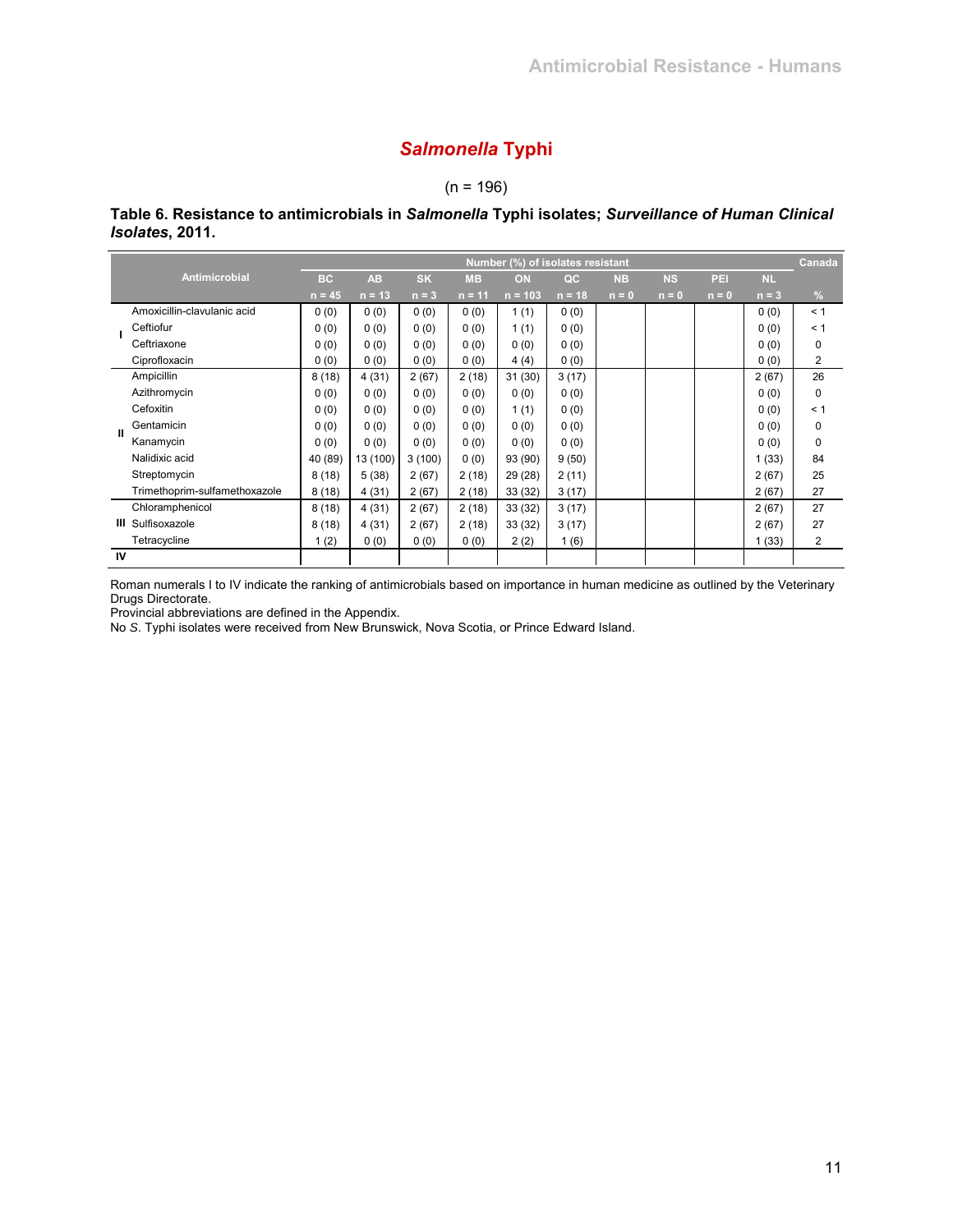## *Salmonella* Typhi

(n = 196)

**Table 6. Resistance to antimicrobials in *Salmonella* Typhi isolates; *Surveillance of Human Clinical Isolates*, 2011.**

| | Antimicrobial | Number (%) of isolates resistant | | | | | | | | | | Canada |
|---|---|---|---|---|---|---|---|---|---|---|---|---|
| | | BC | AB | SK | MB | ON | QC | NB | NS | PEI | NL | |
| | | n = 45 | n = 13 | n = 3 | n = 11 | n = 103 | n = 18 | n = 0 | n = 0 | n = 0 | n = 3 | % |
| I | Amoxicillin-clavulanic acid | 0 (0) | 0 (0) | 0 (0) | 0 (0) | 1 (1) | 0 (0) | | | | 0 (0) | < 1 |
| | Ceftiofur | 0 (0) | 0 (0) | 0 (0) | 0 (0) | 1 (1) | 0 (0) | | | | 0 (0) | < 1 |
| | Ceftriaxone | 0 (0) | 0 (0) | 0 (0) | 0 (0) | 0 (0) | 0 (0) | | | | 0 (0) | 0 |
| | Ciprofloxacin | 0 (0) | 0 (0) | 0 (0) | 0 (0) | 4 (4) | 0 (0) | | | | 0 (0) | 2 |
| II | Ampicillin | 8 (18) | 4 (31) | 2 (67) | 2 (18) | 31 (30) | 3 (17) | | | | 2 (67) | 26 |
| | Azithromycin | 0 (0) | 0 (0) | 0 (0) | 0 (0) | 0 (0) | 0 (0) | | | | 0 (0) | 0 |
| | Cefoxitin | 0 (0) | 0 (0) | 0 (0) | 0 (0) | 1 (1) | 0 (0) | | | | 0 (0) | < 1 |
| | Gentamicin | 0 (0) | 0 (0) | 0 (0) | 0 (0) | 0 (0) | 0 (0) | | | | 0 (0) | 0 |
| | Kanamycin | 0 (0) | 0 (0) | 0 (0) | 0 (0) | 0 (0) | 0 (0) | | | | 0 (0) | 0 |
| | Nalidixic acid | 40 (89) | 13 (100) | 3 (100) | 0 (0) | 93 (90) | 9 (50) | | | | 1 (33) | 84 |
| | Streptomycin | 8 (18) | 5 (38) | 2 (67) | 2 (18) | 29 (28) | 2 (11) | | | | 2 (67) | 25 |
| | Trimethoprim-sulfamethoxazole | 8 (18) | 4 (31) | 2 (67) | 2 (18) | 33 (32) | 3 (17) | | | | 2 (67) | 27 |
| III | Chloramphenicol | 8 (18) | 4 (31) | 2 (67) | 2 (18) | 33 (32) | 3 (17) | | | | 2 (67) | 27 |
| | Sulfisoxazole | 8 (18) | 4 (31) | 2 (67) | 2 (18) | 33 (32) | 3 (17) | | | | 2 (67) | 27 |
| | Tetracycline | 1 (2) | 0 (0) | 0 (0) | 0 (0) | 2 (2) | 1 (6) | | | | 1 (33) | 2 |
| IV | | | | | | | | | | | | |

Roman numerals I to IV indicate the ranking of antimicrobials based on importance in human medicine as outlined by the Veterinary Drugs Directorate.
Provincial abbreviations are defined in the Appendix.
No *S.* Typhi isolates were received from New Brunswick, Nova Scotia, or Prince Edward Island.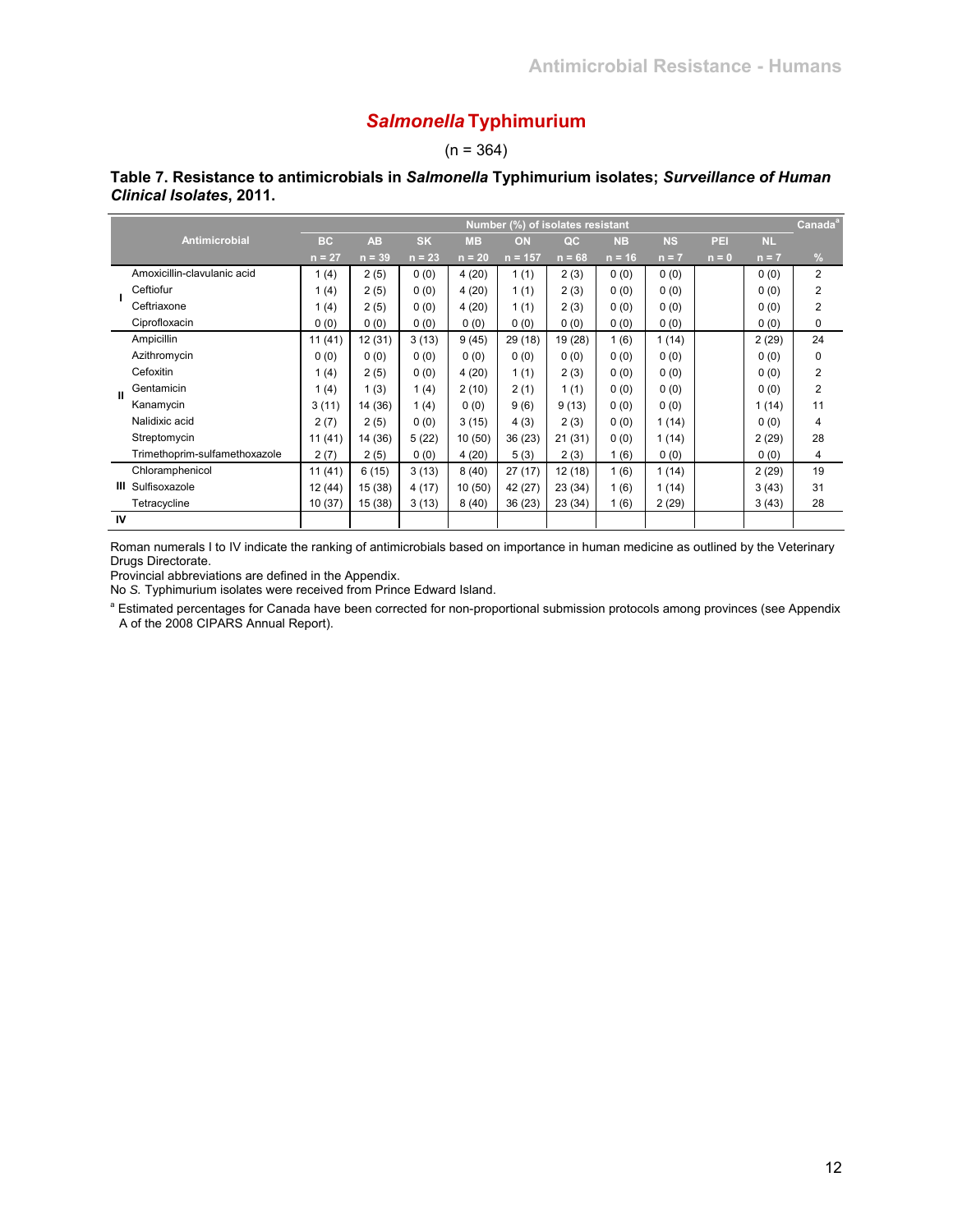## *Salmonella* Typhimurium

(n = 364)

**Table 7. Resistance to antimicrobials in *Salmonella* Typhimurium isolates; *Surveillance of Human Clinical Isolates*, 2011.**

| | Antimicrobial | Number (%) of isolates resistant | | | | | | | | | | Canada[a] |
|---|---|---|---|---|---|---|---|---|---|---|---|---|
| | | BC | AB | SK | MB | ON | QC | NB | NS | PEI | NL | |
| | | n = 27 | n = 39 | n = 23 | n = 20 | n = 157 | n = 68 | n = 16 | n = 7 | n = 0 | n = 7 | % |
| I | Amoxicillin-clavulanic acid | 1 (4) | 2 (5) | 0 (0) | 4 (20) | 1 (1) | 2 (3) | 0 (0) | 0 (0) | | 0 (0) | 2 |
| | Ceftiofur | 1 (4) | 2 (5) | 0 (0) | 4 (20) | 1 (1) | 2 (3) | 0 (0) | 0 (0) | | 0 (0) | 2 |
| | Ceftriaxone | 1 (4) | 2 (5) | 0 (0) | 4 (20) | 1 (1) | 2 (3) | 0 (0) | 0 (0) | | 0 (0) | 2 |
| | Ciprofloxacin | 0 (0) | 0 (0) | 0 (0) | 0 (0) | 0 (0) | 0 (0) | 0 (0) | 0 (0) | | 0 (0) | 0 |
| II | Ampicillin | 11 (41) | 12 (31) | 3 (13) | 9 (45) | 29 (18) | 19 (28) | 1 (6) | 1 (14) | | 2 (29) | 24 |
| | Azithromycin | 0 (0) | 0 (0) | 0 (0) | 0 (0) | 0 (0) | 0 (0) | 0 (0) | 0 (0) | | 0 (0) | 0 |
| | Cefoxitin | 1 (4) | 2 (5) | 0 (0) | 4 (20) | 1 (1) | 2 (3) | 0 (0) | 0 (0) | | 0 (0) | 2 |
| | Gentamicin | 1 (4) | 1 (3) | 1 (4) | 2 (10) | 2 (1) | 1 (1) | 0 (0) | 0 (0) | | 0 (0) | 2 |
| | Kanamycin | 3 (11) | 14 (36) | 1 (4) | 0 (0) | 9 (6) | 9 (13) | 0 (0) | 0 (0) | | 1 (14) | 11 |
| | Nalidixic acid | 2 (7) | 2 (5) | 0 (0) | 3 (15) | 4 (3) | 2 (3) | 0 (0) | 1 (14) | | 0 (0) | 4 |
| | Streptomycin | 11 (41) | 14 (36) | 5 (22) | 10 (50) | 36 (23) | 21 (31) | 0 (0) | 1 (14) | | 2 (29) | 28 |
| | Trimethoprim-sulfamethoxazole | 2 (7) | 2 (5) | 0 (0) | 4 (20) | 5 (3) | 2 (3) | 1 (6) | 0 (0) | | 0 (0) | 4 |
| III | Chloramphenicol | 11 (41) | 6 (15) | 3 (13) | 8 (40) | 27 (17) | 12 (18) | 1 (6) | 1 (14) | | 2 (29) | 19 |
| | Sulfisoxazole | 12 (44) | 15 (38) | 4 (17) | 10 (50) | 42 (27) | 23 (34) | 1 (6) | 1 (14) | | 3 (43) | 31 |
| | Tetracycline | 10 (37) | 15 (38) | 3 (13) | 8 (40) | 36 (23) | 23 (34) | 1 (6) | 2 (29) | | 3 (43) | 28 |
| IV | | | | | | | | | | | | |

Roman numerals I to IV indicate the ranking of antimicrobials based on importance in human medicine as outlined by the Veterinary Drugs Directorate.

Provincial abbreviations are defined in the Appendix.

No *S.* Typhimurium isolates were received from Prince Edward Island.

[a] Estimated percentages for Canada have been corrected for non-proportional submission protocols among provinces (see Appendix A of the 2008 CIPARS Annual Report).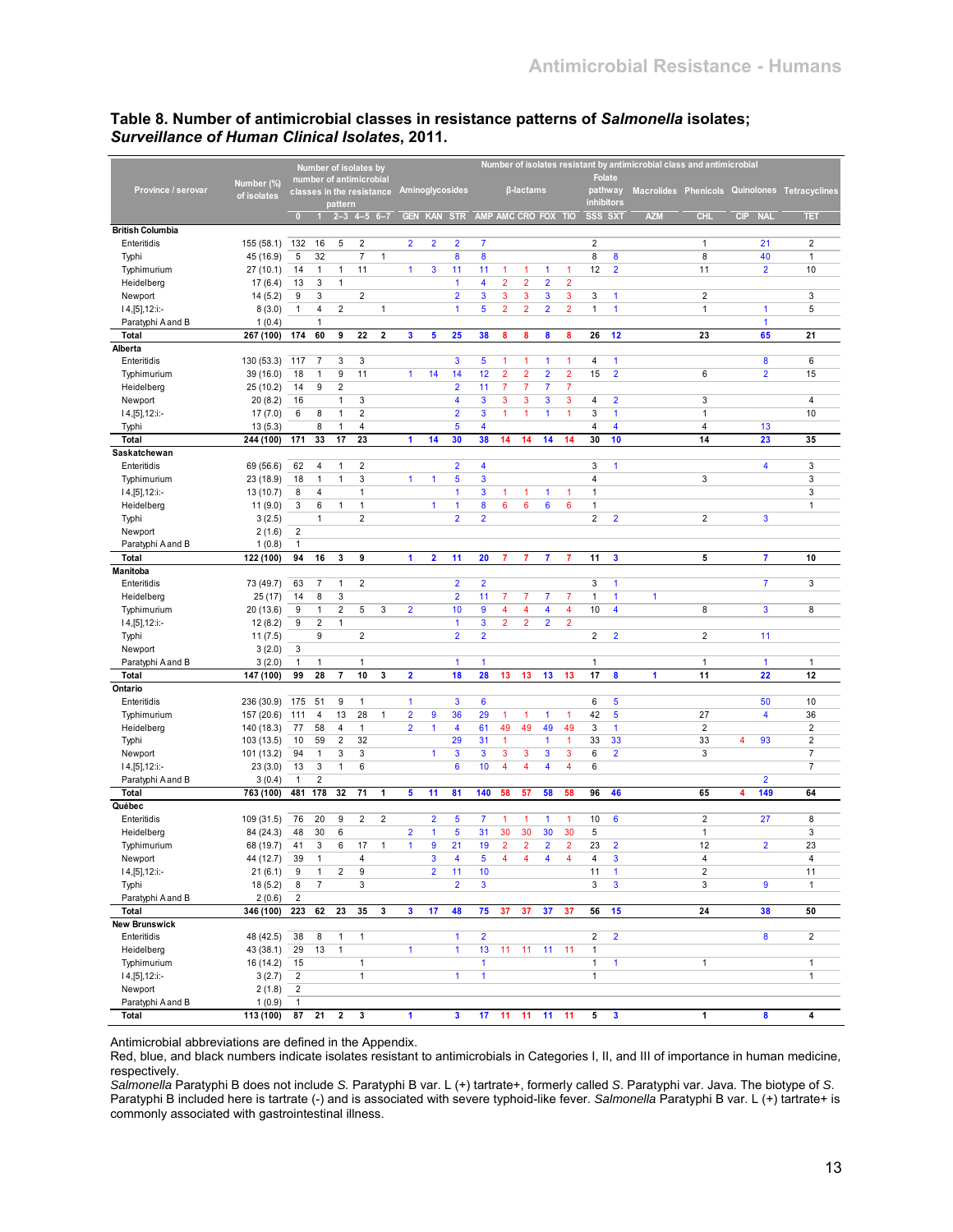## Table 8. Number of antimicrobial classes in resistance patterns of *Salmonella* isolates; *Surveillance of Human Clinical Isolates*, 2011.

| Province / serovar | Number (%) of isolates | Number of isolates by number of antimicrobial classes in the resistance pattern | | | | | Number of isolates resistant by antimicrobial class and antimicrobial: Aminoglycosides | | | β-lactams | | | | | Folate pathway inhibitors | | Macrolides | Phenicols | Quinolones | | Tetracyclines |
|---|---|---|---|---|---|---|---|---|---|---|---|---|---|---|---|---|---|---|---|---|---|
| | | 0 | 1 | 2–3 | 4–5 | 6–7 | GEN | KAN | STR | AMP | AMC | CRO | FOX | TIO | SSS | SXT | AZM | CHL | CIP | NAL | TET |
| **British Columbia** | | | | | | | | | | | | | | | | | | | | | |
| Enteritidis | 155 (58.1) | 132 | 16 | 5 | 2 | | 2 | 2 | 2 | 7 | | | | | 2 | | | 1 | | 21 | 2 |
| Typhi | 45 (16.9) | 5 | 32 | | 7 | 1 | | | 8 | 8 | | | | | 8 | 8 | | 8 | | 40 | 1 |
| Typhimurium | 27 (10.1) | 14 | 1 | 1 | 11 | | 1 | 3 | 11 | 11 | 1 | 1 | 1 | 1 | 12 | 2 | | 11 | | 2 | 10 |
| Heidelberg | 17 (6.4) | 13 | 3 | 1 | | | | | 1 | 4 | 2 | 2 | 2 | 2 | | | | | | | |
| Newport | 14 (5.2) | 9 | 3 | | 2 | | | | 2 | 3 | 3 | 3 | 3 | 3 | 3 | 1 | | 2 | | | 3 |
| I 4,[5],12:i:- | 8 (3.0) | 1 | 4 | 2 | | 1 | | | 1 | 5 | 2 | 2 | 2 | 2 | 1 | 1 | | 1 | | 1 | 5 |
| Paratyphi A and B | 1 (0.4) | | 1 | | | | | | | | | | | | | | | | | 1 | |
| **Total** | **267 (100)** | **174** | **60** | **9** | **22** | **2** | **3** | **5** | **25** | **38** | **8** | **8** | **8** | **8** | **26** | **12** | | **23** | | **65** | **21** |
| **Alberta** | | | | | | | | | | | | | | | | | | | | | |
| Enteritidis | 130 (53.3) | 117 | 7 | 3 | 3 | | | | 3 | 5 | 1 | 1 | 1 | 1 | 4 | 1 | | | | 8 | 6 |
| Typhimurium | 39 (16.0) | 18 | 1 | 9 | 11 | | 1 | 14 | 14 | 12 | 2 | 2 | 2 | 2 | 15 | 2 | | 6 | | 2 | 15 |
| Heidelberg | 25 (10.2) | 14 | 9 | 2 | | | | | 2 | 11 | 7 | 7 | 7 | 7 | | | | | | | |
| Newport | 20 (8.2) | 16 | | 1 | 3 | | | | 4 | 3 | 3 | 3 | 3 | 3 | 4 | 2 | | 3 | | | 4 |
| I 4,[5],12:i:- | 17 (7.0) | 6 | 8 | 1 | 2 | | | | 2 | 3 | 1 | 1 | 1 | 1 | 3 | 1 | | 1 | | | 10 |
| Typhi | 13 (5.3) | | 8 | 1 | 4 | | | | 5 | 4 | | | | | 4 | 4 | | 4 | | 13 | |
| **Total** | **244 (100)** | **171** | **33** | **17** | **23** | | **1** | **14** | **30** | **38** | **14** | **14** | **14** | **14** | **30** | **10** | | **14** | | **23** | **35** |
| **Saskatchewan** | | | | | | | | | | | | | | | | | | | | | |
| Enteritidis | 69 (56.6) | 62 | 4 | 1 | 2 | | | | 2 | 4 | | | | | 3 | 1 | | | | 4 | 3 |
| Typhimurium | 23 (18.9) | 18 | 1 | 1 | 3 | | 1 | 1 | 5 | 3 | | | | | 4 | | | 3 | | | 3 |
| I 4,[5],12:i:- | 13 (10.7) | 8 | 4 | | 1 | | | | 1 | 3 | 1 | 1 | 1 | 1 | 1 | | | | | | 3 |
| Heidelberg | 11 (9.0) | 3 | 6 | 1 | 1 | | | 1 | 1 | 8 | 6 | 6 | 6 | 6 | 1 | | | | | | 1 |
| Typhi | 3 (2.5) | | 1 | | 2 | | | | 2 | 2 | | | | | 2 | 2 | | 2 | | 3 | |
| Newport | 2 (1.6) | 2 | | | | | | | | | | | | | | | | | | | |
| Paratyphi A and B | 1 (0.8) | 1 | | | | | | | | | | | | | | | | | | | |
| **Total** | **122 (100)** | **94** | **16** | **3** | **9** | | **1** | **2** | **11** | **20** | **7** | **7** | **7** | **7** | **11** | **3** | | **5** | | **7** | **10** |
| **Manitoba** | | | | | | | | | | | | | | | | | | | | | |
| Enteritidis | 73 (49.7) | 63 | 7 | 1 | 2 | | | | 2 | 2 | | | | | 3 | 1 | | | | 7 | 3 |
| Heidelberg | 25 (17) | 14 | 8 | 3 | | | | | 2 | 11 | 7 | 7 | 7 | 7 | 1 | 1 | 1 | | | | |
| Typhimurium | 20 (13.6) | 9 | 1 | 2 | 5 | 3 | 2 | | 10 | 9 | 4 | 4 | 4 | 4 | 10 | 4 | | 8 | | 3 | 8 |
| I 4,[5],12:i:- | 12 (8.2) | 9 | 2 | 1 | | | | | 1 | 3 | 2 | 2 | 2 | 2 | | | | | | | |
| Typhi | 11 (7.5) | | 9 | | 2 | | | | 2 | 2 | | | | | 2 | 2 | | 2 | | 11 | |
| Newport | 3 (2.0) | 3 | | | | | | | | | | | | | | | | | | | |
| Paratyphi A and B | 3 (2.0) | 1 | 1 | | 1 | | | | 1 | 1 | | | | | 1 | | | 1 | | 1 | 1 |
| **Total** | **147 (100)** | **99** | **28** | **7** | **10** | **3** | **2** | | **18** | **28** | **13** | **13** | **13** | **13** | **17** | **8** | **1** | **11** | | **22** | **12** |
| **Ontario** | | | | | | | | | | | | | | | | | | | | | |
| Enteritidis | 236 (30.9) | 175 | 51 | 9 | 1 | | 1 | | 3 | 6 | | | | | 6 | 5 | | | | 50 | 10 |
| Typhimurium | 157 (20.6) | 111 | 4 | 13 | 28 | 1 | 2 | 9 | 36 | 29 | 1 | 1 | 1 | 1 | 42 | 5 | | 27 | | 4 | 36 |
| Heidelberg | 140 (18.3) | 77 | 58 | 4 | 1 | | 2 | 1 | 4 | 61 | 49 | 49 | 49 | 49 | 3 | 1 | | 2 | | | 2 |
| Typhi | 103 (13.5) | 10 | 59 | 2 | 32 | | | | 29 | 31 | 1 | | 1 | 1 | 33 | 33 | | 33 | 4 | 93 | 2 |
| Newport | 101 (13.2) | 94 | 1 | 3 | 3 | | | 1 | 3 | 3 | 3 | 3 | 3 | 3 | 6 | 2 | | 3 | | | 7 |
| I 4,[5],12:i:- | 23 (3.0) | 13 | 3 | 1 | 6 | | | | 6 | 10 | 4 | 4 | 4 | 4 | 6 | | | | | | 7 |
| Paratyphi A and B | 3 (0.4) | 1 | 2 | | | | | | | | | | | | | | | | | 2 | |
| **Total** | **763 (100)** | **481** | **178** | **32** | **71** | **1** | **5** | **11** | **81** | **140** | **58** | **57** | **58** | **58** | **96** | **46** | | **65** | **4** | **149** | **64** |
| **Québec** | | | | | | | | | | | | | | | | | | | | | |
| Enteritidis | 109 (31.5) | 76 | 20 | 9 | 2 | 2 | | 2 | 5 | 7 | 1 | 1 | 1 | 1 | 10 | 6 | | 2 | | 27 | 8 |
| Heidelberg | 84 (24.3) | 48 | 30 | 6 | | | 2 | 1 | 5 | 31 | 30 | 30 | 30 | 30 | 5 | | | 1 | | | 3 |
| Typhimurium | 68 (19.7) | 41 | 3 | 6 | 17 | 1 | 1 | 9 | 21 | 19 | 2 | 2 | 2 | 2 | 23 | 2 | | 12 | | 2 | 23 |
| Newport | 44 (12.7) | 39 | 1 | | 4 | | | 3 | 4 | 5 | 4 | 4 | 4 | 4 | 4 | 3 | | 4 | | | 4 |
| I 4,[5],12:i:- | 21 (6.1) | 9 | 1 | 2 | 9 | | | 2 | 11 | 10 | | | | | 11 | 1 | | 2 | | | 11 |
| Typhi | 18 (5.2) | 8 | 7 | | 3 | | | | 2 | 3 | | | | | 3 | 3 | | 3 | | 9 | 1 |
| Paratyphi A and B | 2 (0.6) | 2 | | | | | | | | | | | | | | | | | | | |
| **Total** | **346 (100)** | **223** | **62** | **23** | **35** | **3** | **3** | **17** | **48** | **75** | **37** | **37** | **37** | **37** | **56** | **15** | | **24** | | **38** | **50** |
| **New Brunswick** | | | | | | | | | | | | | | | | | | | | | |
| Enteritidis | 48 (42.5) | 38 | 8 | 1 | 1 | | | | 1 | 2 | | | | | 2 | 2 | | | | 8 | 2 |
| Heidelberg | 43 (38.1) | 29 | 13 | 1 | | | 1 | | 1 | 13 | 11 | 11 | 11 | 11 | 1 | | | | | | |
| Typhimurium | 16 (14.2) | 15 | | | 1 | | | | | 1 | | | | | 1 | 1 | | 1 | | | 1 |
| I 4,[5],12:i:- | 3 (2.7) | 2 | | | 1 | | | | 1 | 1 | | | | | 1 | | | | | | 1 |
| Newport | 2 (1.8) | 2 | | | | | | | | | | | | | | | | | | | |
| Paratyphi A and B | 1 (0.9) | 1 | | | | | | | | | | | | | | | | | | | |
| **Total** | **113 (100)** | **87** | **21** | **2** | **3** | | **1** | | **3** | **17** | **11** | **11** | **11** | **11** | **5** | **3** | | **1** | | **8** | **4** |

Antimicrobial abbreviations are defined in the Appendix.

Red, blue, and black numbers indicate isolates resistant to antimicrobials in Categories I, II, and III of importance in human medicine, respectively.

*Salmonella* Paratyphi B does not include *S.* Paratyphi B var. L (+) tartrate+, formerly called *S.* Paratyphi var. Java. The biotype of *S.* Paratyphi B included here is tartrate (-) and is associated with severe typhoid-like fever. *Salmonella* Paratyphi B var. L (+) tartrate+ is commonly associated with gastrointestinal illness.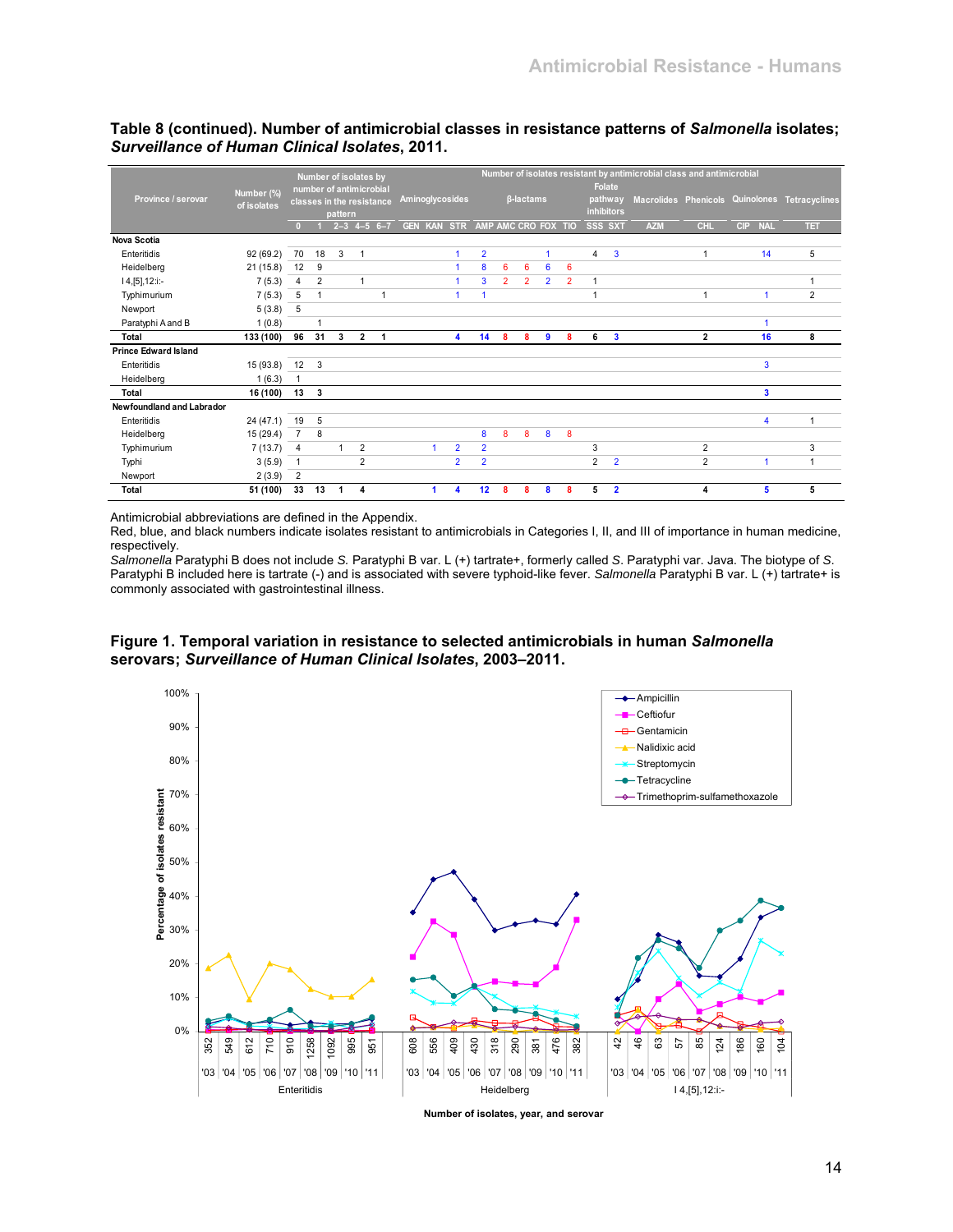**Table 8 (continued). Number of antimicrobial classes in resistance patterns of *Salmonella* isolates; *Surveillance of Human Clinical Isolates*, 2011.**

| Province / serovar | Number (%) of isolates | Number of isolates by number of antimicrobial classes in the resistance pattern | | | | | Number of isolates resistant by antimicrobial class and antimicrobial | | | | | | | | | | | | | | | |
|---|---|---|---|---|---|---|---|---|---|---|---|---|---|---|---|---|---|---|---|---|---|
| | | | | | | | Aminoglycosides | | | β-lactams | | | | | Folate pathway inhibitors | | Macrolides | Phenicols | Quinolones | | Tetracyclines |
| | | 0 | 1 | 2–3 | 4–5 | 6–7 | GEN | KAN | STR | AMP | AMC | CRO | FOX | TIO | SSS | SXT | AZM | CHL | CIP | NAL | TET |
| **Nova Scotia** | | | | | | | | | | | | | | | | | | | | | |
| Enteritidis | 92 (69.2) | 70 | 18 | 3 | 1 | | | | 1 | 2 | | | 1 | | 4 | 3 | | 1 | | 14 | 5 |
| Heidelberg | 21 (15.8) | 12 | 9 | | | | | | 1 | 8 | 6 | 6 | 6 | 6 | | | | | | | |
| I 4,[5],12:i:- | 7 (5.3) | 4 | 2 | | 1 | | | | 1 | 3 | 2 | 2 | 2 | 2 | 1 | | | | | | 1 |
| Typhimurium | 7 (5.3) | 5 | 1 | | | 1 | | | 1 | 1 | | | | | 1 | | | 1 | | 1 | 2 |
| Newport | 5 (3.8) | 5 | | | | | | | | | | | | | | | | | | | |
| Paratyphi A and B | 1 (0.8) | | 1 | | | | | | | | | | | | | | | | | 1 | |
| **Total** | **133 (100)** | **96** | **31** | **3** | **2** | **1** | | | **4** | **14** | **8** | **8** | **9** | **8** | **6** | **3** | | **2** | | **16** | **8** |
| **Prince Edward Island** | | | | | | | | | | | | | | | | | | | | | |
| Enteritidis | 15 (93.8) | 12 | 3 | | | | | | | | | | | | | | | | | 3 | |
| Heidelberg | 1 (6.3) | 1 | | | | | | | | | | | | | | | | | | | |
| **Total** | **16 (100)** | **13** | **3** | | | | | | | | | | | | | | | | | **3** | |
| **Newfoundland and Labrador** | | | | | | | | | | | | | | | | | | | | | |
| Enteritidis | 24 (47.1) | 19 | 5 | | | | | | | | | | | | | | | | | 4 | 1 |
| Heidelberg | 15 (29.4) | 7 | 8 | | | | | | | 8 | 8 | 8 | 8 | 8 | | | | | | | |
| Typhimurium | 7 (13.7) | 4 | | 1 | 2 | | | 1 | 2 | 2 | | | | | 3 | | | 2 | | | 3 |
| Typhi | 3 (5.9) | 1 | | | 2 | | | | 2 | 2 | | | | | 2 | 2 | | 2 | | 1 | 1 |
| Newport | 2 (3.9) | 2 | | | | | | | | | | | | | | | | | | | |
| **Total** | **51 (100)** | **33** | **13** | **1** | **4** | | | **1** | **4** | **12** | **8** | **8** | **8** | **8** | **5** | **2** | | **4** | | **5** | **5** |

Antimicrobial abbreviations are defined in the Appendix.
Red, blue, and black numbers indicate isolates resistant to antimicrobials in Categories I, II, and III of importance in human medicine, respectively.
*Salmonella* Paratyphi B does not include *S.* Paratyphi B var. L (+) tartrate+, formerly called *S.* Paratyphi var. Java. The biotype of *S.* Paratyphi B included here is tartrate (-) and is associated with severe typhoid-like fever. *Salmonella* Paratyphi B var. L (+) tartrate+ is commonly associated with gastrointestinal illness.

**Figure 1. Temporal variation in resistance to selected antimicrobials in human *Salmonella* serovars; *Surveillance of Human Clinical Isolates*, 2003–2011.**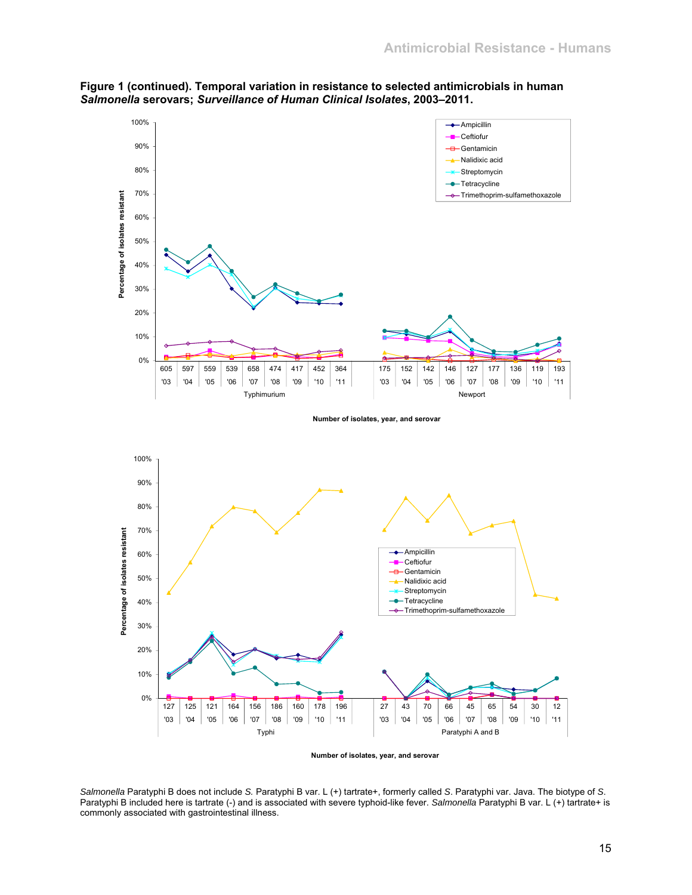**Figure 1 (continued). Temporal variation in resistance to selected antimicrobials in human *Salmonella* serovars; *Surveillance of Human Clinical Isolates*, 2003–2011.**

*Salmonella* Paratyphi B does not include *S.* Paratyphi B var. L (+) tartrate+, formerly called *S.* Paratyphi var. Java. The biotype of *S.* Paratyphi B included here is tartrate (-) and is associated with severe typhoid-like fever. *Salmonella* Paratyphi B var. L (+) tartrate+ is commonly associated with gastrointestinal illness.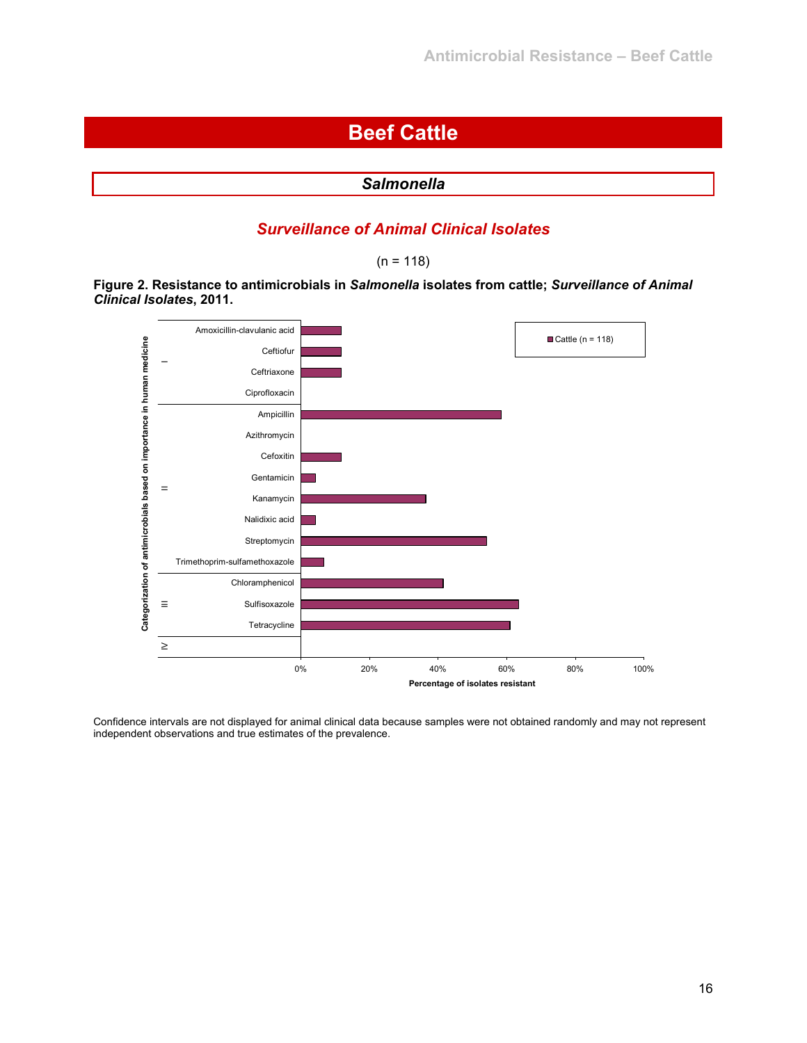# Beef Cattle

## *Salmonella*

### *Surveillance of Animal Clinical Isolates*

(n = 118)

**Figure 2. Resistance to antimicrobials in *Salmonella* isolates from cattle; *Surveillance of Animal Clinical Isolates*, 2011.**

Confidence intervals are not displayed for animal clinical data because samples were not obtained randomly and may not represent independent observations and true estimates of the prevalence.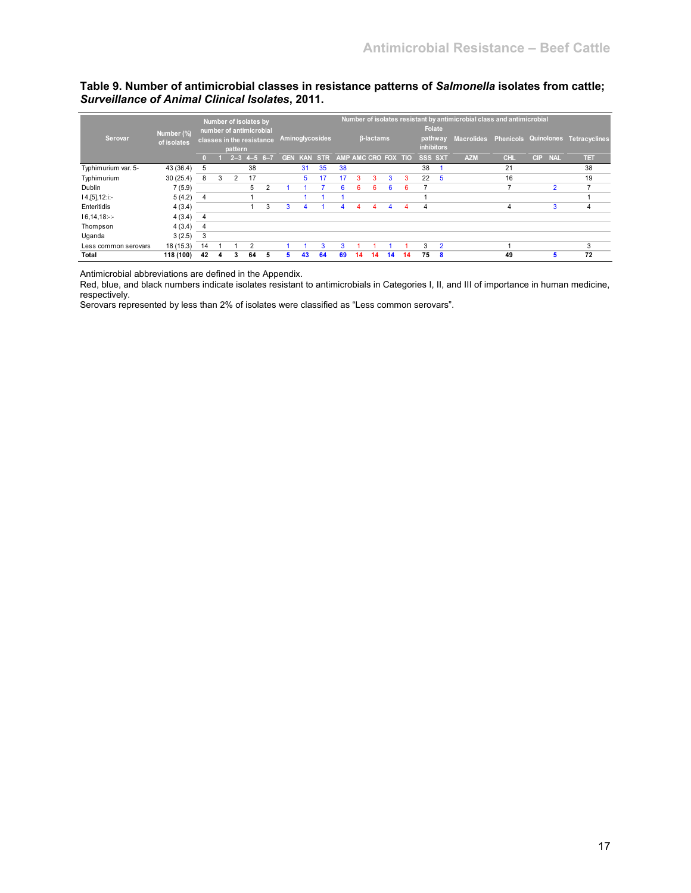**Table 9. Number of antimicrobial classes in resistance patterns of *Salmonella* isolates from cattle; *Surveillance of Animal Clinical Isolates*, 2011.**

| Serovar | Number (%) of isolates | Number of isolates by number of antimicrobial classes in the resistance pattern | | | | | Number of isolates resistant by antimicrobial class and antimicrobial | | | | | | | | | | | | | | | |
|---|---|---|---|---|---|---|---|---|---|---|---|---|---|---|---|---|---|---|---|---|---|---|
| | | | | | | | Aminoglycosides | | | β-lactams | | | | | Folate pathway inhibitors | | Macrolides | Phenicols | Quinolones | | Tetracyclines |
| | | 0 | 1 | 2–3 | 4–5 | 6–7 | GEN | KAN | STR | AMP | AMC | CRO | FOX | TIO | SSS | SXT | AZM | CHL | CIP | NAL | TET |
| Typhimurium var. 5- | 43 (36.4) | 5 | | | 38 | | | 31 | 35 | 38 | | | | | 38 | 1 | | 21 | | | 38 |
| Typhimurium | 30 (25.4) | 8 | 3 | 2 | 17 | | | 5 | 17 | 17 | 3 | 3 | 3 | 3 | 22 | 5 | | 16 | | | 19 |
| Dublin | 7 (5.9) | | | | 5 | 2 | 1 | 1 | 7 | 6 | 6 | 6 | 6 | 6 | 7 | | | 7 | | 2 | 7 |
| I 4,[5],12:i:- | 5 (4.2) | 4 | | | 1 | | | 1 | 1 | 1 | | | | | 1 | | | | | | 1 |
| Enteritidis | 4 (3.4) | | | | 1 | 3 | 3 | 4 | 1 | 4 | 4 | 4 | 4 | 4 | 4 | | | 4 | | 3 | 4 |
| I 6,14,18:-:- | 4 (3.4) | 4 | | | | | | | | | | | | | | | | | | | |
| Thompson | 4 (3.4) | 4 | | | | | | | | | | | | | | | | | | | |
| Uganda | 3 (2.5) | 3 | | | | | | | | | | | | | | | | | | | |
| Less common serovars | 18 (15.3) | 14 | 1 | 1 | 2 | | 1 | 1 | 3 | 3 | 1 | 1 | 1 | 1 | 3 | 2 | | 1 | | | 3 |
| **Total** | **118 (100)** | **42** | **4** | **3** | **64** | **5** | **5** | **43** | **64** | **69** | **14** | **14** | **14** | **14** | **75** | **8** | | **49** | | **5** | **72** |

Antimicrobial abbreviations are defined in the Appendix.
Red, blue, and black numbers indicate isolates resistant to antimicrobials in Categories I, II, and III of importance in human medicine, respectively.
Serovars represented by less than 2% of isolates were classified as "Less common serovars".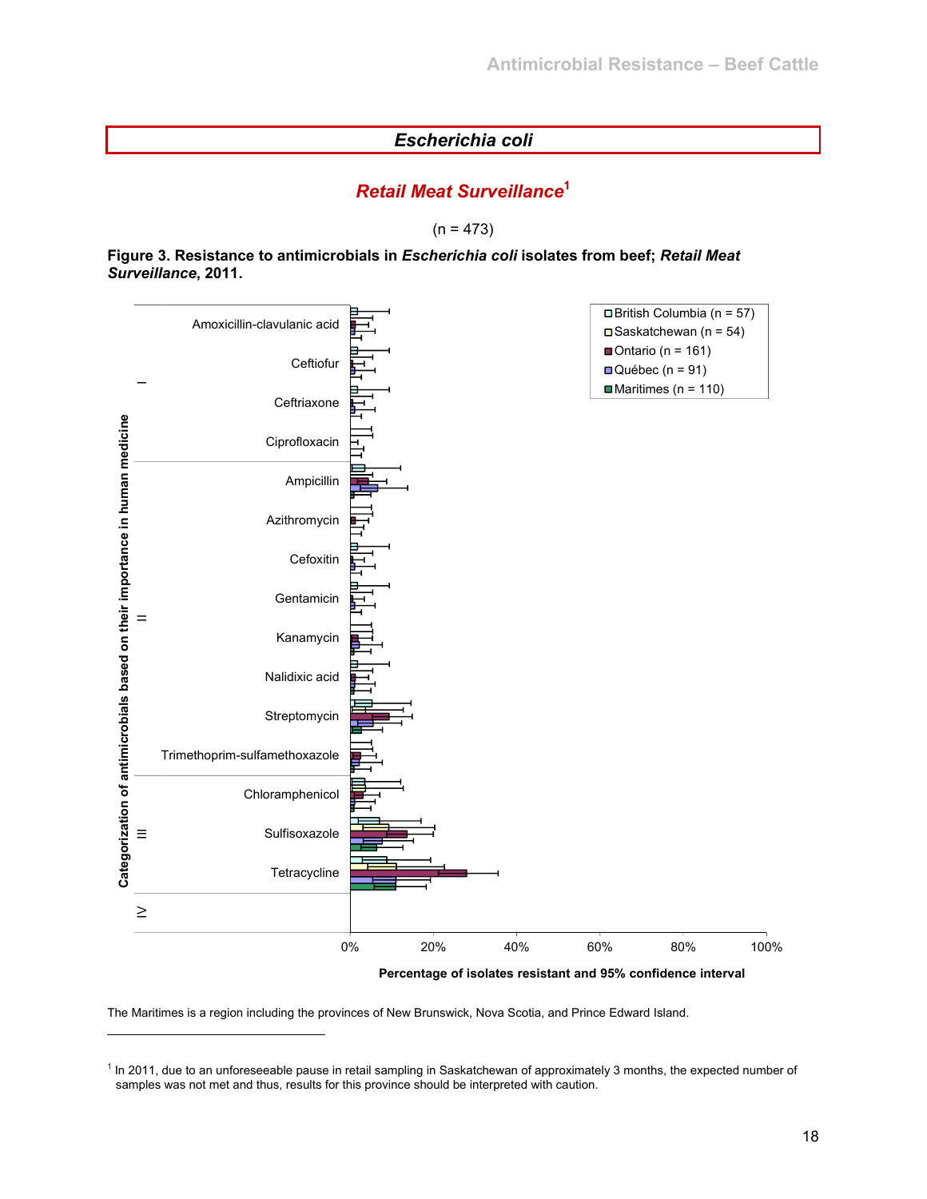## *Escherichia coli*

### *Retail Meat Surveillance*[1]

(n = 473)

**Figure 3. Resistance to antimicrobials in *Escherichia coli* isolates from beef; *Retail Meat Surveillance*, 2011.**

Categorization of antimicrobials based on their importance in human medicine

I: Amoxicillin-clavulanic acid, Ceftiofur, Ceftriaxone, Ciprofloxacin

II: Ampicillin, Azithromycin, Cefoxitin, Gentamicin, Kanamycin, Nalidixic acid, Streptomycin, Trimethoprim-sulfamethoxazole

III: Chloramphenicol, Sulfisoxazole, Tetracycline

IV

Legend: British Columbia (n = 57); Saskatchewan (n = 54); Ontario (n = 161); Québec (n = 91); Maritimes (n = 110)

X-axis: 0%, 20%, 40%, 60%, 80%, 100%

Percentage of isolates resistant and 95% confidence interval

The Maritimes is a region including the provinces of New Brunswick, Nova Scotia, and Prince Edward Island.

---

[1] In 2011, due to an unforeseeable pause in retail sampling in Saskatchewan of approximately 3 months, the expected number of samples was not met and thus, results for this province should be interpreted with caution.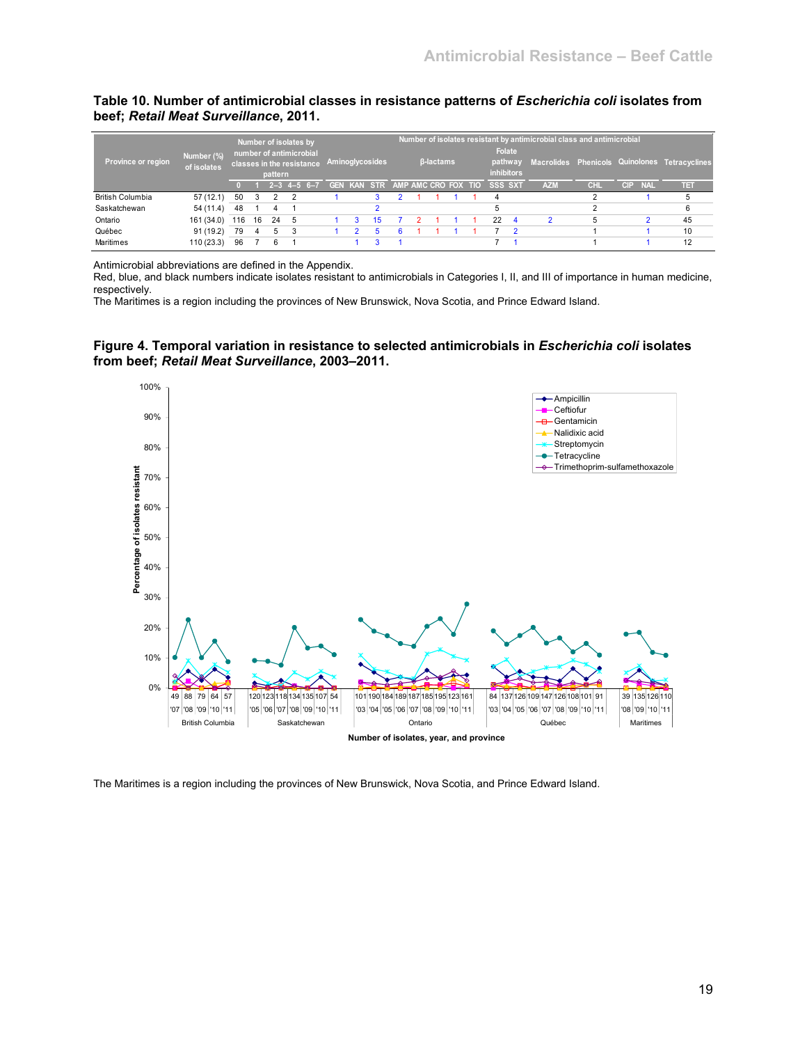**Table 10. Number of antimicrobial classes in resistance patterns of *Escherichia coli* isolates from beef; *Retail Meat Surveillance*, 2011.**

| Province or region | Number (%) of isolates | Number of isolates by number of antimicrobial classes in the resistance pattern | | | | | Number of isolates resistant by antimicrobial class and antimicrobial | | | | | | | | | | | | | | | |
|---|---|---|---|---|---|---|---|---|---|---|---|---|---|---|---|---|---|---|---|---|---|---|
| | | | | | | | Aminoglycosides | | | β-lactams | | | | | Folate pathway inhibitors | | Macrolides | Phenicols | Quinolones | | Tetracyclines |
| | | 0 | 1 | 2–3 | 4–5 | 6–7 | GEN | KAN | STR | AMP | AMC | CRO | FOX | TIO | SSS | SXT | AZM | CHL | CIP | NAL | TET |
| British Columbia | 57 (12.1) | 50 | 3 | 2 | 2 | | 1 | | 3 | 2 | 1 | 1 | 1 | 1 | 4 | | | 2 | | 1 | 5 |
| Saskatchewan | 54 (11.4) | 48 | 1 | 4 | 1 | | | | 2 | | | | | | 5 | | | 2 | | | 6 |
| Ontario | 161 (34.0) | 116 | 16 | 24 | 5 | | 1 | 3 | 15 | 7 | 2 | 1 | 1 | 1 | 22 | 4 | 2 | 5 | | 2 | 45 |
| Québec | 91 (19.2) | 79 | 4 | 5 | 3 | | 1 | 2 | 5 | 6 | 1 | 1 | 1 | 1 | 7 | 2 | | 1 | | 1 | 10 |
| Maritimes | 110 (23.3) | 96 | 7 | 6 | 1 | | | 1 | 3 | 1 | | | | | 7 | 1 | | 1 | | 1 | 12 |

Antimicrobial abbreviations are defined in the Appendix.
Red, blue, and black numbers indicate isolates resistant to antimicrobials in Categories I, II, and III of importance in human medicine, respectively.
The Maritimes is a region including the provinces of New Brunswick, Nova Scotia, and Prince Edward Island.

**Figure 4. Temporal variation in resistance to selected antimicrobials in *Escherichia coli* isolates from beef; *Retail Meat Surveillance*, 2003–2011.**

The Maritimes is a region including the provinces of New Brunswick, Nova Scotia, and Prince Edward Island.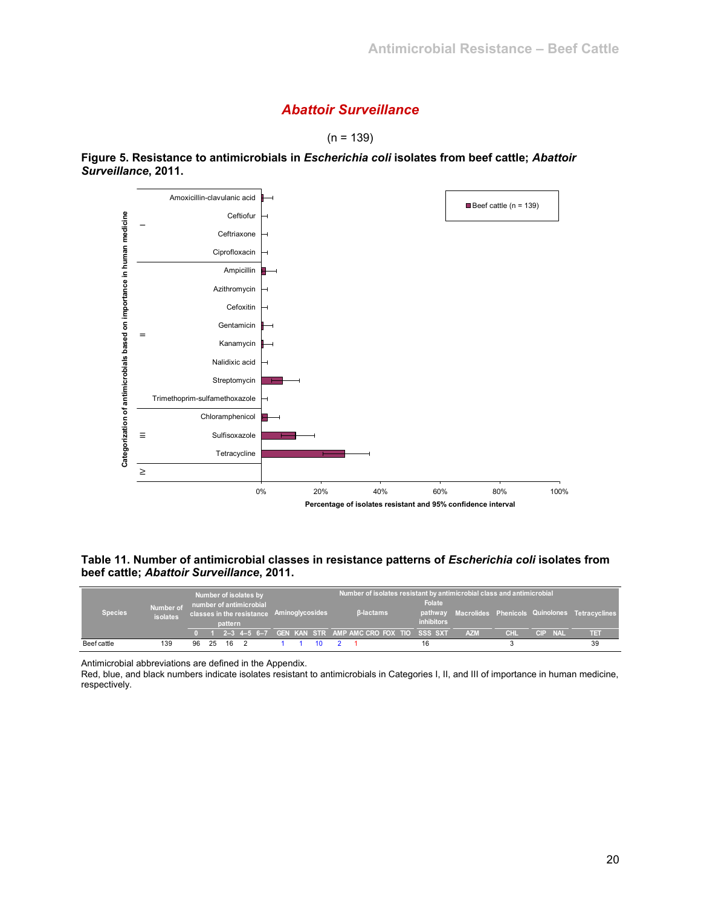## *Abattoir Surveillance*

(n = 139)

**Figure 5. Resistance to antimicrobials in *Escherichia coli* isolates from beef cattle; *Abattoir Surveillance*, 2011.**

**Table 11. Number of antimicrobial classes in resistance patterns of *Escherichia coli* isolates from beef cattle; *Abattoir Surveillance*, 2011.**

| Species | Number of isolates | Number of isolates by number of antimicrobial classes in the resistance pattern | | | | | Number of isolates resistant by antimicrobial class and antimicrobial | | | | | | | | | | | | | | | |
|---|---|---|---|---|---|---|---|---|---|---|---|---|---|---|---|---|---|---|---|---|---|---|
| | | | | | | | Aminoglycosides | | | β-lactams | | | | | Folate pathway inhibitors | | Macrolides | Phenicols | Quinolones | | Tetracyclines |
| | | 0 | 1 | 2–3 | 4–5 | 6–7 | GEN | KAN | STR | AMP | AMC | CRO | FOX | TIO | SSS | SXT | AZM | CHL | CIP | NAL | TET |
| Beef cattle | 139 | 96 | 25 | 16 | 2 | | 1 | 1 | 10 | 2 | 1 | | | | 16 | | | 3 | | | 39 |

Antimicrobial abbreviations are defined in the Appendix.

Red, blue, and black numbers indicate isolates resistant to antimicrobials in Categories I, II, and III of importance in human medicine, respectively.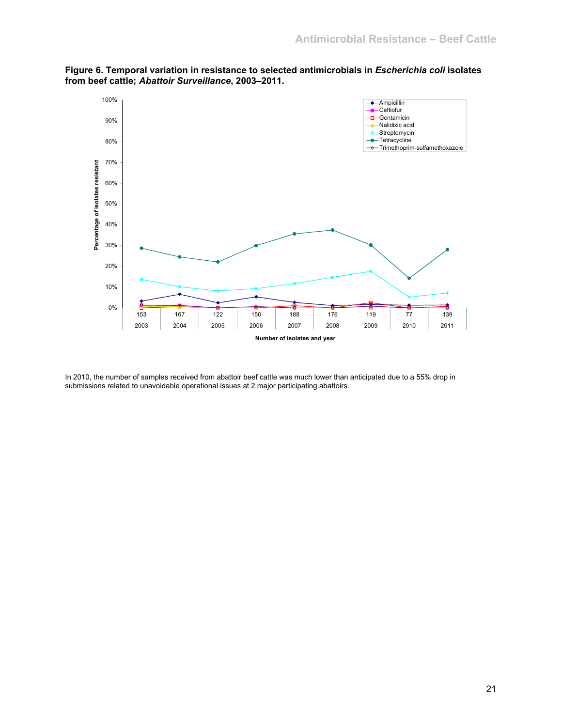**Figure 6. Temporal variation in resistance to selected antimicrobials in *Escherichia coli* isolates from beef cattle; *Abattoir Surveillance*, 2003–2011.**

In 2010, the number of samples received from abattoir beef cattle was much lower than anticipated due to a 55% drop in submissions related to unavoidable operational issues at 2 major participating abattoirs.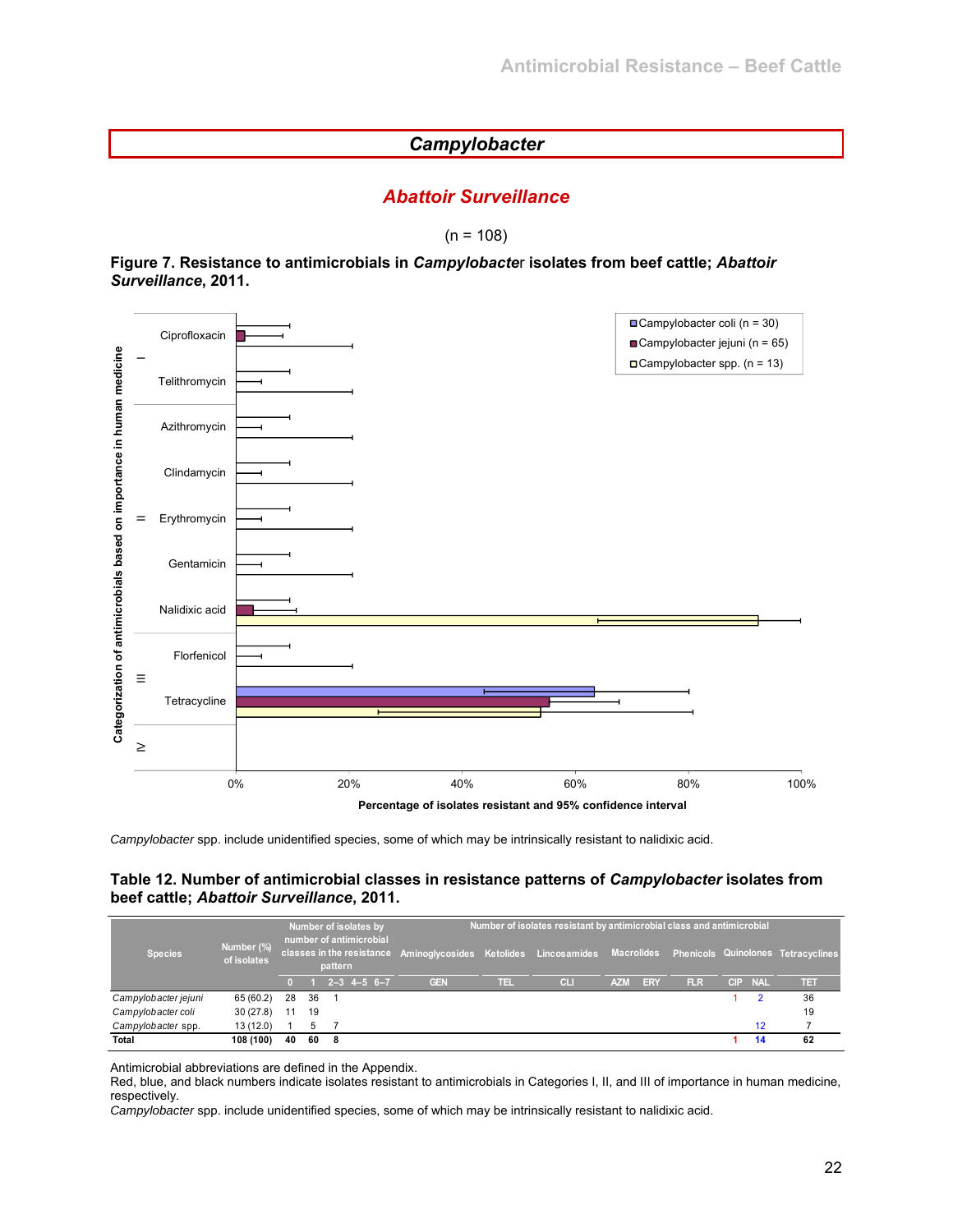## *Campylobacter*

### *Abattoir Surveillance*

(n = 108)

**Figure 7. Resistance to antimicrobials in *Campylobacter* isolates from beef cattle; *Abattoir Surveillance*, 2011.**

*Campylobacter* spp. include unidentified species, some of which may be intrinsically resistant to nalidixic acid.

**Table 12. Number of antimicrobial classes in resistance patterns of *Campylobacter* isolates from beef cattle; *Abattoir Surveillance*, 2011.**

| Species | Number (%) of isolates | Number of isolates by number of antimicrobial classes in the resistance pattern | | | | | Number of isolates resistant by antimicrobial class and antimicrobial | | | | | | | | | |
|---|---|---|---|---|---|---|---|---|---|---|---|---|---|---|---|---|
| | | | | | | | Aminoglycosides | Ketolides | Lincosamides | Macrolides | | Phenicols | Quinolones | | Tetracyclines |
| | | 0 | 1 | 2–3 | 4–5 | 6–7 | GEN | TEL | CLI | AZM | ERY | FLR | CIP | NAL | TET |
| *Campylobacter jejuni* | 65 (60.2) | 28 | 36 | 1 | | | | | | | | | 1 | 2 | 36 |
| *Campylobacter coli* | 30 (27.8) | 11 | 19 | | | | | | | | | | | | 19 |
| *Campylobacter* spp. | 13 (12.0) | 1 | 5 | 7 | | | | | | | | | | 12 | 7 |
| **Total** | **108 (100)** | **40** | **60** | **8** | | | | | | | | | **1** | **14** | **62** |

Antimicrobial abbreviations are defined in the Appendix.
Red, blue, and black numbers indicate isolates resistant to antimicrobials in Categories I, II, and III of importance in human medicine, respectively.
*Campylobacter* spp. include unidentified species, some of which may be intrinsically resistant to nalidixic acid.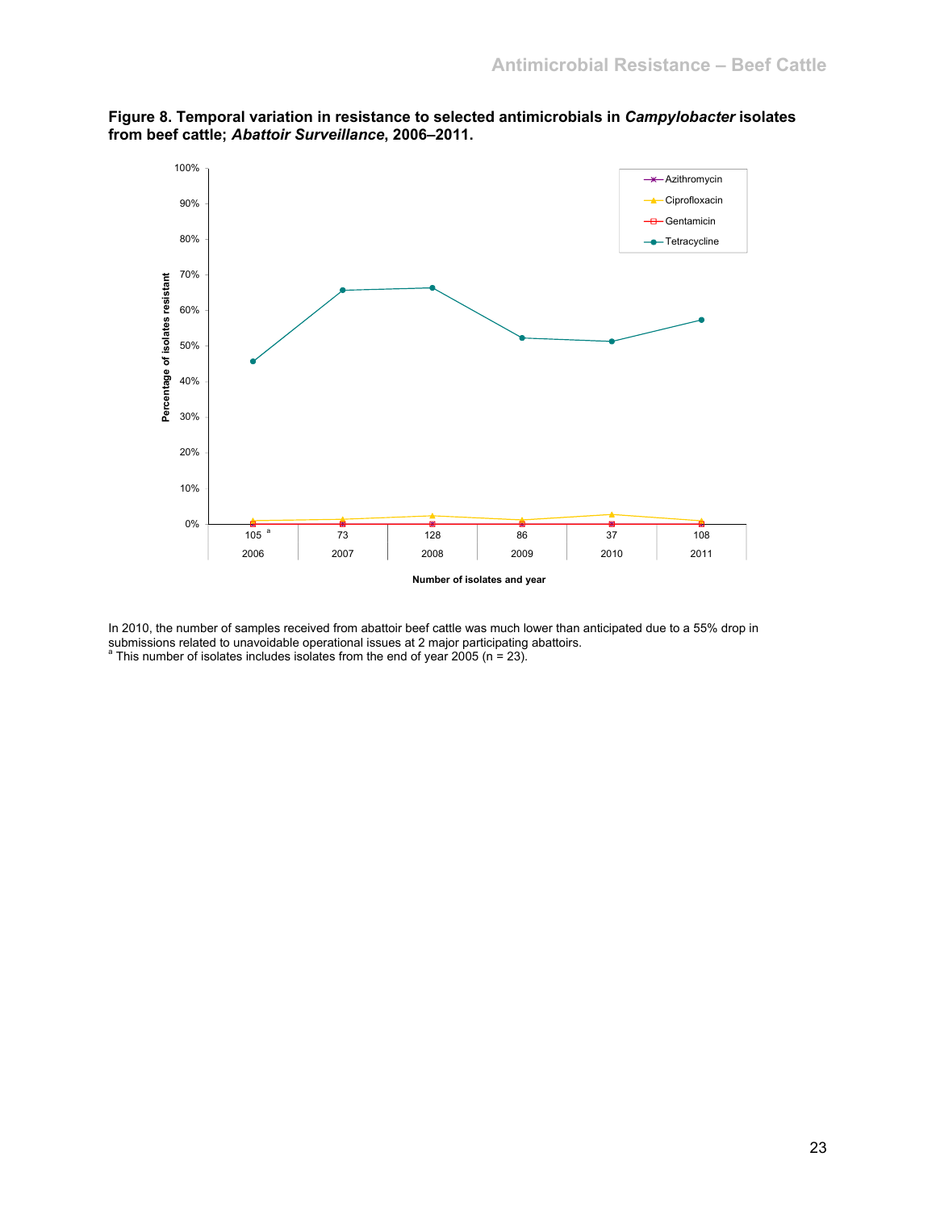**Figure 8. Temporal variation in resistance to selected antimicrobials in *Campylobacter* isolates from beef cattle; *Abattoir Surveillance*, 2006–2011.**

In 2010, the number of samples received from abattoir beef cattle was much lower than anticipated due to a 55% drop in submissions related to unavoidable operational issues at 2 major participating abattoirs.
[a] This number of isolates includes isolates from the end of year 2005 (n = 23).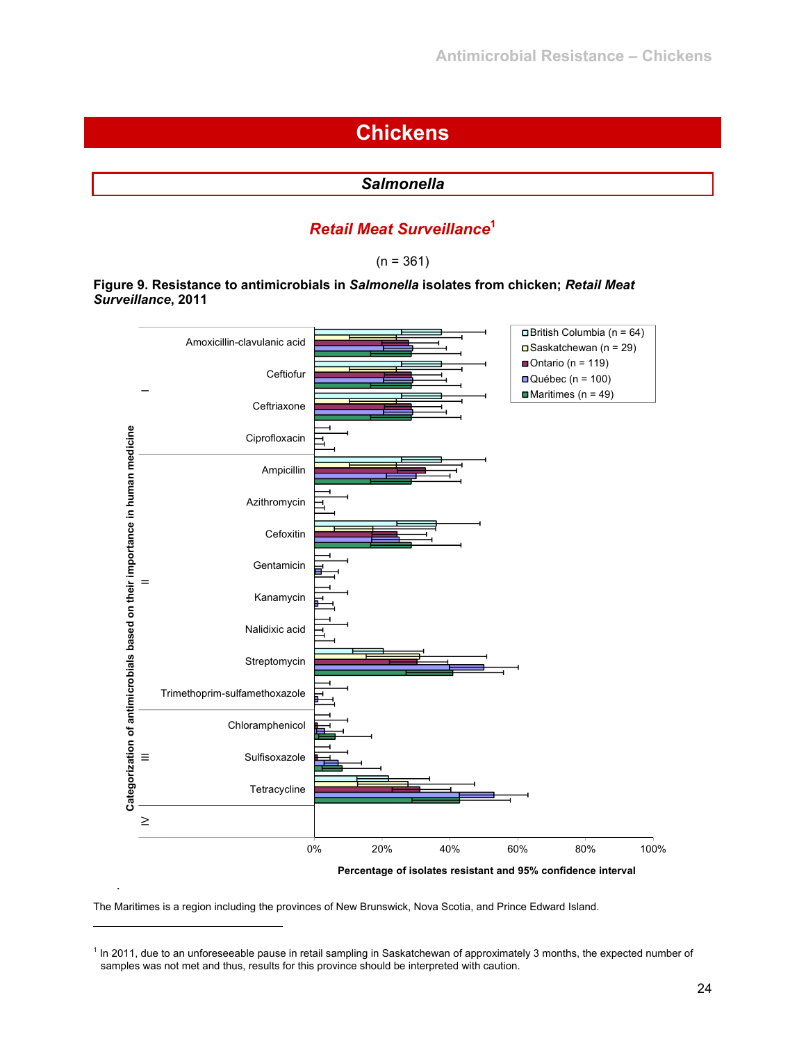# Chickens

## *Salmonella*

### *Retail Meat Surveillance*[1]

(n = 361)

**Figure 9. Resistance to antimicrobials in *Salmonella* isolates from chicken; *Retail Meat Surveillance*, 2011**

The Maritimes is a region including the provinces of New Brunswick, Nova Scotia, and Prince Edward Island.

[1] In 2011, due to an unforeseeable pause in retail sampling in Saskatchewan of approximately 3 months, the expected number of samples was not met and thus, results for this province should be interpreted with caution.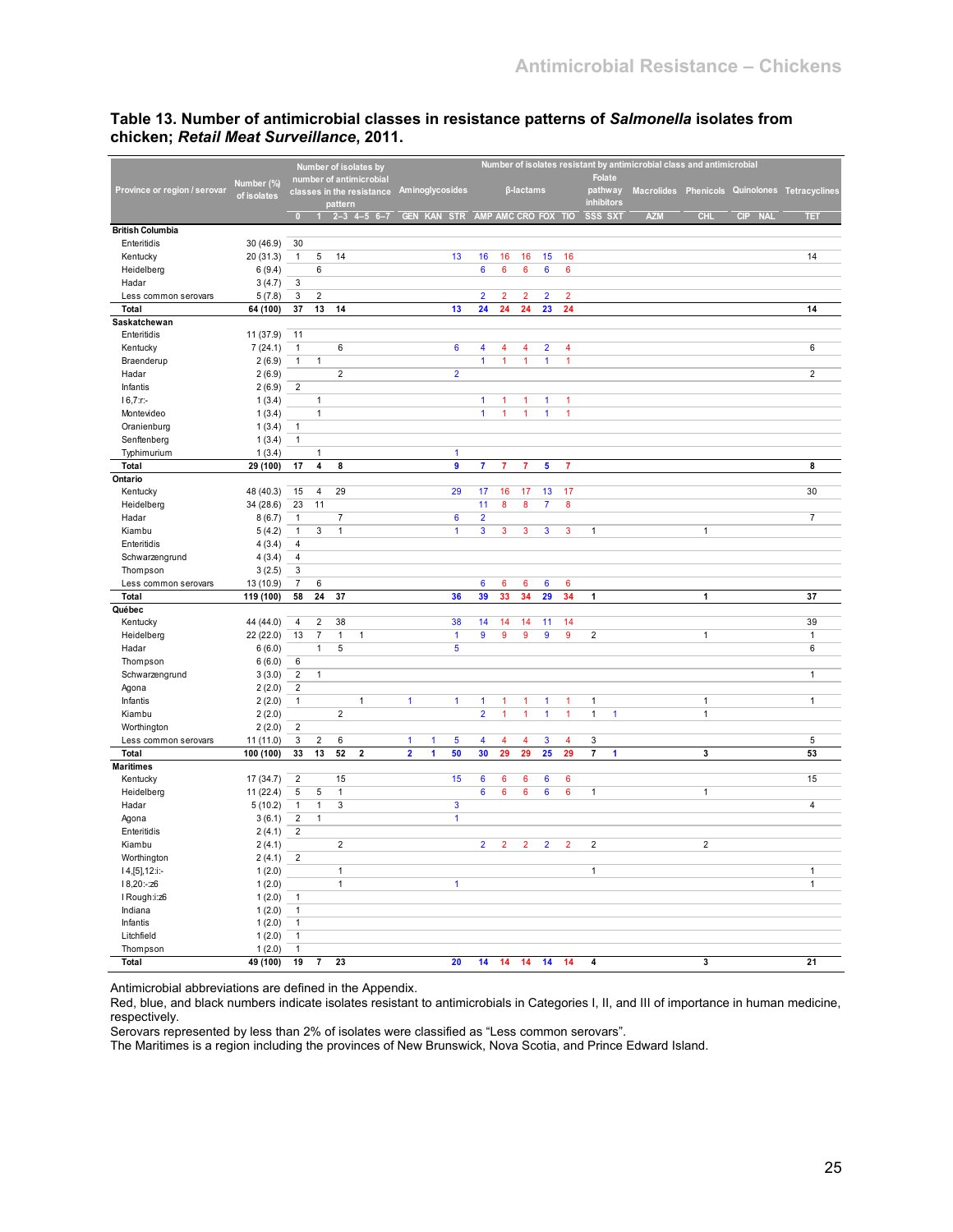## Table 13. Number of antimicrobial classes in resistance patterns of *Salmonella* isolates from chicken; *Retail Meat Surveillance*, 2011.

| Province or region / serovar | Number (%) of isolates | Number of isolates by number of antimicrobial classes in the resistance pattern | | | | | Number of isolates resistant by antimicrobial class and antimicrobial | | | | | | | | | | | | | | | |
|---|---|---|---|---|---|---|---|---|---|---|---|---|---|---|---|---|---|---|---|---|---|
| | | | | | | | Aminoglycosides | | | β-lactams | | | | | Folate pathway inhibitors | | Macrolides | Phenicols | Quinolones | | Tetracyclines |
| | | 0 | 1 | 2–3 | 4–5 | 6–7 | GEN | KAN | STR | AMP | AMC | CRO | FOX | TIO | SSS | SXT | AZM | CHL | CIP | NAL | TET |
| **British Columbia** | | | | | | | | | | | | | | | | | | | | | |
| Enteritidis | 30 (46.9) | 30 | | | | | | | | | | | | | | | | | | | |
| Kentucky | 20 (31.3) | 1 | 5 | 14 | | | | | 13 | 16 | 16 | 16 | 15 | 16 | | | | | | | 14 |
| Heidelberg | 6 (9.4) | | 6 | | | | | | | 6 | 6 | 6 | 6 | 6 | | | | | | | |
| Hadar | 3 (4.7) | 3 | | | | | | | | | | | | | | | | | | | |
| Less common serovars | 5 (7.8) | 3 | 2 | | | | | | | 2 | 2 | 2 | 2 | 2 | | | | | | | |
| **Total** | **64 (100)** | **37** | **13** | **14** | | | | | **13** | **24** | **24** | **24** | **23** | **24** | | | | | | | **14** |
| **Saskatchewan** | | | | | | | | | | | | | | | | | | | | | |
| Enteritidis | 11 (37.9) | 11 | | | | | | | | | | | | | | | | | | | |
| Kentucky | 7 (24.1) | 1 | | 6 | | | | | 6 | 4 | 4 | 4 | 2 | 4 | | | | | | | 6 |
| Braenderup | 2 (6.9) | 1 | 1 | | | | | | | 1 | 1 | 1 | 1 | 1 | | | | | | | |
| Hadar | 2 (6.9) | | | 2 | | | | | 2 | | | | | | | | | | | | 2 |
| Infantis | 2 (6.9) | 2 | | | | | | | | | | | | | | | | | | | |
| I 6,7:r:- | 1 (3.4) | | 1 | | | | | | | 1 | 1 | 1 | 1 | 1 | | | | | | | |
| Montevideo | 1 (3.4) | | 1 | | | | | | | 1 | 1 | 1 | 1 | 1 | | | | | | | |
| Oranienburg | 1 (3.4) | 1 | | | | | | | | | | | | | | | | | | | |
| Senftenberg | 1 (3.4) | 1 | | | | | | | | | | | | | | | | | | | |
| Typhimurium | 1 (3.4) | | 1 | | | | | | 1 | | | | | | | | | | | | |
| **Total** | **29 (100)** | **17** | **4** | **8** | | | | | **9** | **7** | **7** | **7** | **5** | **7** | | | | | | | **8** |
| **Ontario** | | | | | | | | | | | | | | | | | | | | | |
| Kentucky | 48 (40.3) | 15 | 4 | 29 | | | | | 29 | 17 | 16 | 17 | 13 | 17 | | | | | | | 30 |
| Heidelberg | 34 (28.6) | 23 | 11 | | | | | | | 11 | 8 | 8 | 7 | 8 | | | | | | | |
| Hadar | 8 (6.7) | 1 | | 7 | | | | | 6 | 2 | | | | | | | | | | | 7 |
| Kiambu | 5 (4.2) | 1 | 3 | 1 | | | | | 1 | 3 | 3 | 3 | 3 | 3 | 1 | | | 1 | | | |
| Enteritidis | 4 (3.4) | 4 | | | | | | | | | | | | | | | | | | | |
| Schwarzengrund | 4 (3.4) | 4 | | | | | | | | | | | | | | | | | | | |
| Thompson | 3 (2.5) | 3 | | | | | | | | | | | | | | | | | | | |
| Less common serovars | 13 (10.9) | 7 | 6 | | | | | | | 6 | 6 | 6 | 6 | 6 | | | | | | | |
| **Total** | **119 (100)** | **58** | **24** | **37** | | | | | **36** | **39** | **33** | **34** | **29** | **34** | **1** | | | **1** | | | **37** |
| **Québec** | | | | | | | | | | | | | | | | | | | | | |
| Kentucky | 44 (44.0) | 4 | 2 | 38 | | | | | 38 | 14 | 14 | 14 | 11 | 14 | | | | | | | 39 |
| Heidelberg | 22 (22.0) | 13 | 7 | 1 | 1 | | | | 1 | 9 | 9 | 9 | 9 | 9 | 2 | | | 1 | | | 1 |
| Hadar | 6 (6.0) | | 1 | 5 | | | | | 5 | | | | | | | | | | | | 6 |
| Thompson | 6 (6.0) | 6 | | | | | | | | | | | | | | | | | | | |
| Schwarzengrund | 3 (3.0) | 2 | 1 | | | | | | | | | | | | | | | | | | 1 |
| Agona | 2 (2.0) | 2 | | | | | | | | | | | | | | | | | | | |
| Infantis | 2 (2.0) | 1 | | | 1 | | 1 | | 1 | 1 | 1 | 1 | 1 | 1 | 1 | | | 1 | | | 1 |
| Kiambu | 2 (2.0) | | | 2 | | | | | | 2 | 1 | 1 | 1 | 1 | 1 | 1 | | 1 | | | |
| Worthington | 2 (2.0) | 2 | | | | | | | | | | | | | | | | | | | |
| Less common serovars | 11 (11.0) | 3 | 2 | 6 | | | 1 | 1 | 5 | 4 | 4 | 4 | 3 | 4 | 3 | | | | | | 5 |
| **Total** | **100 (100)** | **33** | **13** | **52** | **2** | | **2** | **1** | **50** | **30** | **29** | **29** | **25** | **29** | **7** | **1** | | **3** | | | **53** |
| **Maritimes** | | | | | | | | | | | | | | | | | | | | | |
| Kentucky | 17 (34.7) | 2 | | 15 | | | | | 15 | 6 | 6 | 6 | 6 | 6 | | | | | | | 15 |
| Heidelberg | 11 (22.4) | 5 | 5 | 1 | | | | | | 6 | 6 | 6 | 6 | 6 | 1 | | | 1 | | | |
| Hadar | 5 (10.2) | 1 | 1 | 3 | | | | | 3 | | | | | | | | | | | | 4 |
| Agona | 3 (6.1) | 2 | 1 | | | | | | 1 | | | | | | | | | | | | |
| Enteritidis | 2 (4.1) | 2 | | | | | | | | | | | | | | | | | | | |
| Kiambu | 2 (4.1) | | | 2 | | | | | | 2 | 2 | 2 | 2 | 2 | 2 | | | 2 | | | |
| Worthington | 2 (4.1) | 2 | | | | | | | | | | | | | | | | | | | |
| I 4,[5],12:i:- | 1 (2.0) | | | 1 | | | | | | | | | | | 1 | | | | | | 1 |
| I 8,20:-:z6 | 1 (2.0) | | | 1 | | | | | 1 | | | | | | | | | | | | 1 |
| I Rough:i:z6 | 1 (2.0) | 1 | | | | | | | | | | | | | | | | | | | |
| Indiana | 1 (2.0) | 1 | | | | | | | | | | | | | | | | | | | |
| Infantis | 1 (2.0) | 1 | | | | | | | | | | | | | | | | | | | |
| Litchfield | 1 (2.0) | 1 | | | | | | | | | | | | | | | | | | | |
| Thompson | 1 (2.0) | 1 | | | | | | | | | | | | | | | | | | | |
| **Total** | **49 (100)** | **19** | **7** | **23** | | | | | **20** | **14** | **14** | **14** | **14** | **14** | **4** | | | **3** | | | **21** |

Antimicrobial abbreviations are defined in the Appendix.
Red, blue, and black numbers indicate isolates resistant to antimicrobials in Categories I, II, and III of importance in human medicine, respectively.
Serovars represented by less than 2% of isolates were classified as “Less common serovars”.
The Maritimes is a region including the provinces of New Brunswick, Nova Scotia, and Prince Edward Island.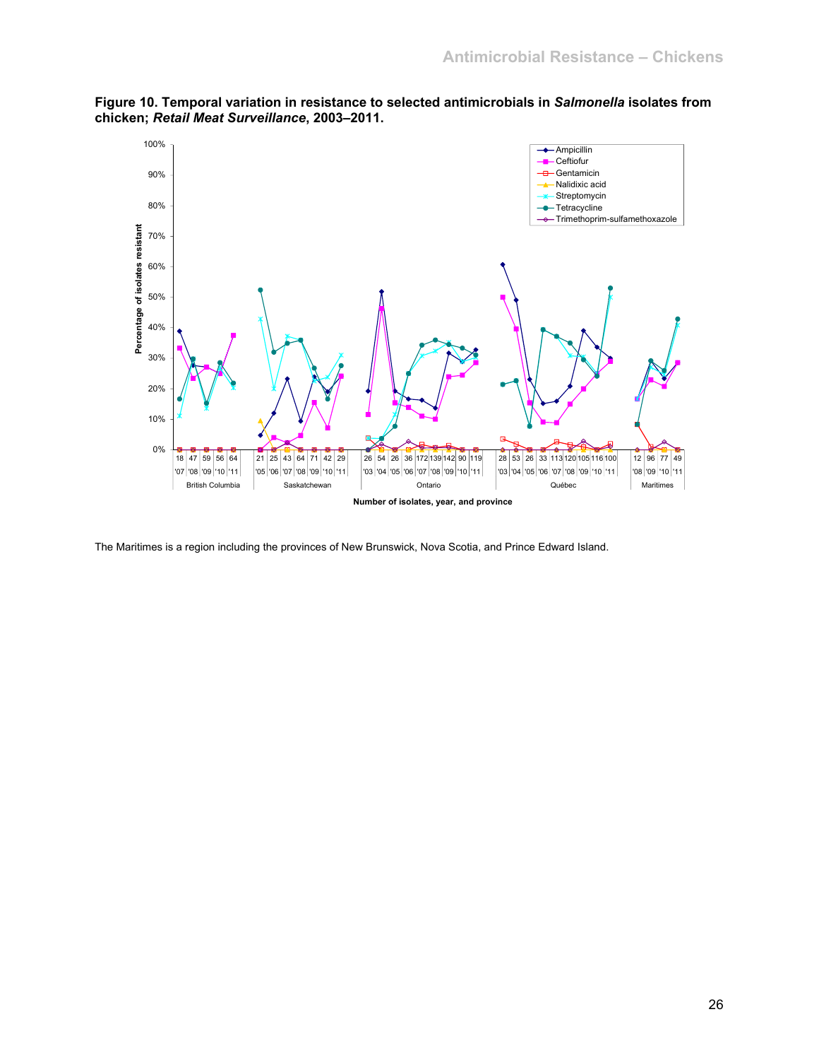**Figure 10. Temporal variation in resistance to selected antimicrobials in *Salmonella* isolates from chicken; *Retail Meat Surveillance*, 2003–2011.**

The Maritimes is a region including the provinces of New Brunswick, Nova Scotia, and Prince Edward Island.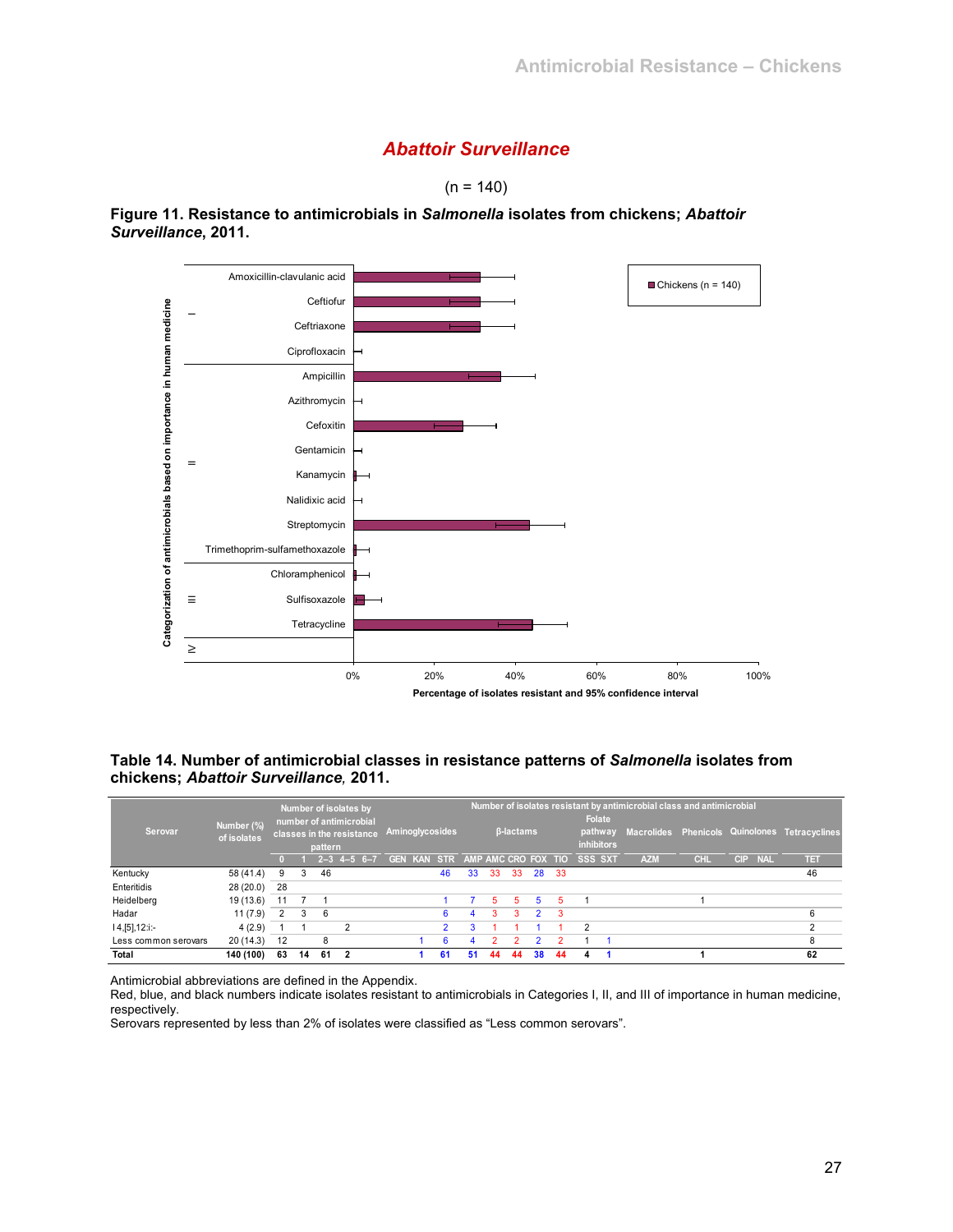## *Abattoir Surveillance*

(n = 140)

**Figure 11. Resistance to antimicrobials in *Salmonella* isolates from chickens; *Abattoir Surveillance*, 2011.**

Categorization of antimicrobials based on importance in human medicine:

- I: Amoxicillin-clavulanic acid, Ceftiofur, Ceftriaxone, Ciprofloxacin
- II: Ampicillin, Azithromycin, Cefoxitin, Gentamicin, Kanamycin, Nalidixic acid, Streptomycin, Trimethoprim-sulfamethoxazole
- III: Chloramphenicol, Sulfisoxazole, Tetracycline
- IV

Legend: Chickens (n = 140)

X-axis: Percentage of isolates resistant and 95% confidence interval (0%, 20%, 40%, 60%, 80%, 100%)

**Table 14. Number of antimicrobial classes in resistance patterns of *Salmonella* isolates from chickens; *Abattoir Surveillance*, 2011.**

| Serovar | Number (%) of isolates | Number of isolates by number of antimicrobial classes in the resistance pattern | | | | | Number of isolates resistant by antimicrobial class and antimicrobial: Aminoglycosides | | | β-lactams | | | | | Folate pathway inhibitors | | Macrolides | Phenicols | Quinolones | | Tetracyclines |
|---|---|---|---|---|---|---|---|---|---|---|---|---|---|---|---|---|---|---|---|---|---|
| | | 0 | 1 | 2–3 | 4–5 | 6–7 | GEN | KAN | STR | AMP | AMC | CRO | FOX | TIO | SSS | SXT | AZM | CHL | CIP | NAL | TET |
| Kentucky | 58 (41.4) | 9 | 3 | 46 | | | | | 46 | 33 | 33 | 33 | 28 | 33 | | | | | | | 46 |
| Enteritidis | 28 (20.0) | 28 | | | | | | | | | | | | | | | | | | | |
| Heidelberg | 19 (13.6) | 11 | 7 | 1 | | | | | 1 | 7 | 5 | 5 | 5 | 5 | 1 | | | 1 | | | |
| Hadar | 11 (7.9) | 2 | 3 | 6 | | | | | 6 | 4 | 3 | 3 | 2 | 3 | | | | | | | 6 |
| I 4,[5],12:i:- | 4 (2.9) | 1 | 1 | | 2 | | | | 2 | 3 | 1 | 1 | 1 | 1 | 2 | | | | | | 2 |
| Less common serovars | 20 (14.3) | 12 | | 8 | | | | 1 | 6 | 4 | 2 | 2 | 2 | 2 | 1 | 1 | | | | | 8 |
| **Total** | **140 (100)** | **63** | **14** | **61** | **2** | | | **1** | **61** | **51** | **44** | **44** | **38** | **44** | **4** | **1** | | **1** | | | **62** |

Antimicrobial abbreviations are defined in the Appendix.
Red, blue, and black numbers indicate isolates resistant to antimicrobials in Categories I, II, and III of importance in human medicine, respectively.
Serovars represented by less than 2% of isolates were classified as “Less common serovars”.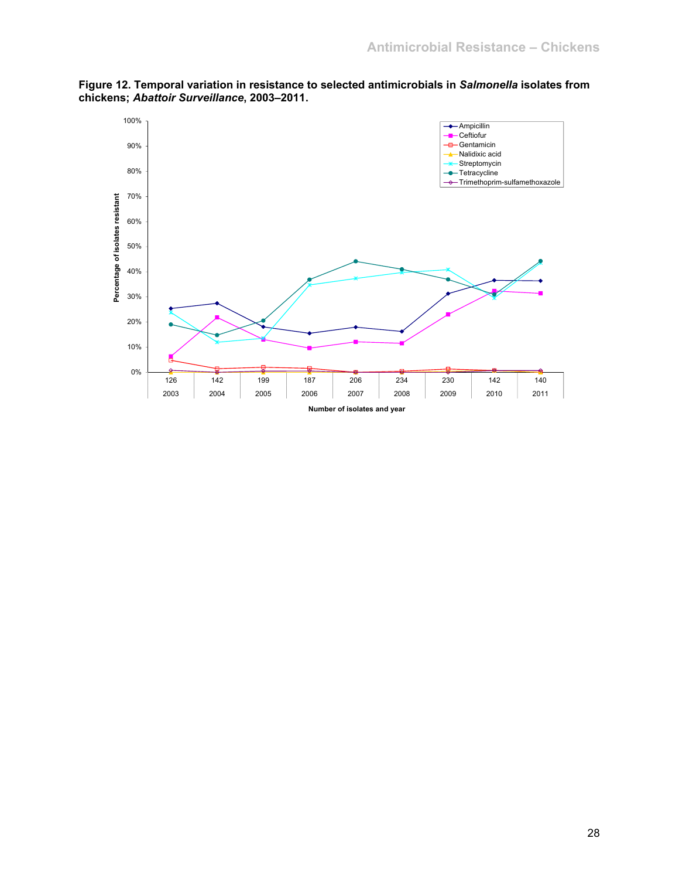**Figure 12. Temporal variation in resistance to selected antimicrobials in *Salmonella* isolates from chickens; *Abattoir Surveillance*, 2003–2011.**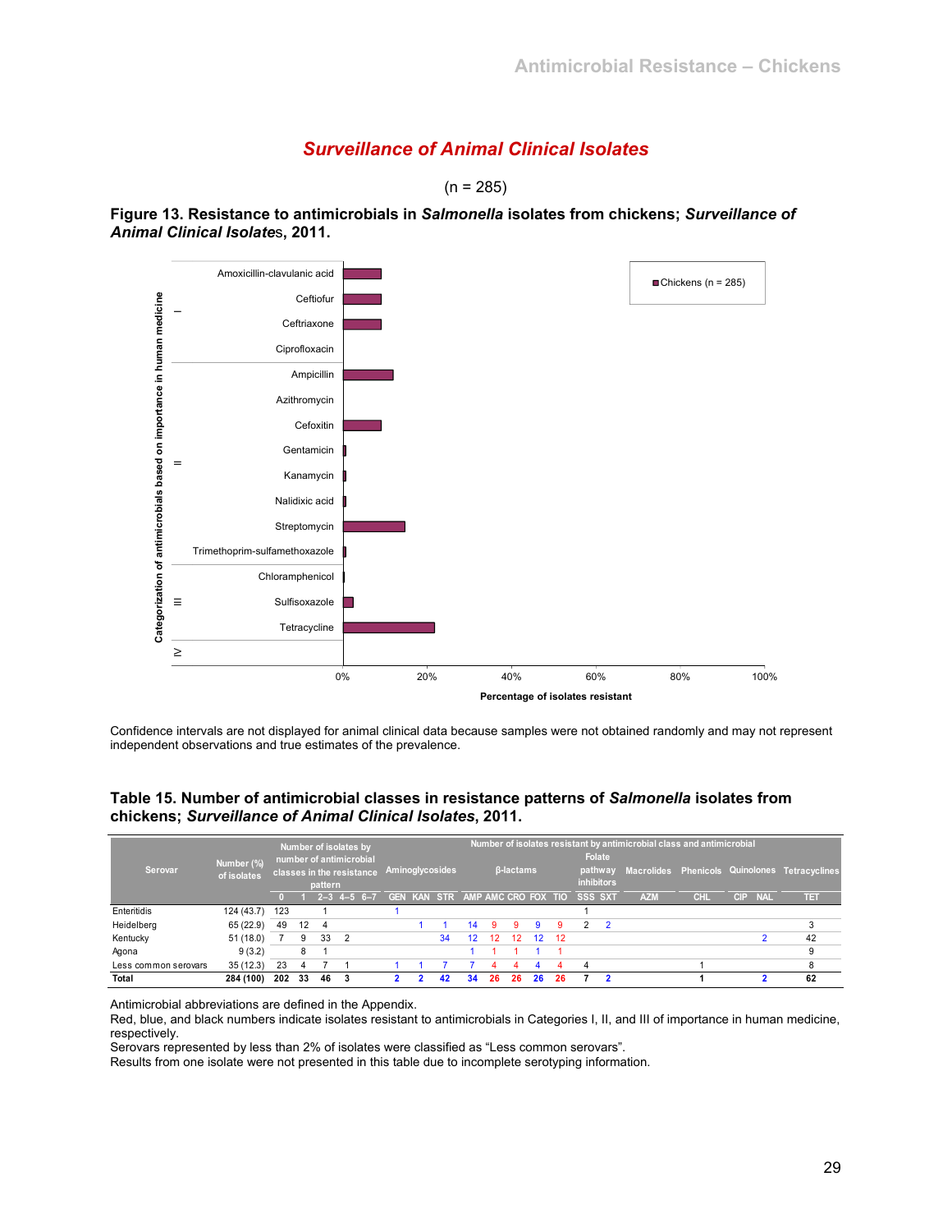## *Surveillance of Animal Clinical Isolates*

(n = 285)

**Figure 13. Resistance to antimicrobials in *Salmonella* isolates from chickens; *Surveillance of Animal Clinical Isolates*, 2011.**

Confidence intervals are not displayed for animal clinical data because samples were not obtained randomly and may not represent independent observations and true estimates of the prevalence.

**Table 15. Number of antimicrobial classes in resistance patterns of *Salmonella* isolates from chickens; *Surveillance of Animal Clinical Isolates*, 2011.**

| Serovar | Number (%) of isolates | Number of isolates by number of antimicrobial classes in the resistance pattern | | | | | Number of isolates resistant by antimicrobial class and antimicrobial | | | | | | | | | | | | | | | |
|---|---|---|---|---|---|---|---|---|---|---|---|---|---|---|---|---|---|---|---|---|---|---|
| | | | | | | | Aminoglycosides | | | β-lactams | | | | | Folate pathway inhibitors | | Macrolides | Phenicols | Quinolones | | Tetracyclines |
| | | 0 | 1 | 2–3 | 4–5 | 6–7 | GEN | KAN | STR | AMP | AMC | CRO | FOX | TIO | SSS | SXT | AZM | CHL | CIP | NAL | TET |
| Enteritidis | 124 (43.7) | 123 | | 1 | | | 1 | | | | | | | | 1 | | | | | | |
| Heidelberg | 65 (22.9) | 49 | 12 | 4 | | | | 1 | 1 | 14 | 9 | 9 | 9 | 9 | 2 | 2 | | | | | 3 |
| Kentucky | 51 (18.0) | 7 | 9 | 33 | 2 | | | | 34 | 12 | 12 | 12 | 12 | 12 | | | | | | 2 | 42 |
| Agona | 9 (3.2) | | 8 | 1 | | | | | | 1 | 1 | 1 | 1 | 1 | | | | | | | 9 |
| Less common serovars | 35 (12.3) | 23 | 4 | 7 | 1 | | 1 | 1 | 7 | 7 | 4 | 4 | 4 | 4 | 4 | | | 1 | | | 8 |
| **Total** | **284 (100)** | **202** | **33** | **46** | **3** | | **2** | **2** | **42** | **34** | **26** | **26** | **26** | **26** | **7** | **2** | | **1** | | **2** | **62** |

Antimicrobial abbreviations are defined in the Appendix.
Red, blue, and black numbers indicate isolates resistant to antimicrobials in Categories I, II, and III of importance in human medicine, respectively.
Serovars represented by less than 2% of isolates were classified as "Less common serovars".
Results from one isolate were not presented in this table due to incomplete serotyping information.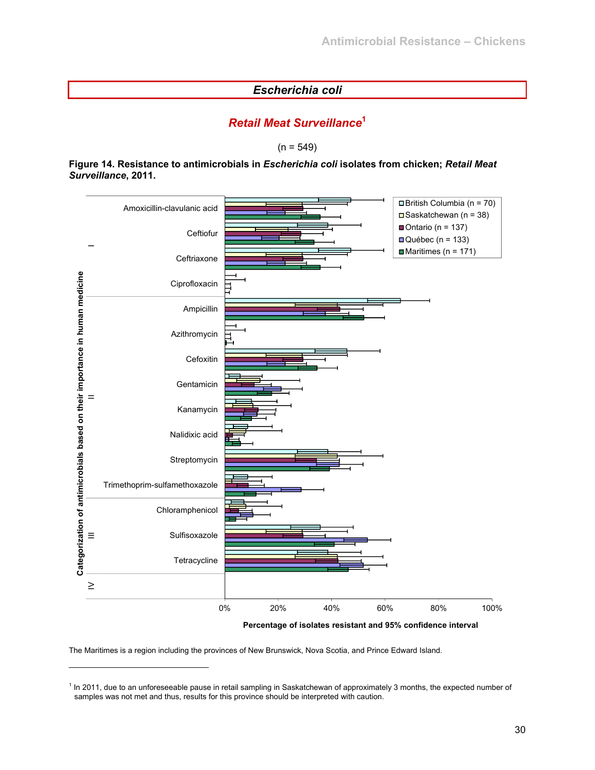## *Escherichia coli*

### *Retail Meat Surveillance*[1]

(n = 549)

**Figure 14. Resistance to antimicrobials in *Escherichia coli* isolates from chicken; *Retail Meat Surveillance*, 2011.**

Categorization of antimicrobials based on their importance in human medicine

I: Amoxicillin-clavulanic acid, Ceftiofur, Ceftriaxone, Ciprofloxacin

II: Ampicillin, Azithromycin, Cefoxitin, Gentamicin, Kanamycin, Nalidixic acid, Streptomycin, Trimethoprim-sulfamethoxazole

III: Chloramphenicol, Sulfisoxazole, Tetracycline

IV

Legend: British Columbia (n = 70); Saskatchewan (n = 38); Ontario (n = 137); Québec (n = 133); Maritimes (n = 171)

Percentage of isolates resistant and 95% confidence interval (0%, 20%, 40%, 60%, 80%, 100%)

The Maritimes is a region including the provinces of New Brunswick, Nova Scotia, and Prince Edward Island.

---

[1] In 2011, due to an unforeseeable pause in retail sampling in Saskatchewan of approximately 3 months, the expected number of samples was not met and thus, results for this province should be interpreted with caution.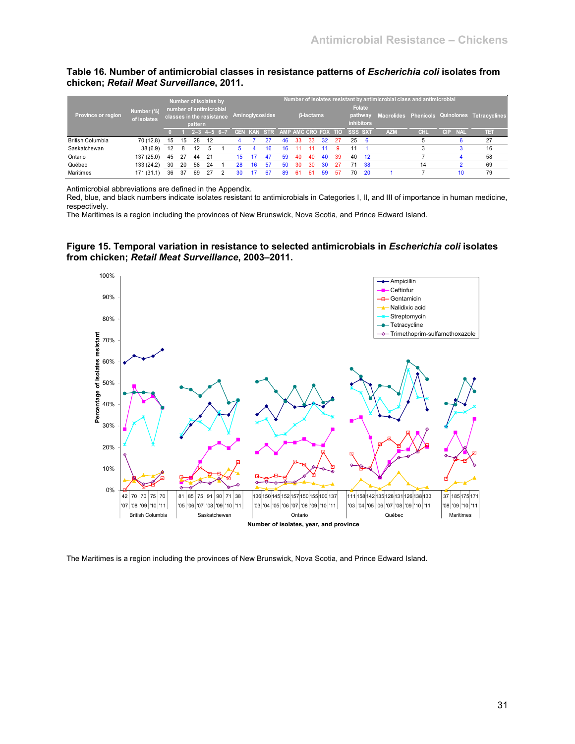## Table 16. Number of antimicrobial classes in resistance patterns of *Escherichia coli* isolates from chicken; *Retail Meat Surveillance*, 2011.

| Province or region | Number (%) of isolates | Number of isolates by number of antimicrobial classes in the resistance pattern | | | | | Number of isolates resistant by antimicrobial class and antimicrobial | | | | | | | | | | | | | | | |
|---|---|---|---|---|---|---|---|---|---|---|---|---|---|---|---|---|---|---|---|---|---|---|
| | | | | | | | Aminoglycosides | | | β-lactams | | | | | Folate pathway inhibitors | | Macrolides | Phenicols | Quinolones | | Tetracyclines |
| | | 0 | 1 | 2–3 | 4–5 | 6–7 | GEN | KAN | STR | AMP | AMC | CRO | FOX | TIO | SSS | SXT | AZM | CHL | CIP | NAL | TET |
| British Columbia | 70 (12.8) | 15 | 15 | 28 | 12 | | 4 | 7 | 27 | 46 | 33 | 33 | 32 | 27 | 25 | 6 | | 5 | | 6 | 27 |
| Saskatchewan | 38 (6.9) | 12 | 8 | 12 | 5 | 1 | 5 | 4 | 16 | 16 | 11 | 11 | 11 | 9 | 11 | 1 | | 3 | | 3 | 16 |
| Ontario | 137 (25.0) | 45 | 27 | 44 | 21 | | 15 | 17 | 47 | 59 | 40 | 40 | 40 | 39 | 40 | 12 | | 7 | | 4 | 58 |
| Québec | 133 (24.2) | 30 | 20 | 58 | 24 | 1 | 28 | 16 | 57 | 50 | 30 | 30 | 30 | 27 | 71 | 38 | | 14 | | 2 | 69 |
| Maritimes | 171 (31.1) | 36 | 37 | 69 | 27 | 2 | 30 | 17 | 67 | 89 | 61 | 61 | 59 | 57 | 70 | 20 | 1 | 7 | | 10 | 79 |

Antimicrobial abbreviations are defined in the Appendix.
Red, blue, and black numbers indicate isolates resistant to antimicrobials in Categories I, II, and III of importance in human medicine, respectively.
The Maritimes is a region including the provinces of New Brunswick, Nova Scotia, and Prince Edward Island.

## Figure 15. Temporal variation in resistance to selected antimicrobials in *Escherichia coli* isolates from chicken; *Retail Meat Surveillance*, 2003–2011.

The Maritimes is a region including the provinces of New Brunswick, Nova Scotia, and Prince Edward Island.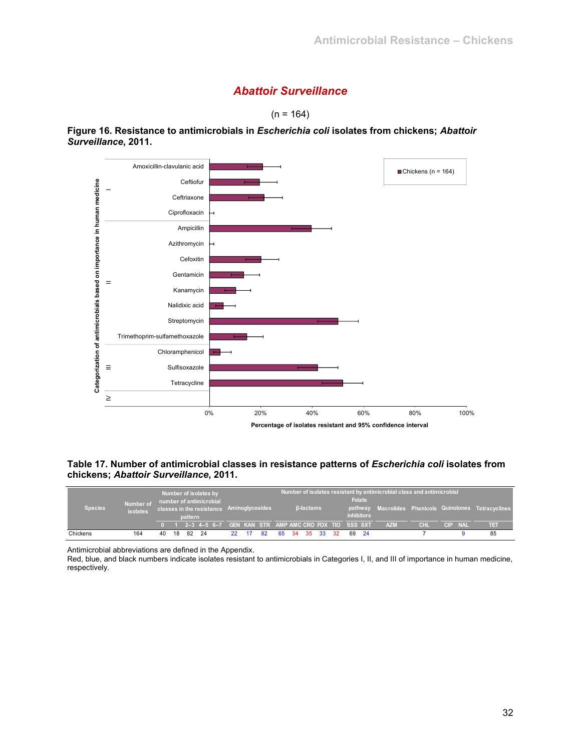## *Abattoir Surveillance*

(n = 164)

**Figure 16. Resistance to antimicrobials in *Escherichia coli* isolates from chickens; *Abattoir Surveillance*, 2011.**

**Table 17. Number of antimicrobial classes in resistance patterns of *Escherichia coli* isolates from chickens; *Abattoir Surveillance*, 2011.**

| Species | Number of isolates | Number of isolates by number of antimicrobial classes in the resistance pattern | | | | | Number of isolates resistant by antimicrobial class and antimicrobial | | | | | | | | | | | | | | | |
|---|---|---|---|---|---|---|---|---|---|---|---|---|---|---|---|---|---|---|---|---|---|---|
| | | | | | | | Aminoglycosides | | | β-lactams | | | | | Folate pathway inhibitors | | Macrolides | Phenicols | Quinolones | | Tetracyclines |
| | | 0 | 1 | 2–3 | 4–5 | 6–7 | GEN | KAN | STR | AMP | AMC | CRO | FOX | TIO | SSS | SXT | AZM | CHL | CIP | NAL | TET |
| Chickens | 164 | 40 | 18 | 82 | 24 | | 22 | 17 | 82 | 65 | 34 | 35 | 33 | 32 | 69 | 24 | | 7 | | 9 | 85 |

Antimicrobial abbreviations are defined in the Appendix.
Red, blue, and black numbers indicate isolates resistant to antimicrobials in Categories I, II, and III of importance in human medicine, respectively.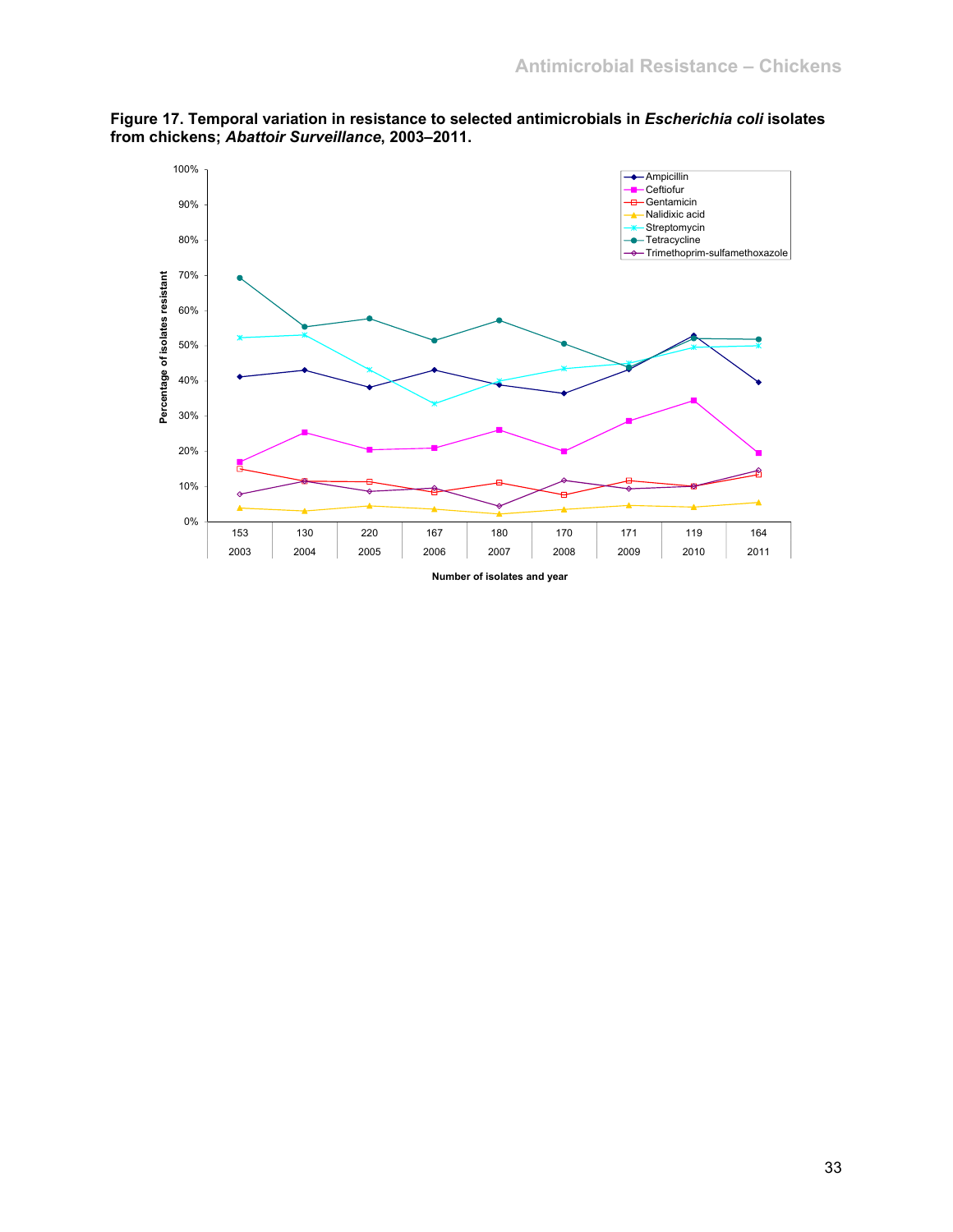**Figure 17. Temporal variation in resistance to selected antimicrobials in *Escherichia coli* isolates from chickens; *Abattoir Surveillance*, 2003–2011.**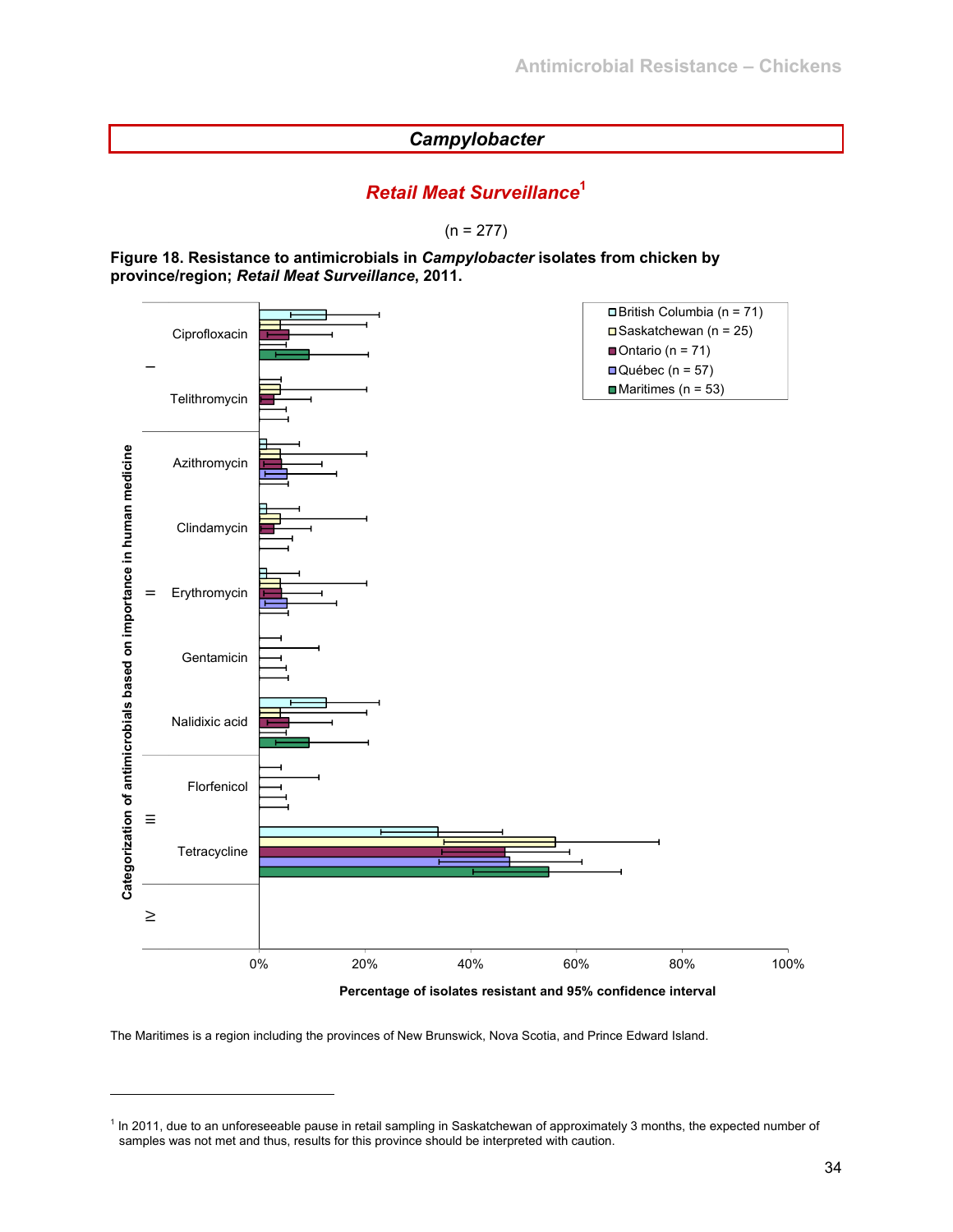## *Campylobacter*

### *Retail Meat Surveillance*[1]

(n = 277)

**Figure 18. Resistance to antimicrobials in *Campylobacter* isolates from chicken by province/region; *Retail Meat Surveillance*, 2011.**

Legend: British Columbia (n = 71); Saskatchewan (n = 25); Ontario (n = 71); Québec (n = 57); Maritimes (n = 53)

Y-axis: Categorization of antimicrobials based on importance in human medicine

- I: Ciprofloxacin, Telithromycin
- II: Azithromycin, Clindamycin, Erythromycin, Gentamicin, Nalidixic acid
- III: Florfenicol, Tetracycline
- IV

X-axis: Percentage of isolates resistant and 95% confidence interval (0%, 20%, 40%, 60%, 80%, 100%)

The Maritimes is a region including the provinces of New Brunswick, Nova Scotia, and Prince Edward Island.

[1] In 2011, due to an unforeseeable pause in retail sampling in Saskatchewan of approximately 3 months, the expected number of samples was not met and thus, results for this province should be interpreted with caution.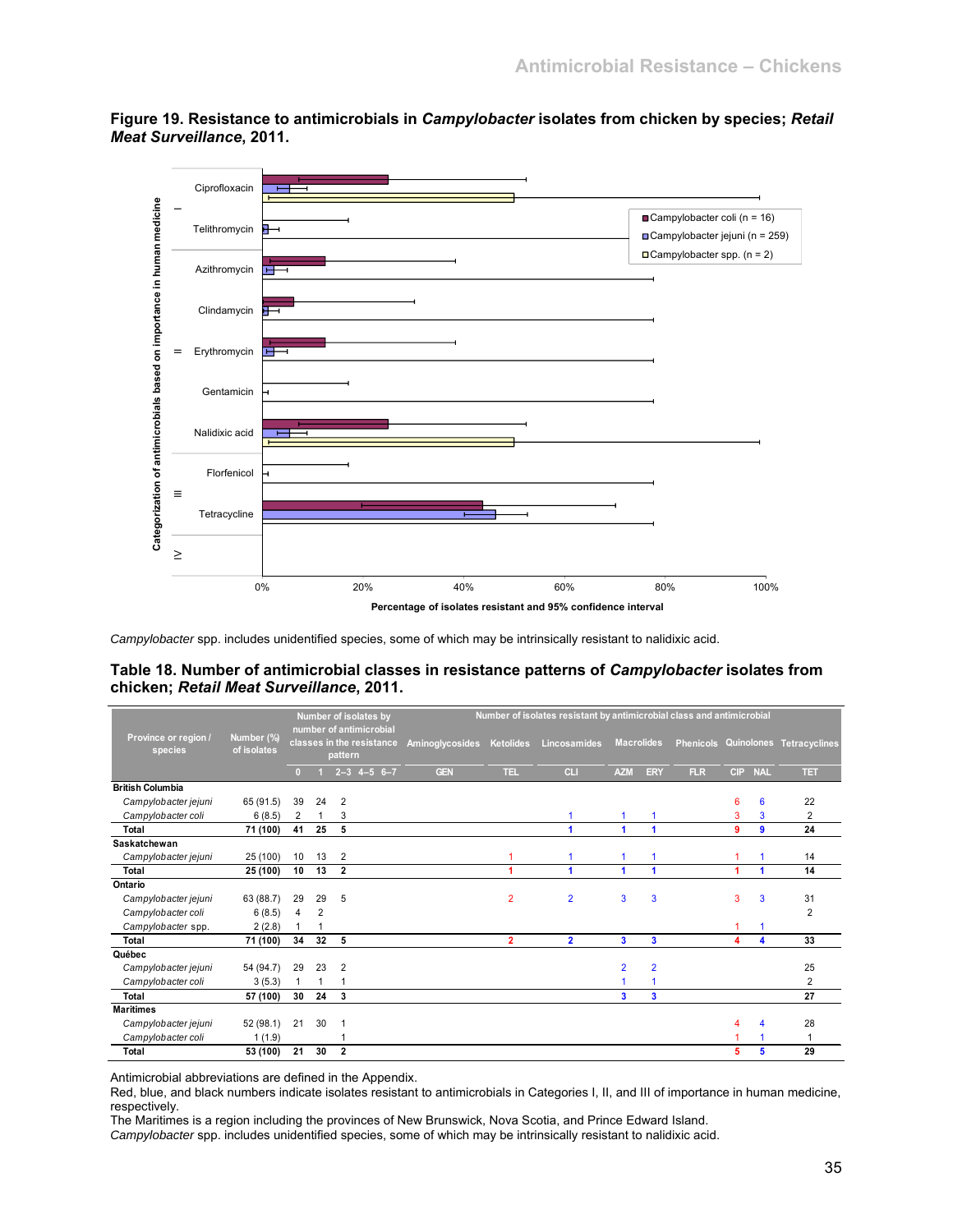**Figure 19. Resistance to antimicrobials in *Campylobacter* isolates from chicken by species; *Retail Meat Surveillance*, 2011.**

*Campylobacter* spp. includes unidentified species, some of which may be intrinsically resistant to nalidixic acid.

**Table 18. Number of antimicrobial classes in resistance patterns of *Campylobacter* isolates from chicken; *Retail Meat Surveillance*, 2011.**

| Province or region / species | Number (%) of isolates | Number of isolates by number of antimicrobial classes in the resistance pattern | | | | | Number of isolates resistant by antimicrobial class and antimicrobial | | | | | | | | |
|---|---|---|---|---|---|---|---|---|---|---|---|---|---|---|---|
| | | | | | | | Aminoglycosides | Ketolides | Lincosamides | Macrolides | | Phenicols | Quinolones | | Tetracyclines |
| | | 0 | 1 | 2–3 | 4–5 | 6–7 | GEN | TEL | CLI | AZM | ERY | FLR | CIP | NAL | TET |
| **British Columbia** | | | | | | | | | | | | | | | |
| *Campylobacter jejuni* | 65 (91.5) | 39 | 24 | 2 | | | | | | | | | 6 | 6 | 22 |
| *Campylobacter coli* | 6 (8.5) | 2 | 1 | 3 | | | | | 1 | 1 | 1 | | 3 | 3 | 2 |
| **Total** | **71 (100)** | **41** | **25** | **5** | | | | | **1** | **1** | **1** | | **9** | **9** | **24** |
| **Saskatchewan** | | | | | | | | | | | | | | | |
| *Campylobacter jejuni* | 25 (100) | 10 | 13 | 2 | | | | 1 | 1 | 1 | 1 | | 1 | 1 | 14 |
| **Total** | **25 (100)** | **10** | **13** | **2** | | | | **1** | **1** | **1** | **1** | | **1** | **1** | **14** |
| **Ontario** | | | | | | | | | | | | | | | |
| *Campylobacter jejuni* | 63 (88.7) | 29 | 29 | 5 | | | | 2 | 2 | 3 | 3 | | 3 | 3 | 31 |
| *Campylobacter coli* | 6 (8.5) | 4 | 2 | | | | | | | | | | | | 2 |
| *Campylobacter* spp. | 2 (2.8) | 1 | 1 | | | | | | | | | | 1 | 1 | |
| **Total** | **71 (100)** | **34** | **32** | **5** | | | | **2** | **2** | **3** | **3** | | **4** | **4** | **33** |
| **Québec** | | | | | | | | | | | | | | | |
| *Campylobacter jejuni* | 54 (94.7) | 29 | 23 | 2 | | | | | | 2 | 2 | | | | 25 |
| *Campylobacter coli* | 3 (5.3) | 1 | 1 | 1 | | | | | | 1 | 1 | | | | 2 |
| **Total** | **57 (100)** | **30** | **24** | **3** | | | | | | **3** | **3** | | | | **27** |
| **Maritimes** | | | | | | | | | | | | | | | |
| *Campylobacter jejuni* | 52 (98.1) | 21 | 30 | 1 | | | | | | | | | 4 | 4 | 28 |
| *Campylobacter coli* | 1 (1.9) | | | 1 | | | | | | | | | 1 | 1 | 1 |
| **Total** | **53 (100)** | **21** | **30** | **2** | | | | | | | | | **5** | **5** | **29** |

Antimicrobial abbreviations are defined in the Appendix.
Red, blue, and black numbers indicate isolates resistant to antimicrobials in Categories I, II, and III of importance in human medicine, respectively.
The Maritimes is a region including the provinces of New Brunswick, Nova Scotia, and Prince Edward Island.
*Campylobacter* spp. includes unidentified species, some of which may be intrinsically resistant to nalidixic acid.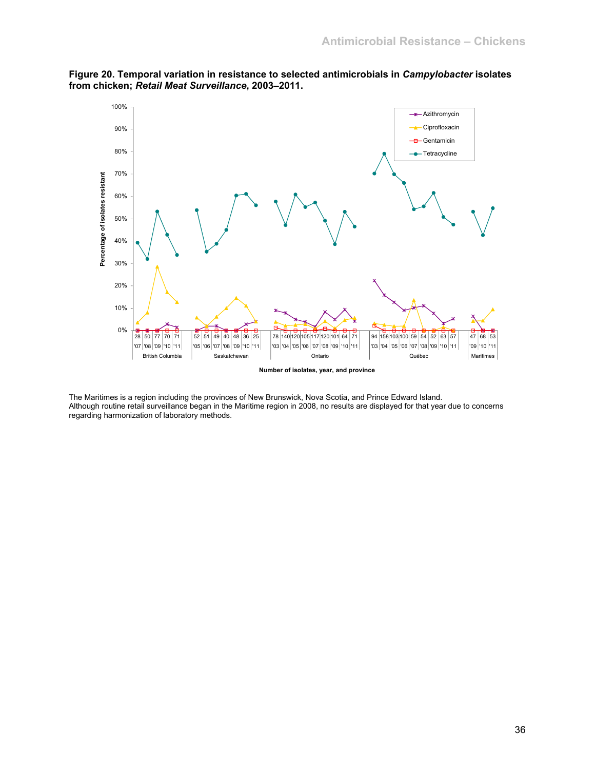**Figure 20. Temporal variation in resistance to selected antimicrobials in *Campylobacter* isolates from chicken; *Retail Meat Surveillance*, 2003–2011.**

The Maritimes is a region including the provinces of New Brunswick, Nova Scotia, and Prince Edward Island.
Although routine retail surveillance began in the Maritime region in 2008, no results are displayed for that year due to concerns regarding harmonization of laboratory methods.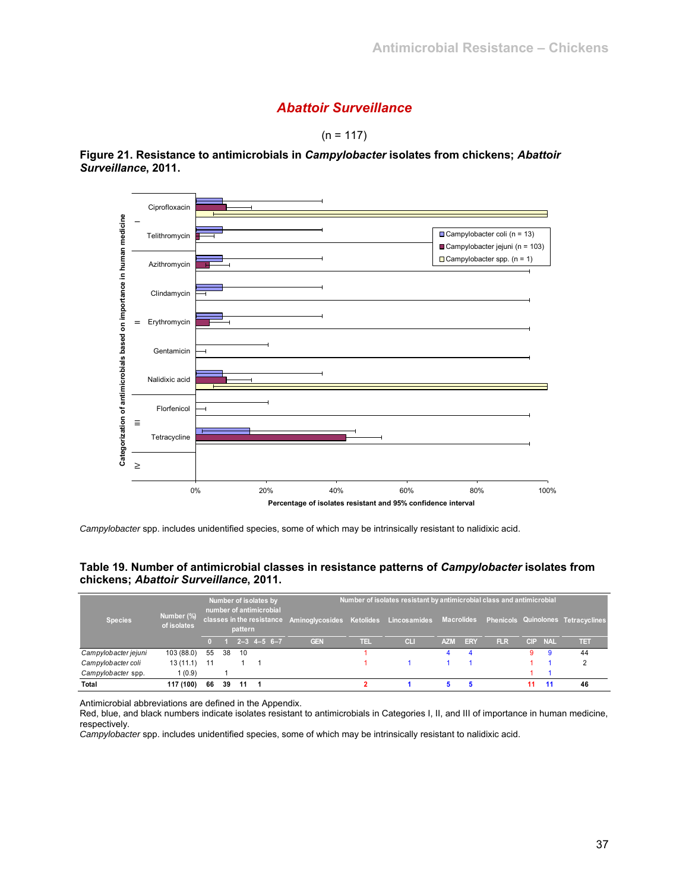## *Abattoir Surveillance*

(n = 117)

**Figure 21. Resistance to antimicrobials in *Campylobacter* isolates from chickens; *Abattoir Surveillance*, 2011.**

*Campylobacter* spp. includes unidentified species, some of which may be intrinsically resistant to nalidixic acid.

**Table 19. Number of antimicrobial classes in resistance patterns of *Campylobacter* isolates from chickens; *Abattoir Surveillance*, 2011.**

| Species | Number (%) of isolates | Number of isolates by number of antimicrobial classes in the resistance pattern | | | | | Number of isolates resistant by antimicrobial class and antimicrobial | | | | | | | | |
|---|---|---|---|---|---|---|---|---|---|---|---|---|---|---|---|
| | | | | | | | Aminoglycosides | Ketolides | Lincosamides | Macrolides | | Phenicols | Quinolones | | Tetracyclines |
| | | 0 | 1 | 2–3 | 4–5 | 6–7 | GEN | TEL | CLI | AZM | ERY | FLR | CIP | NAL | TET |
| *Campylobacter jejuni* | 103 (88.0) | 55 | 38 | 10 | | | | 1 | | 4 | 4 | | 9 | 9 | 44 |
| *Campylobacter coli* | 13 (11.1) | 11 | | 1 | 1 | | | 1 | 1 | 1 | 1 | | 1 | 1 | 2 |
| *Campylobacter* spp. | 1 (0.9) | | 1 | | | | | | | | | | 1 | 1 | |
| **Total** | **117 (100)** | **66** | **39** | **11** | **1** | | | **2** | **1** | **5** | **5** | | **11** | **11** | **46** |

Antimicrobial abbreviations are defined in the Appendix.
Red, blue, and black numbers indicate isolates resistant to antimicrobials in Categories I, II, and III of importance in human medicine, respectively.
*Campylobacter* spp. includes unidentified species, some of which may be intrinsically resistant to nalidixic acid.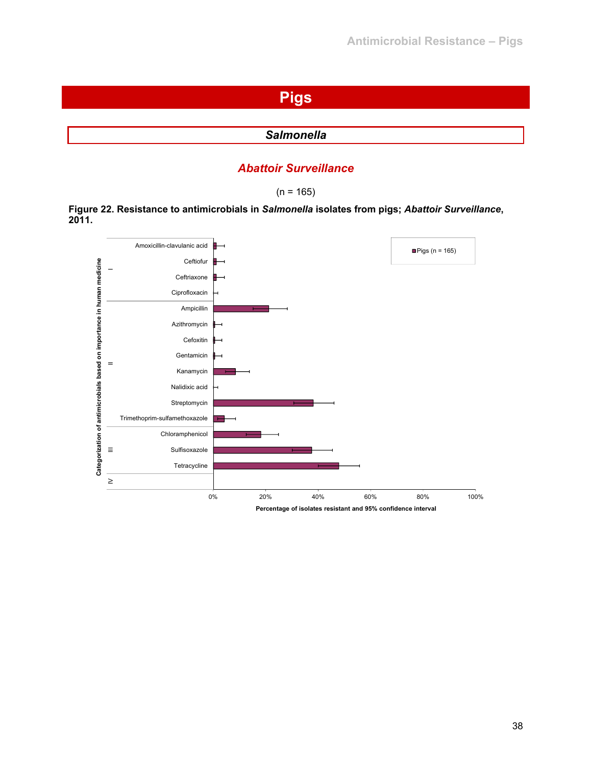# Pigs

## *Salmonella*

### *Abattoir Surveillance*

(n = 165)

**Figure 22. Resistance to antimicrobials in *Salmonella* isolates from pigs; *Abattoir Surveillance*, 2011.**

Categorization of antimicrobials based on importance in human medicine

I
- Amoxicillin-clavulanic acid
- Ceftiofur
- Ceftriaxone
- Ciprofloxacin

II
- Ampicillin
- Azithromycin
- Cefoxitin
- Gentamicin
- Kanamycin
- Nalidixic acid
- Streptomycin
- Trimethoprim-sulfamethoxazole

III
- Chloramphenicol
- Sulfisoxazole
- Tetracycline

IV

Pigs (n = 165)

0% 20% 40% 60% 80% 100%

Percentage of isolates resistant and 95% confidence interval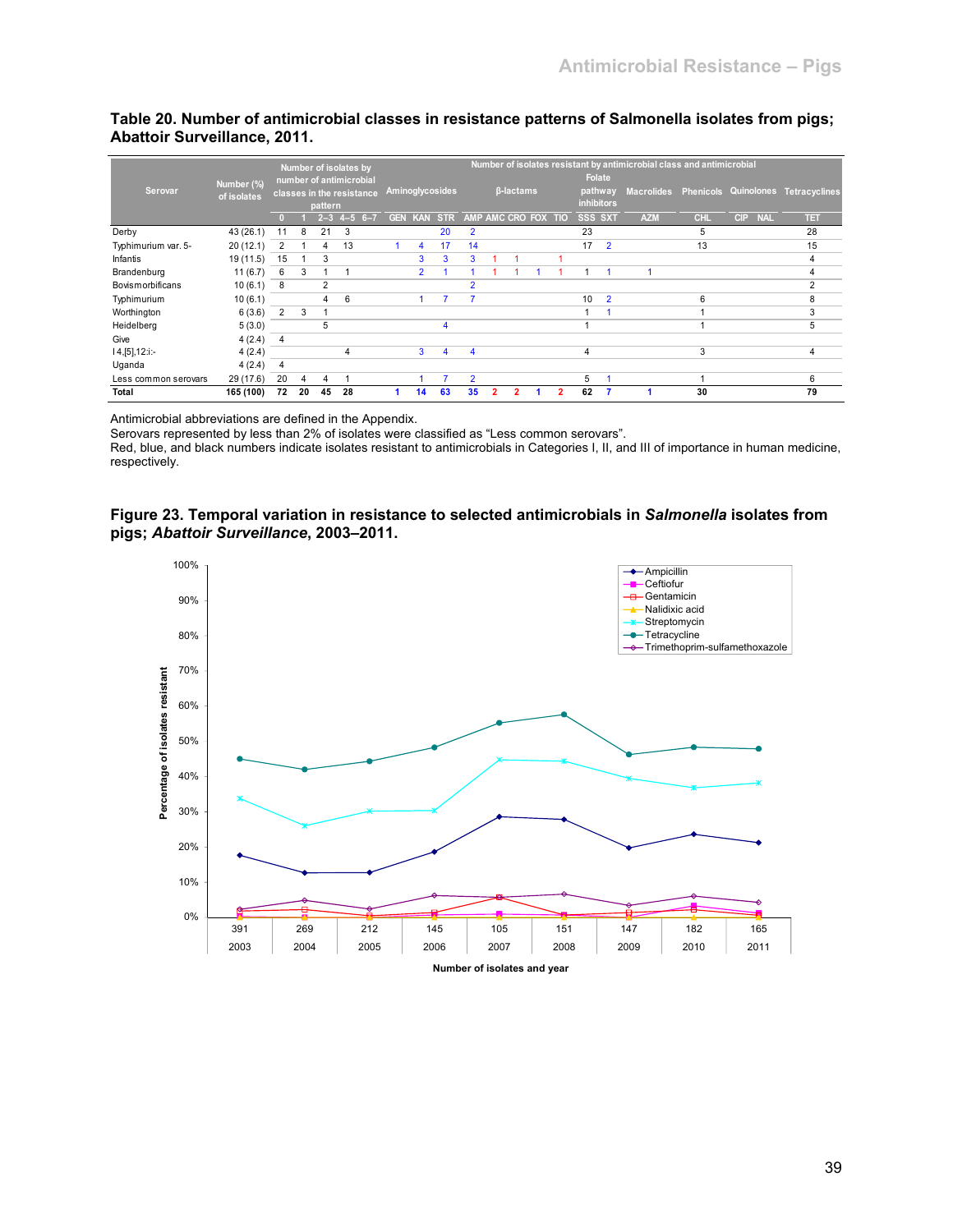**Table 20. Number of antimicrobial classes in resistance patterns of Salmonella isolates from pigs; Abattoir Surveillance, 2011.**

| Serovar | Number (%) of isolates | Number of isolates by number of antimicrobial classes in the resistance pattern | | | | | Number of isolates resistant by antimicrobial class and antimicrobial | | | | | | | | | | | | | | | |
|---|---|---|---|---|---|---|---|---|---|---|---|---|---|---|---|---|---|---|---|---|---|---|
| | | | | | | | Aminoglycosides | | | β-lactams | | | | | Folate pathway inhibitors | | Macrolides | Phenicols | Quinolones | | Tetracyclines |
| | | 0 | 1 | 2–3 | 4–5 | 6–7 | GEN | KAN | STR | AMP | AMC | CRO | FOX | TIO | SSS | SXT | AZM | CHL | CIP | NAL | TET |
| Derby | 43 (26.1) | 11 | 8 | 21 | 3 | | | | 20 | 2 | | | | | 23 | | | 5 | | | 28 |
| Typhimurium var. 5- | 20 (12.1) | 2 | 1 | 4 | 13 | | 1 | 4 | 17 | 14 | | | | | 17 | 2 | | 13 | | | 15 |
| Infantis | 19 (11.5) | 15 | 1 | 3 | | | | 3 | 3 | 3 | 1 | 1 | | 1 | | | | | | | 4 |
| Brandenburg | 11 (6.7) | 6 | 3 | 1 | 1 | | | 2 | 1 | 1 | 1 | 1 | 1 | 1 | 1 | 1 | 1 | | | | 4 |
| Bovismorbificans | 10 (6.1) | 8 | | 2 | | | | | | 2 | | | | | | | | | | | 2 |
| Typhimurium | 10 (6.1) | | | 4 | 6 | | | 1 | 7 | 7 | | | | | 10 | 2 | | 6 | | | 8 |
| Worthington | 6 (3.6) | 2 | 3 | 1 | | | | | | | | | | | 1 | 1 | | 1 | | | 3 |
| Heidelberg | 5 (3.0) | | | 5 | | | | | 4 | | | | | | 1 | | | 1 | | | 5 |
| Give | 4 (2.4) | 4 | | | | | | | | | | | | | | | | | | | |
| I 4,[5],12:i:- | 4 (2.4) | | | | 4 | | | 3 | 4 | 4 | | | | | 4 | | | 3 | | | 4 |
| Uganda | 4 (2.4) | 4 | | | | | | | | | | | | | | | | | | | |
| Less common serovars | 29 (17.6) | 20 | 4 | 4 | 1 | | | 1 | 7 | 2 | | | | | 5 | 1 | | 1 | | | 6 |
| **Total** | **165 (100)** | **72** | **20** | **45** | **28** | | **1** | **14** | **63** | **35** | **2** | **2** | **1** | **2** | **62** | **7** | **1** | **30** | | | **79** |

Antimicrobial abbreviations are defined in the Appendix.
Serovars represented by less than 2% of isolates were classified as "Less common serovars".
Red, blue, and black numbers indicate isolates resistant to antimicrobials in Categories I, II, and III of importance in human medicine, respectively.

**Figure 23. Temporal variation in resistance to selected antimicrobials in *Salmonella* isolates from pigs; *Abattoir Surveillance*, 2003–2011.**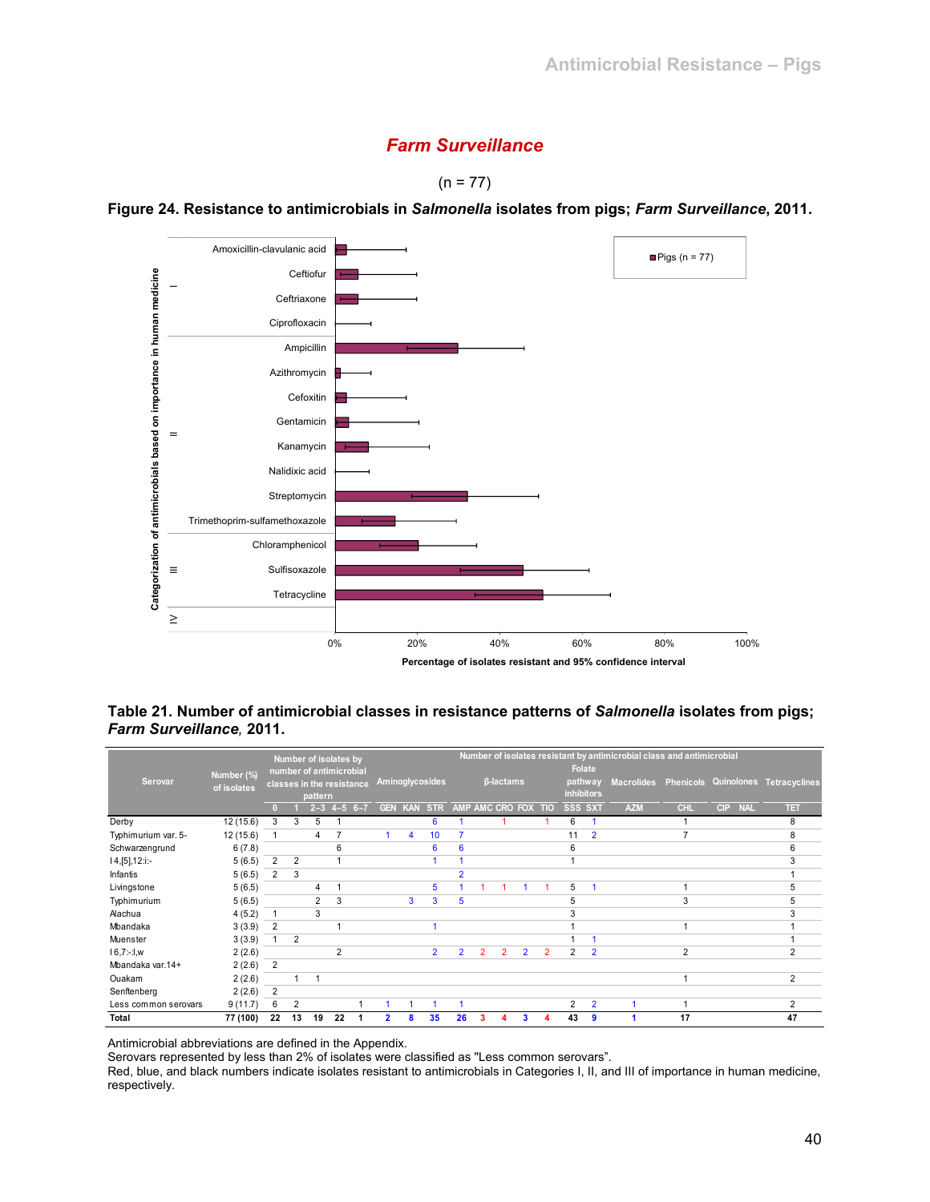## *Farm Surveillance*

(n = 77)

**Figure 24. Resistance to antimicrobials in *Salmonella* isolates from pigs; *Farm Surveillance*, 2011.**

**Table 21. Number of antimicrobial classes in resistance patterns of *Salmonella* isolates from pigs; *Farm Surveillance*, 2011.**

| Serovar | Number (%) of isolates | Number of isolates by number of antimicrobial classes in the resistance pattern | | | | | Number of isolates resistant by antimicrobial class and antimicrobial | | | | | | | | | | | | | | |
|---|---|---|---|---|---|---|---|---|---|---|---|---|---|---|---|---|---|---|---|---|---|
| | | | | | | | Aminoglycosides | | | β-lactams | | | | | Folate pathway inhibitors | | Macrolides | Phenicols | Quinolones | | Tetracyclines |
| | | 0 | 1 | 2–3 | 4–5 | 6–7 | GEN | KAN | STR | AMP | AMC | CRO | FOX | TIO | SSS | SXT | AZM | CHL | CIP | NAL | TET |
| Derby | 12 (15.6) | 3 | 3 | 5 | 1 | | | | 6 | 1 | | 1 | | 1 | 6 | 1 | | 1 | | | 8 |
| Typhimurium var. 5- | 12 (15.6) | 1 | | 4 | 7 | | 1 | 4 | 10 | 7 | | | | | 11 | 2 | | 7 | | | 8 |
| Schwarzengrund | 6 (7.8) | | | | 6 | | | | 6 | 6 | | | | | 6 | | | | | | 6 |
| I 4,[5],12:i:- | 5 (6.5) | 2 | 2 | | 1 | | | | 1 | 1 | | | | | 1 | | | | | | 3 |
| Infantis | 5 (6.5) | 2 | 3 | | | | | | | 2 | | | | | | | | | | | 1 |
| Livingstone | 5 (6.5) | | | 4 | 1 | | | | 5 | 1 | 1 | 1 | 1 | 1 | 5 | 1 | | 1 | | | 5 |
| Typhimurium | 5 (6.5) | | | 2 | 3 | | | 3 | 3 | 5 | | | | | 5 | | | 3 | | | 5 |
| Alachua | 4 (5.2) | 1 | | 3 | | | | | | | | | | | 3 | | | | | | 3 |
| Mbandaka | 3 (3.9) | 2 | | | 1 | | | | 1 | | | | | | 1 | | | 1 | | | 1 |
| Muenster | 3 (3.9) | 1 | 2 | | | | | | | | | | | | 1 | 1 | | | | | 1 |
| I 6,7:-:l,w | 2 (2.6) | | | | 2 | | | | 2 | 2 | 2 | 2 | 2 | 2 | 2 | 2 | | 2 | | | 2 |
| Mbandaka var.14+ | 2 (2.6) | 2 | | | | | | | | | | | | | | | | | | | |
| Ouakam | 2 (2.6) | | 1 | 1 | | | | | | | | | | | | | | 1 | | | 2 |
| Senftenberg | 2 (2.6) | 2 | | | | | | | | | | | | | | | | | | | |
| Less common serovars | 9 (11.7) | 6 | 2 | | | 1 | 1 | 1 | 1 | 1 | | | | | 2 | 2 | 1 | 1 | | | 2 |
| **Total** | **77 (100)** | **22** | **13** | **19** | **22** | **1** | **2** | **8** | **35** | **26** | **3** | **4** | **3** | **4** | **43** | **9** | **1** | **17** | | | **47** |

Antimicrobial abbreviations are defined in the Appendix.
Serovars represented by less than 2% of isolates were classified as "Less common serovars".
Red, blue, and black numbers indicate isolates resistant to antimicrobials in Categories I, II, and III of importance in human medicine, respectively.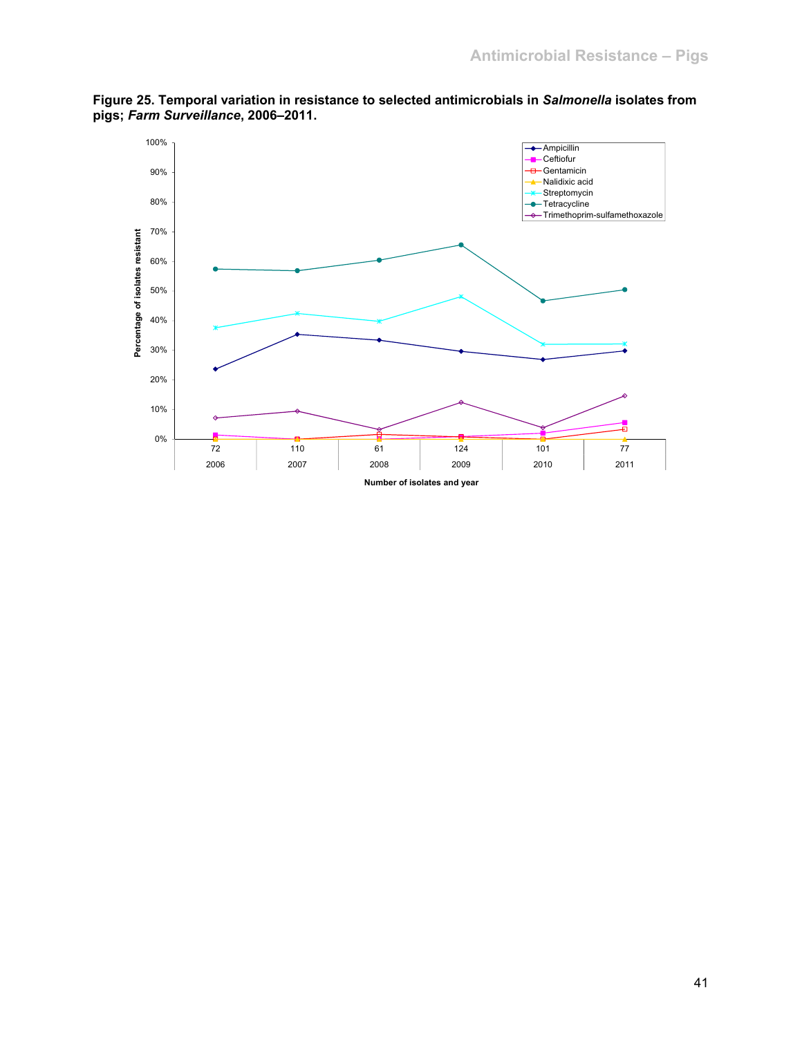**Figure 25. Temporal variation in resistance to selected antimicrobials in *Salmonella* isolates from pigs; *Farm Surveillance*, 2006–2011.**

Percentage of isolates resistant

Number of isolates and year

| Year | 2006 | 2007 | 2008 | 2009 | 2010 | 2011 |
|---|---|---|---|---|---|---|
| Number of isolates | 72 | 110 | 61 | 124 | 101 | 77 |

Legend: Ampicillin, Ceftiofur, Gentamicin, Nalidixic acid, Streptomycin, Tetracycline, Trimethoprim-sulfamethoxazole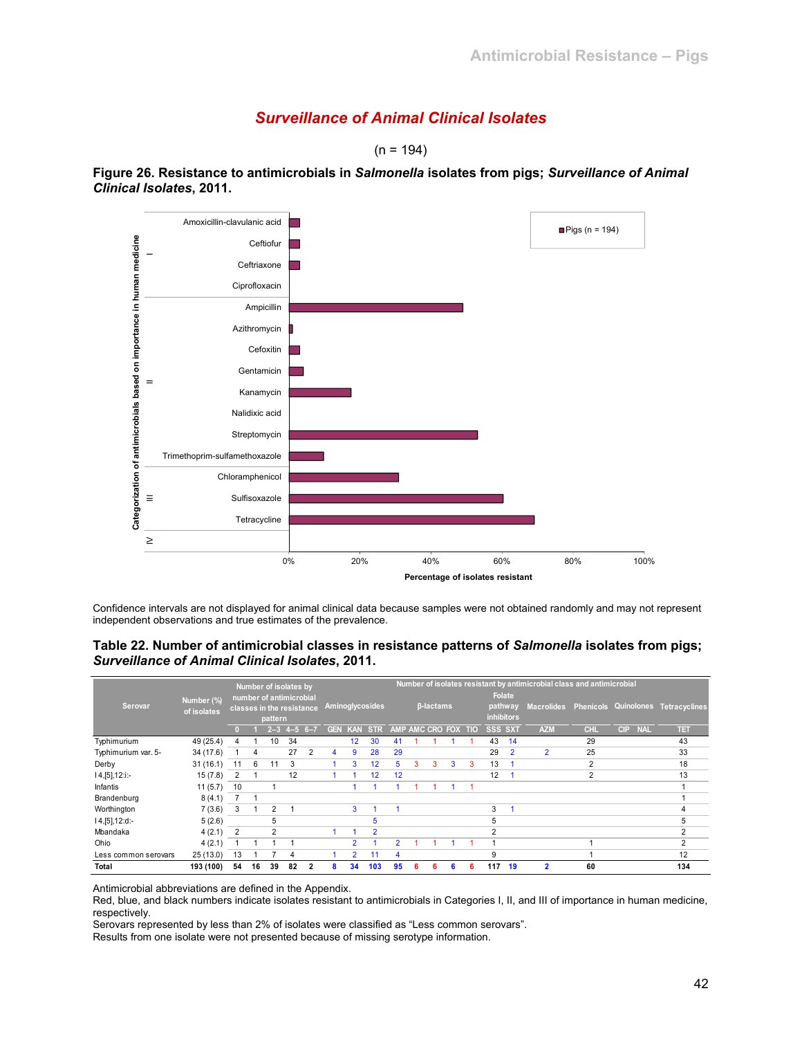## Surveillance of Animal Clinical Isolates

(n = 194)

**Figure 26. Resistance to antimicrobials in *Salmonella* isolates from pigs; *Surveillance of Animal Clinical Isolates*, 2011.**

Confidence intervals are not displayed for animal clinical data because samples were not obtained randomly and may not represent independent observations and true estimates of the prevalence.

**Table 22. Number of antimicrobial classes in resistance patterns of *Salmonella* isolates from pigs; *Surveillance of Animal Clinical Isolates*, 2011.**

| Serovar | Number (%) of isolates | Number of isolates by number of antimicrobial classes in the resistance pattern | | | | | Number of isolates resistant by antimicrobial class and antimicrobial | | | | | | | | | | | | | | | |
|---|---|---|---|---|---|---|---|---|---|---|---|---|---|---|---|---|---|---|---|---|---|---|
| | | | | | | | Aminoglycosides | | | β-lactams | | | | | Folate pathway inhibitors | | Macrolides | Phenicols | Quinolones | | Tetracyclines |
| | | 0 | 1 | 2–3 | 4–5 | 6–7 | GEN | KAN | STR | AMP | AMC | CRO | FOX | TIO | SSS | SXT | AZM | CHL | CIP | NAL | TET |
| Typhimurium | 49 (25.4) | 4 | 1 | 10 | 34 | | | 12 | 30 | 41 | 1 | 1 | 1 | 1 | 43 | 14 | | 29 | | | 43 |
| Typhimurium var. 5- | 34 (17.6) | 1 | 4 | | 27 | 2 | 4 | 9 | 28 | 29 | | | | | 29 | 2 | 2 | 25 | | | 33 |
| Derby | 31 (16.1) | 11 | 6 | 11 | 3 | | 1 | 3 | 12 | 5 | 3 | 3 | 3 | 3 | 13 | 1 | | 2 | | | 18 |
| I 4,[5],12:i:- | 15 (7.8) | 2 | 1 | | 12 | | 1 | 1 | 12 | 12 | | | | | 12 | 1 | | 2 | | | 13 |
| Infantis | 11 (5.7) | 10 | | 1 | | | | 1 | 1 | 1 | 1 | 1 | 1 | 1 | | | | | | | 1 |
| Brandenburg | 8 (4.1) | 7 | 1 | | | | | | | | | | | | | | | | | | 1 |
| Worthington | 7 (3.6) | 3 | 1 | 2 | 1 | | | 3 | 1 | 1 | | | | | 3 | 1 | | | | | 4 |
| I 4,[5],12:d:- | 5 (2.6) | | | 5 | | | | | 5 | | | | | | 5 | | | | | | 5 |
| Mbandaka | 4 (2.1) | 2 | | 2 | | | 1 | 1 | 2 | | | | | | 2 | | | | | | 2 |
| Ohio | 4 (2.1) | 1 | 1 | 1 | 1 | | | 2 | 1 | 2 | 1 | 1 | 1 | 1 | 1 | | | 1 | | | 2 |
| Less common serovars | 25 (13.0) | 13 | 1 | 7 | 4 | | 1 | 2 | 11 | 4 | | | | | 9 | | | 1 | | | 12 |
| **Total** | **193 (100)** | **54** | **16** | **39** | **82** | **2** | **8** | **34** | **103** | **95** | **6** | **6** | **6** | **6** | **117** | **19** | **2** | **60** | | | **134** |

Antimicrobial abbreviations are defined in the Appendix.
Red, blue, and black numbers indicate isolates resistant to antimicrobials in Categories I, II, and III of importance in human medicine, respectively.
Serovars represented by less than 2% of isolates were classified as "Less common serovars".
Results from one isolate were not presented because of missing serotype information.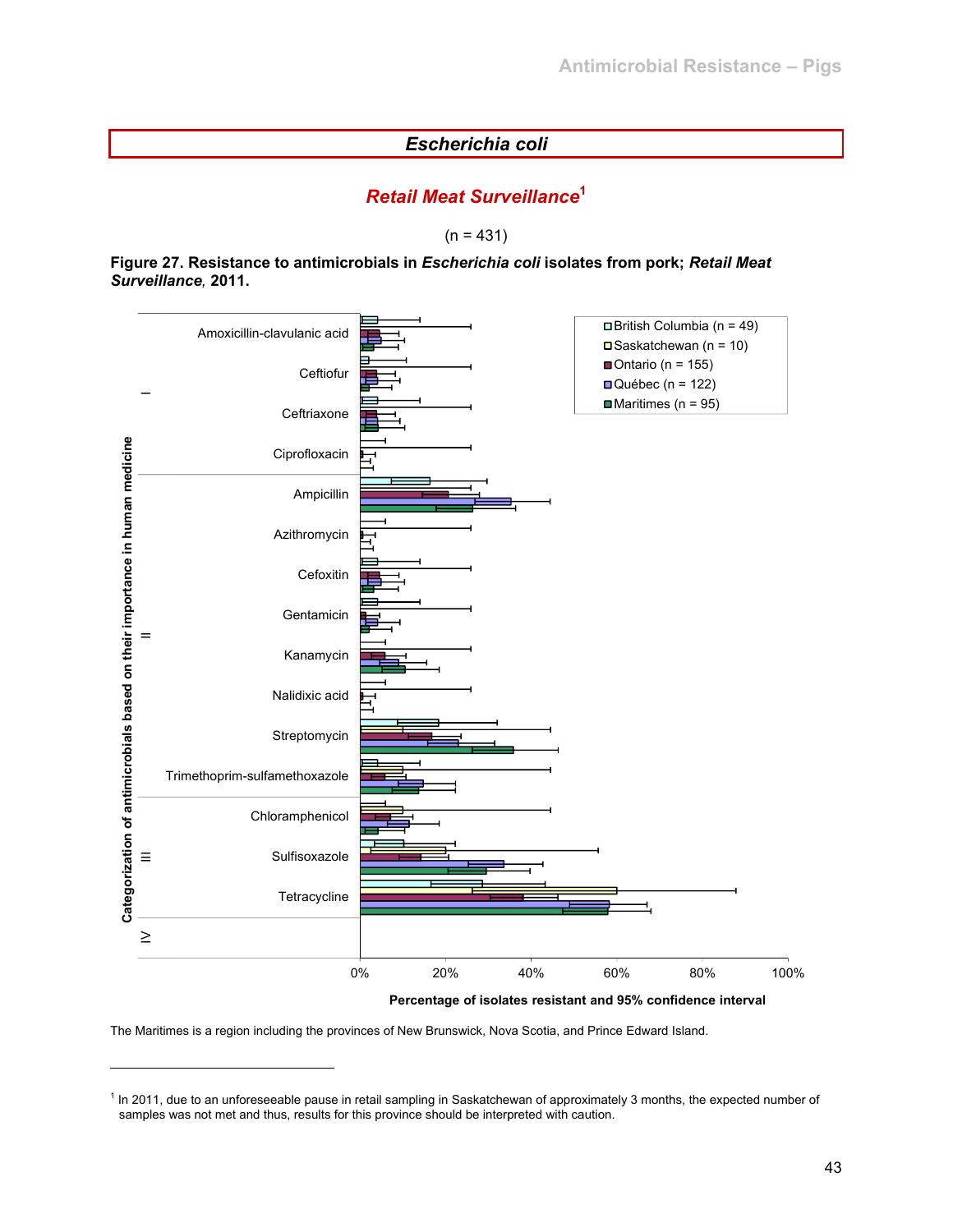## *Escherichia coli*

### *Retail Meat Surveillance*[1]

(n = 431)

**Figure 27. Resistance to antimicrobials in *Escherichia coli* isolates from pork; *Retail Meat Surveillance*, 2011.**

The Maritimes is a region including the provinces of New Brunswick, Nova Scotia, and Prince Edward Island.

---

[1] In 2011, due to an unforeseeable pause in retail sampling in Saskatchewan of approximately 3 months, the expected number of samples was not met and thus, results for this province should be interpreted with caution.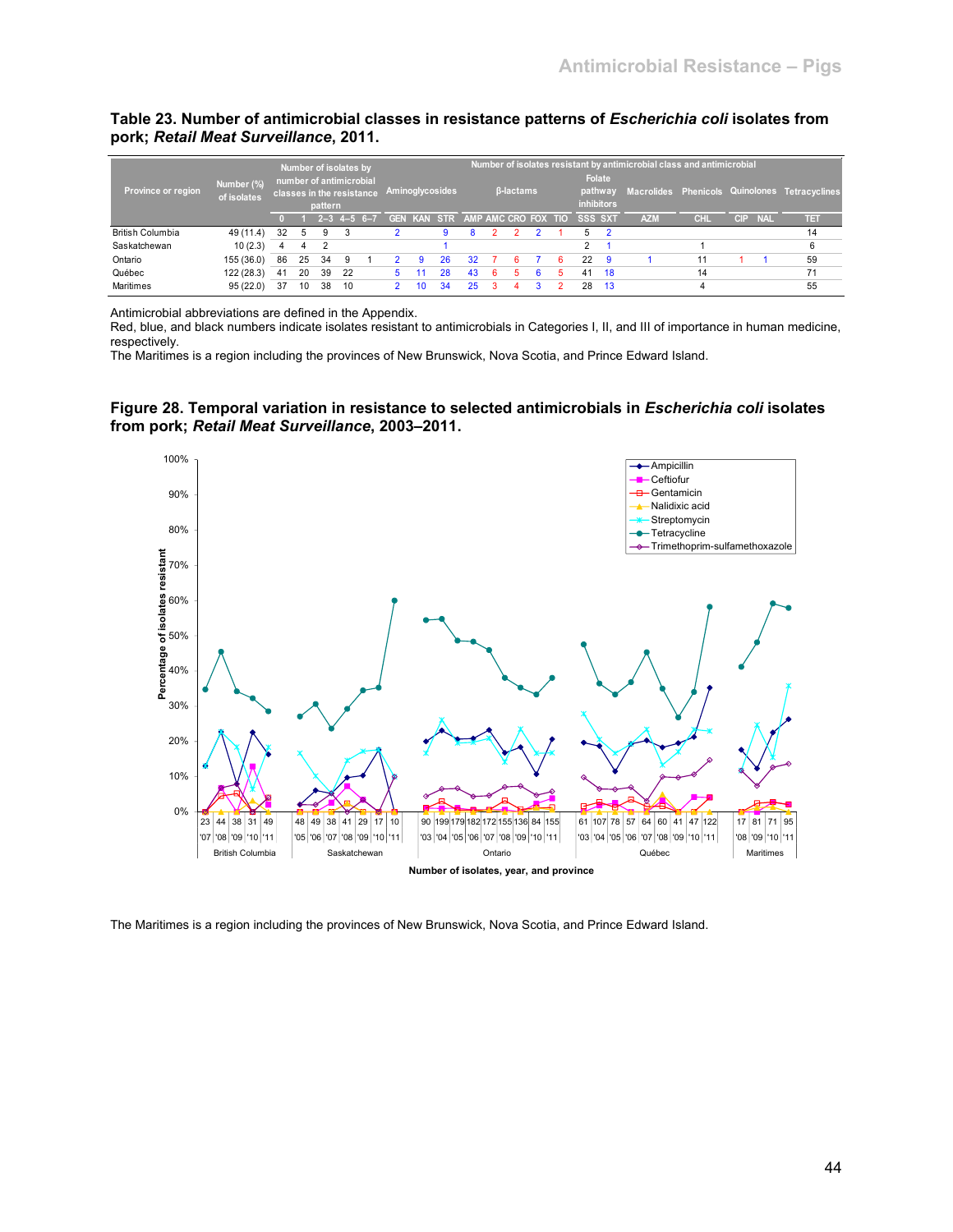**Table 23. Number of antimicrobial classes in resistance patterns of *Escherichia coli* isolates from pork; *Retail Meat Surveillance*, 2011.**

| Province or region | Number (%) of isolates | Number of isolates by number of antimicrobial classes in the resistance pattern | | | | | Number of isolates resistant by antimicrobial class and antimicrobial | | | | | | | | | | | | | | | | |
|---|---|---|---|---|---|---|---|---|---|---|---|---|---|---|---|---|---|---|---|---|---|
| | | | | | | | Aminoglycosides | | | β-lactams | | | | | Folate pathway inhibitors | | Macrolides | Phenicols | Quinolones | | Tetracyclines |
| | | 0 | 1 | 2–3 | 4–5 | 6–7 | GEN | KAN | STR | AMP | AMC | CRO | FOX | TIO | SSS | SXT | AZM | CHL | CIP | NAL | TET |
| British Columbia | 49 (11.4) | 32 | 5 | 9 | 3 | | 2 | | 9 | 8 | 2 | 2 | 2 | 1 | 5 | 2 | | | | | 14 |
| Saskatchewan | 10 (2.3) | 4 | 4 | 2 | | | | | 1 | | | | | | 2 | 1 | | 1 | | | 6 |
| Ontario | 155 (36.0) | 86 | 25 | 34 | 9 | 1 | 2 | 9 | 26 | 32 | 7 | 6 | 7 | 6 | 22 | 9 | 1 | 11 | 1 | 1 | 59 |
| Québec | 122 (28.3) | 41 | 20 | 39 | 22 | | 5 | 11 | 28 | 43 | 6 | 5 | 6 | 5 | 41 | 18 | | 14 | | | 71 |
| Maritimes | 95 (22.0) | 37 | 10 | 38 | 10 | | 2 | 10 | 34 | 25 | 3 | 4 | 3 | 2 | 28 | 13 | | 4 | | | 55 |

Antimicrobial abbreviations are defined in the Appendix.
Red, blue, and black numbers indicate isolates resistant to antimicrobials in Categories I, II, and III of importance in human medicine, respectively.
The Maritimes is a region including the provinces of New Brunswick, Nova Scotia, and Prince Edward Island.

**Figure 28. Temporal variation in resistance to selected antimicrobials in *Escherichia coli* isolates from pork; *Retail Meat Surveillance*, 2003–2011.**

The Maritimes is a region including the provinces of New Brunswick, Nova Scotia, and Prince Edward Island.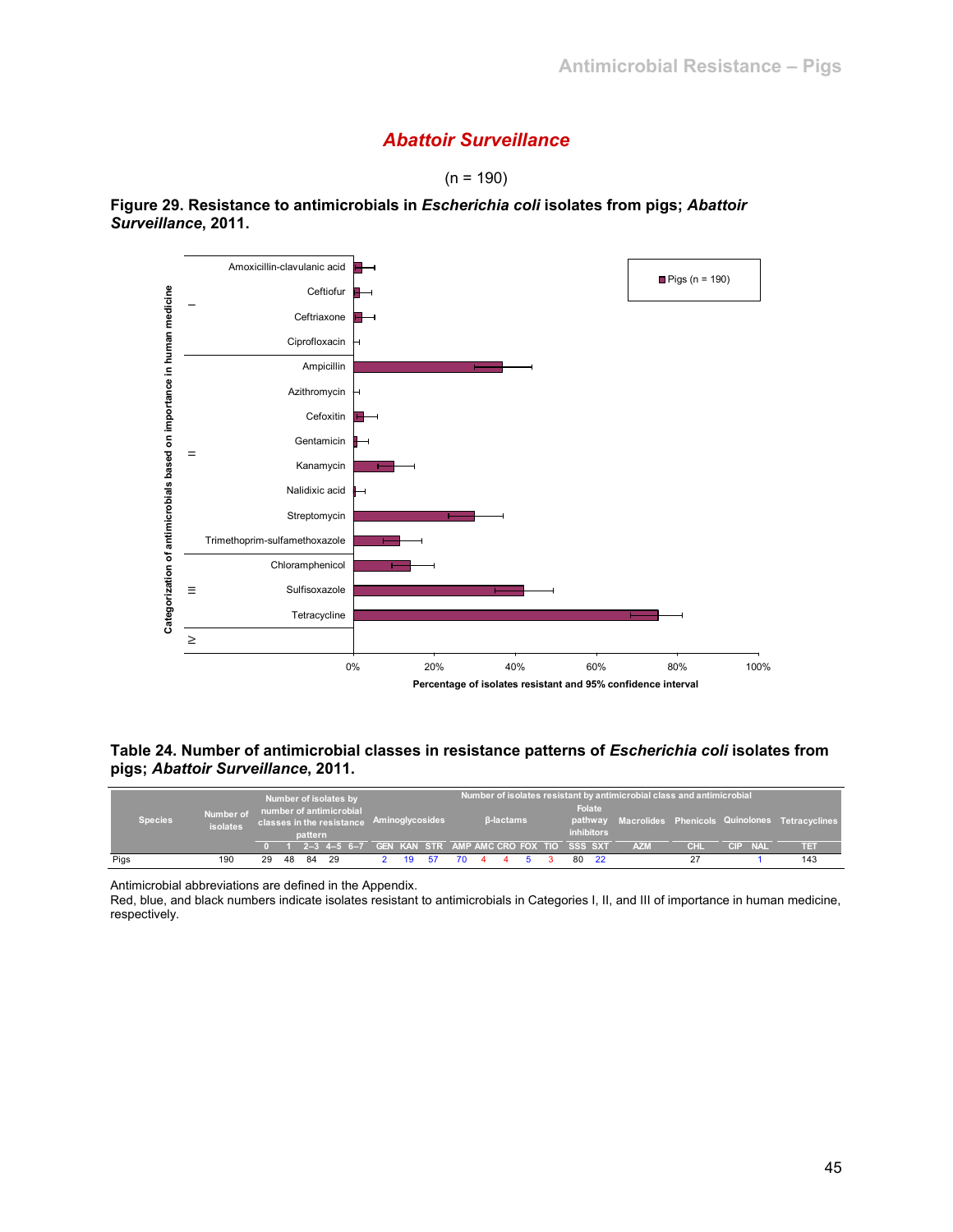## *Abattoir Surveillance*

(n = 190)

**Figure 29. Resistance to antimicrobials in *Escherichia coli* isolates from pigs; *Abattoir Surveillance*, 2011.**

**Table 24. Number of antimicrobial classes in resistance patterns of *Escherichia coli* isolates from pigs; *Abattoir Surveillance*, 2011.**

| Species | Number of isolates | Number of isolates by number of antimicrobial classes in the resistance pattern | | | | | Number of isolates resistant by antimicrobial class and antimicrobial | | | | | | | | | | | | | | |
|---|---|---|---|---|---|---|---|---|---|---|---|---|---|---|---|---|---|---|---|---|---|
| | | | | | | | Aminoglycosides | | | β-lactams | | | | | Folate pathway inhibitors | | Macrolides | Phenicols | Quinolones | | Tetracyclines |
| | | 0 | 1 | 2–3 | 4–5 | 6–7 | GEN | KAN | STR | AMP | AMC | CRO | FOX | TIO | SSS | SXT | AZM | CHL | CIP | NAL | TET |
| Pigs | 190 | 29 | 48 | 84 | 29 | | 2 | 19 | 57 | 70 | 4 | 4 | 5 | 3 | 80 | 22 | | 27 | | 1 | 143 |

Antimicrobial abbreviations are defined in the Appendix.
Red, blue, and black numbers indicate isolates resistant to antimicrobials in Categories I, II, and III of importance in human medicine, respectively.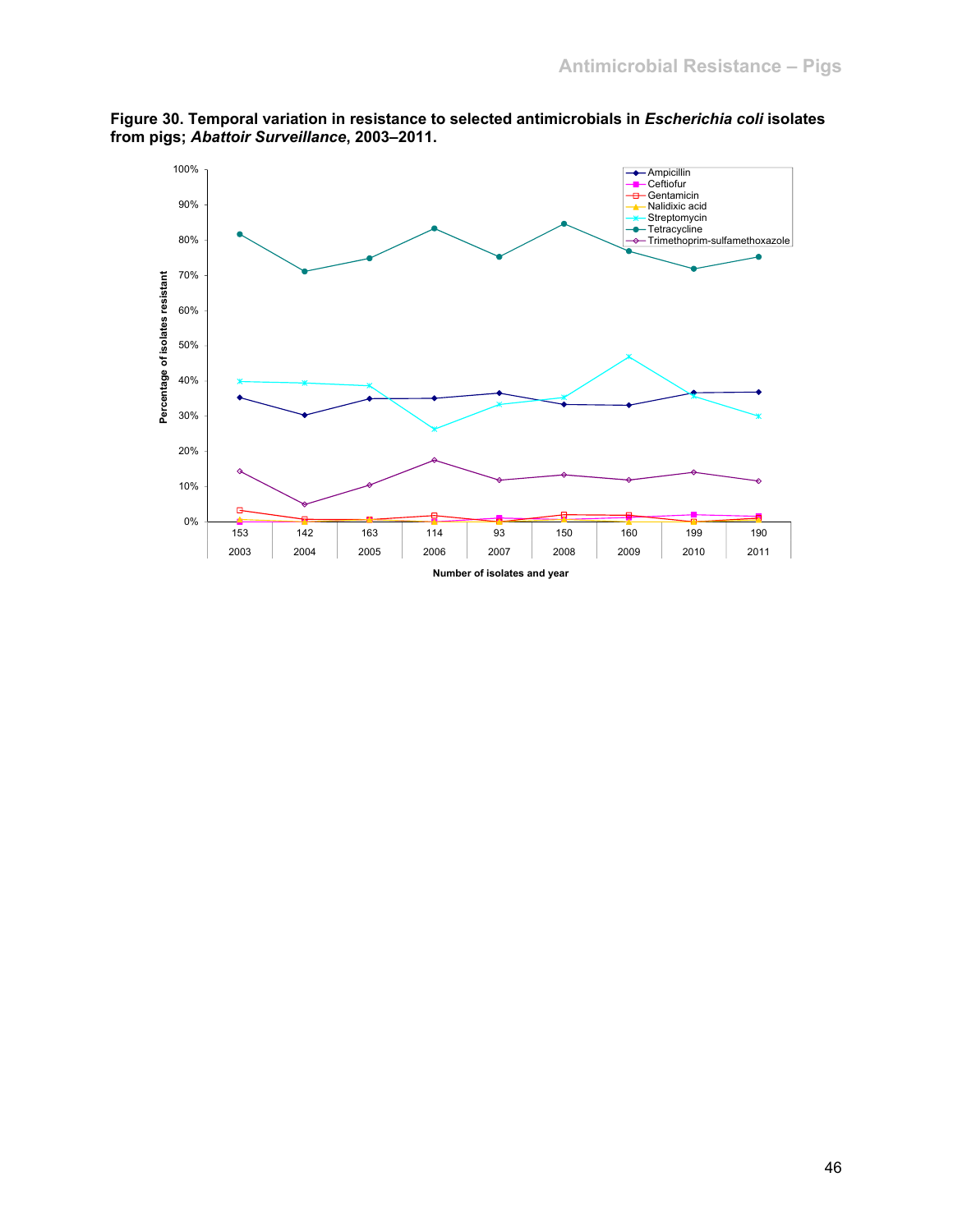**Figure 30. Temporal variation in resistance to selected antimicrobials in *Escherichia coli* isolates from pigs; *Abattoir Surveillance*, 2003–2011.**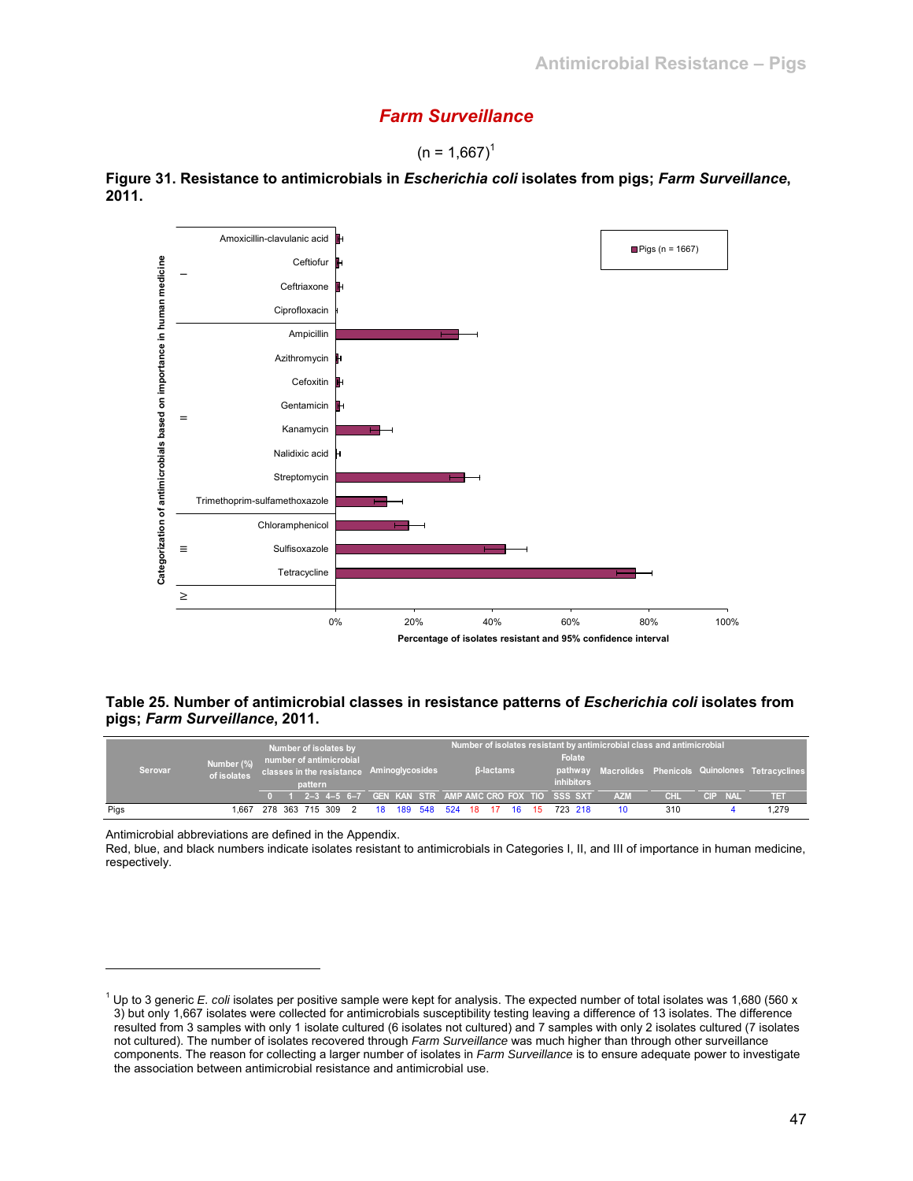## Farm Surveillance

(n = 1,667)[1]

**Figure 31. Resistance to antimicrobials in *Escherichia coli* isolates from pigs; *Farm Surveillance*, 2011.**

Categorization of antimicrobials based on importance in human medicine

| Category | Antimicrobial |
|---|---|
| I | Amoxicillin-clavulanic acid |
| | Ceftiofur |
| | Ceftriaxone |
| | Ciprofloxacin |
| II | Ampicillin |
| | Azithromycin |
| | Cefoxitin |
| | Gentamicin |
| | Kanamycin |
| | Nalidixic acid |
| | Streptomycin |
| | Trimethoprim-sulfamethoxazole |
| III | Chloramphenicol |
| | Sulfisoxazole |
| | Tetracycline |
| IV | |

Pigs (n = 1667)

0% 20% 40% 60% 80% 100%

Percentage of isolates resistant and 95% confidence interval

**Table 25. Number of antimicrobial classes in resistance patterns of *Escherichia coli* isolates from pigs; *Farm Surveillance*, 2011.**

| Serovar | Number (%) of isolates | Number of isolates by number of antimicrobial classes in the resistance pattern | | | | | Number of isolates resistant by antimicrobial class and antimicrobial | | | | | | | | | | | | | | |
|---|---|---|---|---|---|---|---|---|---|---|---|---|---|---|---|---|---|---|---|---|---|
| | | | | | | | Aminoglycosides | | | β-lactams | | | | | Folate pathway inhibitors | | Macrolides | Phenicols | Quinolones | | Tetracyclines |
| | | 0 | 1 | 2–3 | 4–5 | 6–7 | GEN | KAN | STR | AMP | AMC | CRO | FOX | TIO | SSS | SXT | AZM | CHL | CIP | NAL | TET |
| Pigs | 1,667 | 278 | 363 | 715 | 309 | 2 | 18 | 189 | 548 | 524 | 18 | 17 | 16 | 15 | 723 | 218 | 10 | 310 | | 4 | 1,279 |

Antimicrobial abbreviations are defined in the Appendix.
Red, blue, and black numbers indicate isolates resistant to antimicrobials in Categories I, II, and III of importance in human medicine, respectively.

[1] Up to 3 generic *E. coli* isolates per positive sample were kept for analysis. The expected number of total isolates was 1,680 (560 x 3) but only 1,667 isolates were collected for antimicrobials susceptibility testing leaving a difference of 13 isolates. The difference resulted from 3 samples with only 1 isolate cultured (6 isolates not cultured) and 7 samples with only 2 isolates cultured (7 isolates not cultured). The number of isolates recovered through *Farm Surveillance* was much higher than through other surveillance components. The reason for collecting a larger number of isolates in *Farm Surveillance* is to ensure adequate power to investigate the association between antimicrobial resistance and antimicrobial use.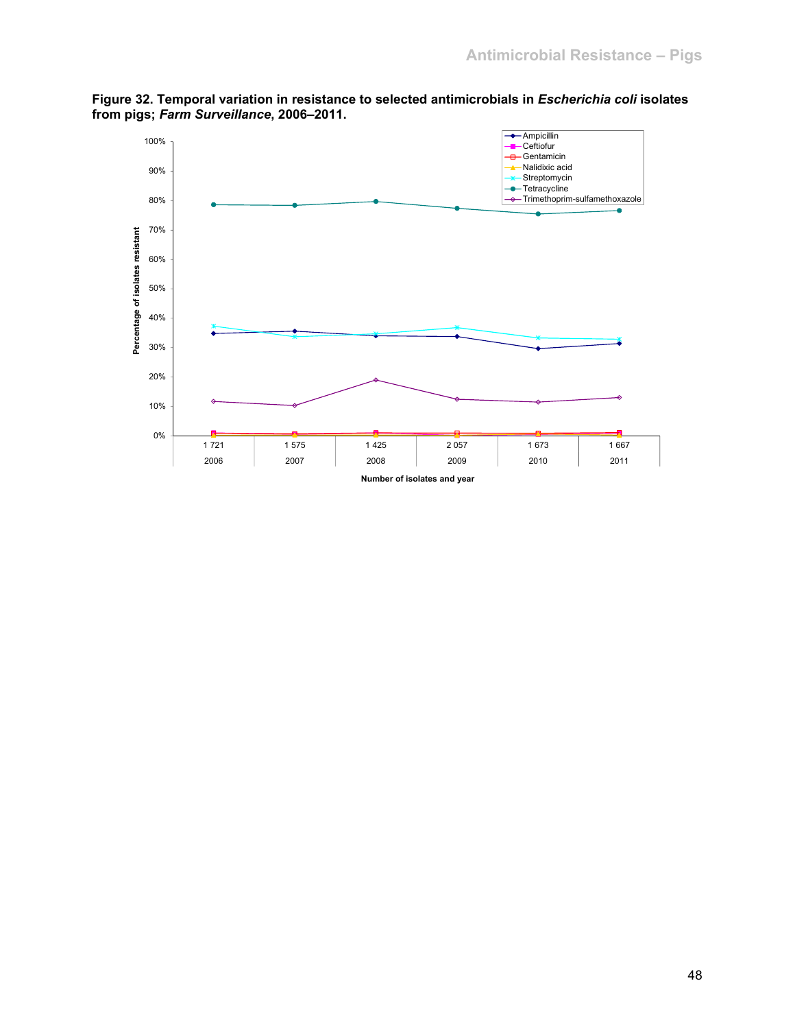**Figure 32. Temporal variation in resistance to selected antimicrobials in *Escherichia coli* isolates from pigs; *Farm Surveillance*, 2006–2011.**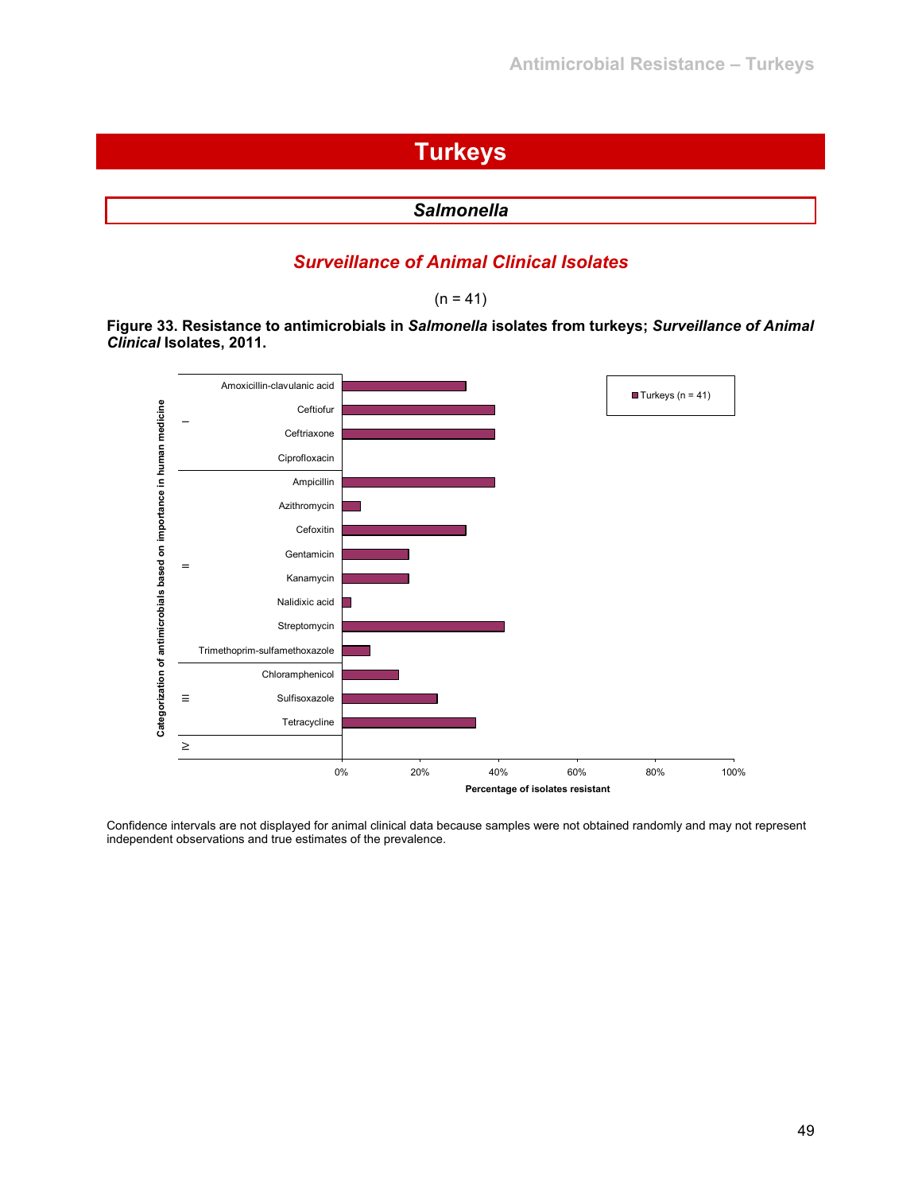# Turkeys

## *Salmonella*

### *Surveillance of Animal Clinical Isolates*

(n = 41)

**Figure 33. Resistance to antimicrobials in *Salmonella* isolates from turkeys; *Surveillance of Animal Clinical* Isolates, 2011.**

Confidence intervals are not displayed for animal clinical data because samples were not obtained randomly and may not represent independent observations and true estimates of the prevalence.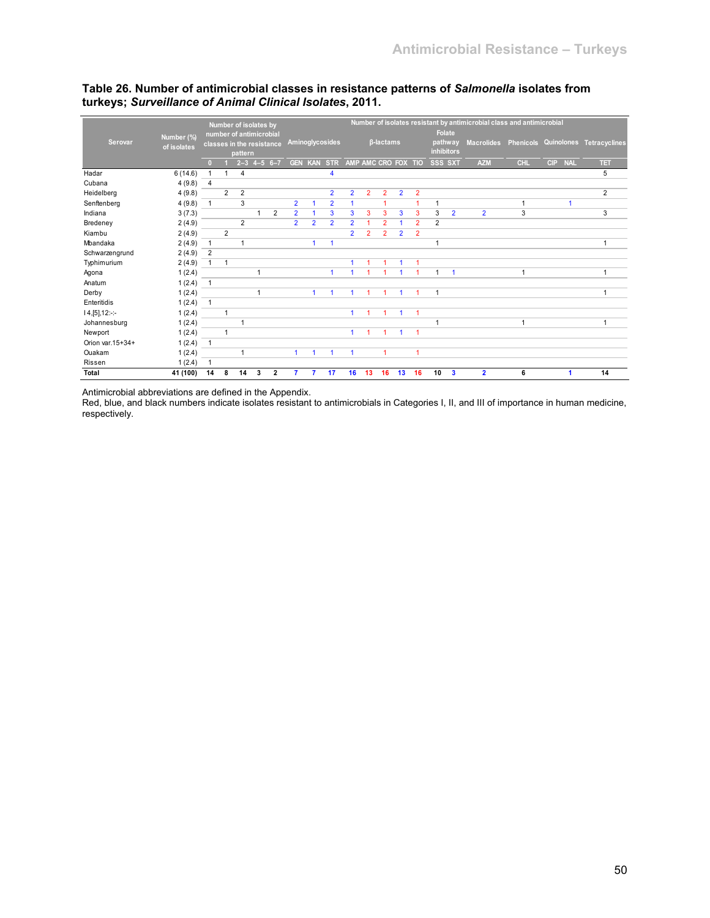**Table 26. Number of antimicrobial classes in resistance patterns of *Salmonella* isolates from turkeys; *Surveillance of Animal Clinical Isolates*, 2011.**

| Serovar | Number (%) of isolates | Number of isolates by number of antimicrobial classes in the resistance pattern | | | | | Number of isolates resistant by antimicrobial class and antimicrobial | | | | | | | | | | | | | | | |
|---|---|---|---|---|---|---|---|---|---|---|---|---|---|---|---|---|---|---|---|---|---|
| | | | | | | | Aminoglycosides | | | β-lactams | | | | | Folate pathway inhibitors | | Macrolides | Phenicols | Quinolones | | Tetracyclines |
| | | 0 | 1 | 2–3 | 4–5 | 6–7 | GEN | KAN | STR | AMP | AMC | CRO | FOX | TIO | SSS | SXT | AZM | CHL | CIP | NAL | TET |
| Hadar | 6 (14.6) | 1 | 1 | 4 | | | | | 4 | | | | | | | | | | | | 5 |
| Cubana | 4 (9.8) | 4 | | | | | | | | | | | | | | | | | | | |
| Heidelberg | 4 (9.8) | | 2 | 2 | | | | | 2 | 2 | 2 | 2 | 2 | 2 | | | | | | | 2 |
| Senftenberg | 4 (9.8) | 1 | | 3 | | | 2 | 1 | 2 | 1 | | 1 | | 1 | 1 | | | 1 | | 1 | |
| Indiana | 3 (7.3) | | | | 1 | 2 | 2 | 1 | 3 | 3 | 3 | 3 | 3 | 3 | 3 | 2 | 2 | 3 | | | 3 |
| Bredeney | 2 (4.9) | | | 2 | | | 2 | 2 | 2 | 2 | 1 | 2 | 1 | 2 | 2 | | | | | | |
| Kiambu | 2 (4.9) | | 2 | | | | | | | 2 | 2 | 2 | 2 | 2 | | | | | | | |
| Mbandaka | 2 (4.9) | 1 | | 1 | | | | 1 | 1 | | | | | | 1 | | | | | | 1 |
| Schwarzengrund | 2 (4.9) | 2 | | | | | | | | | | | | | | | | | | | |
| Typhimurium | 2 (4.9) | 1 | 1 | | | | | | | 1 | 1 | 1 | 1 | 1 | | | | | | | |
| Agona | 1 (2.4) | | | | 1 | | | | 1 | 1 | 1 | 1 | 1 | 1 | 1 | 1 | | 1 | | | 1 |
| Anatum | 1 (2.4) | 1 | | | | | | | | | | | | | | | | | | | |
| Derby | 1 (2.4) | | | | 1 | | | 1 | 1 | 1 | 1 | 1 | 1 | 1 | 1 | | | | | | 1 |
| Enteritidis | 1 (2.4) | 1 | | | | | | | | | | | | | | | | | | | |
| I 4,[5],12:-:- | 1 (2.4) | | 1 | | | | | | | 1 | 1 | 1 | 1 | 1 | | | | | | | |
| Johannesburg | 1 (2.4) | | | 1 | | | | | | | | | | | 1 | | | 1 | | | 1 |
| Newport | 1 (2.4) | | 1 | | | | | | | 1 | 1 | 1 | 1 | 1 | | | | | | | |
| Orion var.15+34+ | 1 (2.4) | 1 | | | | | | | | | | | | | | | | | | | |
| Ouakam | 1 (2.4) | | | 1 | | | 1 | 1 | 1 | 1 | | 1 | | 1 | | | | | | | |
| Rissen | 1 (2.4) | 1 | | | | | | | | | | | | | | | | | | | |
| **Total** | **41 (100)** | **14** | **8** | **14** | **3** | **2** | **7** | **7** | **17** | **16** | **13** | **16** | **13** | **16** | **10** | **3** | **2** | **6** | | **1** | **14** |

Antimicrobial abbreviations are defined in the Appendix.
Red, blue, and black numbers indicate isolates resistant to antimicrobials in Categories I, II, and III of importance in human medicine, respectively.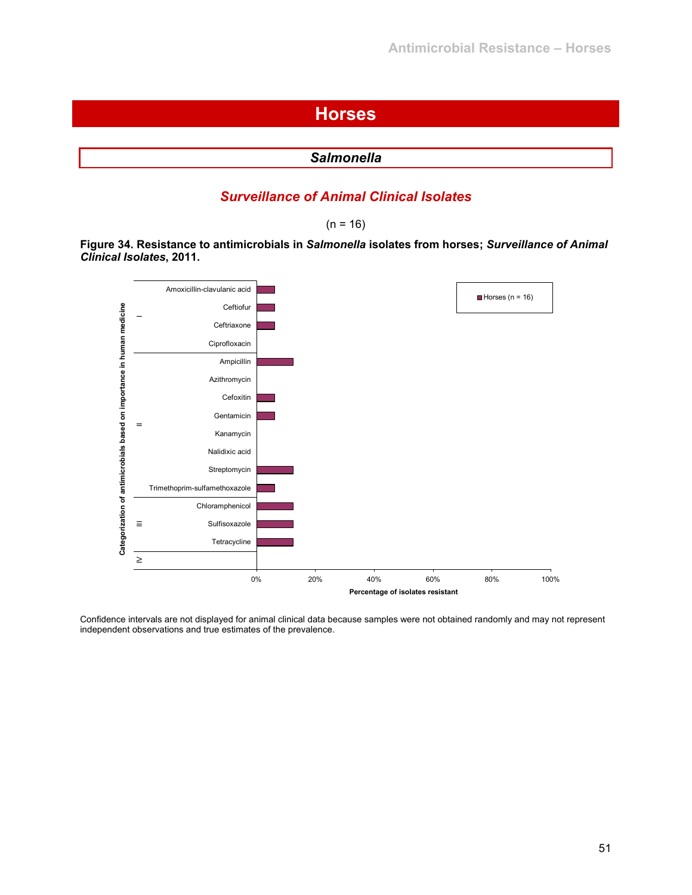# Horses

## *Salmonella*

### *Surveillance of Animal Clinical Isolates*

(n = 16)

**Figure 34. Resistance to antimicrobials in *Salmonella* isolates from horses; *Surveillance of Animal Clinical Isolates*, 2011.**

Categorization of antimicrobials based on importance in human medicine

| Category | Antimicrobial |
|---|---|
| I | Amoxicillin-clavulanic acid |
| | Ceftiofur |
| | Ceftriaxone |
| | Ciprofloxacin |
| II | Ampicillin |
| | Azithromycin |
| | Cefoxitin |
| | Gentamicin |
| | Kanamycin |
| | Nalidixic acid |
| | Streptomycin |
| | Trimethoprim-sulfamethoxazole |
| III | Chloramphenicol |
| | Sulfisoxazole |
| | Tetracycline |
| IV | |

Horses (n = 16)

0% 20% 40% 60% 80% 100%

Percentage of isolates resistant

Confidence intervals are not displayed for animal clinical data because samples were not obtained randomly and may not represent independent observations and true estimates of the prevalence.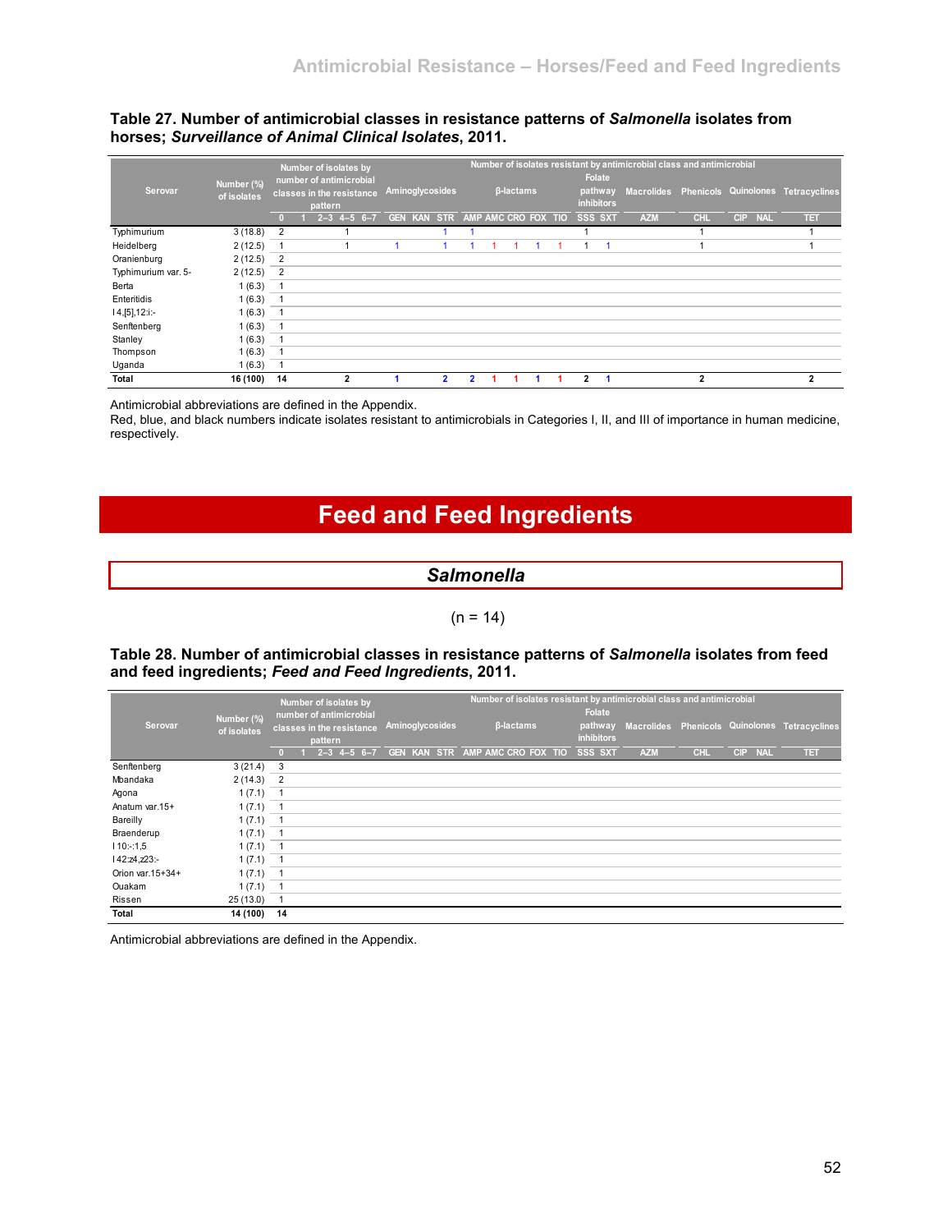**Table 27. Number of antimicrobial classes in resistance patterns of *Salmonella* isolates from horses; *Surveillance of Animal Clinical Isolates*, 2011.**

| Serovar | Number (%) of isolates | Number of isolates by number of antimicrobial classes in the resistance pattern | | | | | Number of isolates resistant by antimicrobial class and antimicrobial | | | | | | | | | | | | | | | |
|---|---|---|---|---|---|---|---|---|---|---|---|---|---|---|---|---|---|---|---|---|---|---|
| | | | | | | | Aminoglycosides | | | β-lactams | | | | | Folate pathway inhibitors | | Macrolides | Phenicols | Quinolones | | Tetracyclines |
| | | 0 | 1 | 2–3 | 4–5 | 6–7 | GEN | KAN | STR | AMP | AMC | CRO | FOX | TIO | SSS | SXT | AZM | CHL | CIP | NAL | TET |
| Typhimurium | 3 (18.8) | 2 | | 1 | | | | | 1 | 1 | | | | | 1 | | | 1 | | | 1 |
| Heidelberg | 2 (12.5) | 1 | | 1 | | | 1 | | 1 | 1 | 1 | 1 | 1 | 1 | 1 | 1 | | 1 | | | 1 |
| Oranienburg | 2 (12.5) | 2 | | | | | | | | | | | | | | | | | | | |
| Typhimurium var. 5- | 2 (12.5) | 2 | | | | | | | | | | | | | | | | | | | |
| Berta | 1 (6.3) | 1 | | | | | | | | | | | | | | | | | | | |
| Enteritidis | 1 (6.3) | 1 | | | | | | | | | | | | | | | | | | | |
| I 4,[5],12:i:- | 1 (6.3) | 1 | | | | | | | | | | | | | | | | | | | |
| Senftenberg | 1 (6.3) | 1 | | | | | | | | | | | | | | | | | | | |
| Stanley | 1 (6.3) | 1 | | | | | | | | | | | | | | | | | | | |
| Thompson | 1 (6.3) | 1 | | | | | | | | | | | | | | | | | | | |
| Uganda | 1 (6.3) | 1 | | | | | | | | | | | | | | | | | | | |
| **Total** | **16 (100)** | **14** | | **2** | | | **1** | | **2** | **2** | **1** | **1** | **1** | **1** | **2** | **1** | | **2** | | | **2** |

Antimicrobial abbreviations are defined in the Appendix.
Red, blue, and black numbers indicate isolates resistant to antimicrobials in Categories I, II, and III of importance in human medicine, respectively.

# Feed and Feed Ingredients

## *Salmonella*

(n = 14)

**Table 28. Number of antimicrobial classes in resistance patterns of *Salmonella* isolates from feed and feed ingredients; *Feed and Feed Ingredients*, 2011.**

| Serovar | Number (%) of isolates | Number of isolates by number of antimicrobial classes in the resistance pattern | | | | | Number of isolates resistant by antimicrobial class and antimicrobial | | | | | | | | | | | | | | | |
|---|---|---|---|---|---|---|---|---|---|---|---|---|---|---|---|---|---|---|---|---|---|---|
| | | | | | | | Aminoglycosides | | | β-lactams | | | | | Folate pathway inhibitors | | Macrolides | Phenicols | Quinolones | | Tetracyclines |
| | | 0 | 1 | 2–3 | 4–5 | 6–7 | GEN | KAN | STR | AMP | AMC | CRO | FOX | TIO | SSS | SXT | AZM | CHL | CIP | NAL | TET |
| Senftenberg | 3 (21.4) | 3 | | | | | | | | | | | | | | | | | | | |
| Mbandaka | 2 (14.3) | 2 | | | | | | | | | | | | | | | | | | | |
| Agona | 1 (7.1) | 1 | | | | | | | | | | | | | | | | | | | |
| Anatum var.15+ | 1 (7.1) | 1 | | | | | | | | | | | | | | | | | | | |
| Bareilly | 1 (7.1) | 1 | | | | | | | | | | | | | | | | | | | |
| Braenderup | 1 (7.1) | 1 | | | | | | | | | | | | | | | | | | | |
| I 10:-:1,5 | 1 (7.1) | 1 | | | | | | | | | | | | | | | | | | | |
| I 42:z4,z23:- | 1 (7.1) | 1 | | | | | | | | | | | | | | | | | | | |
| Orion var.15+34+ | 1 (7.1) | 1 | | | | | | | | | | | | | | | | | | | |
| Ouakam | 1 (7.1) | 1 | | | | | | | | | | | | | | | | | | | |
| Rissen | 25 (13.0) | 1 | | | | | | | | | | | | | | | | | | | |
| **Total** | **14 (100)** | **14** | | | | | | | | | | | | | | | | | | | |

Antimicrobial abbreviations are defined in the Appendix.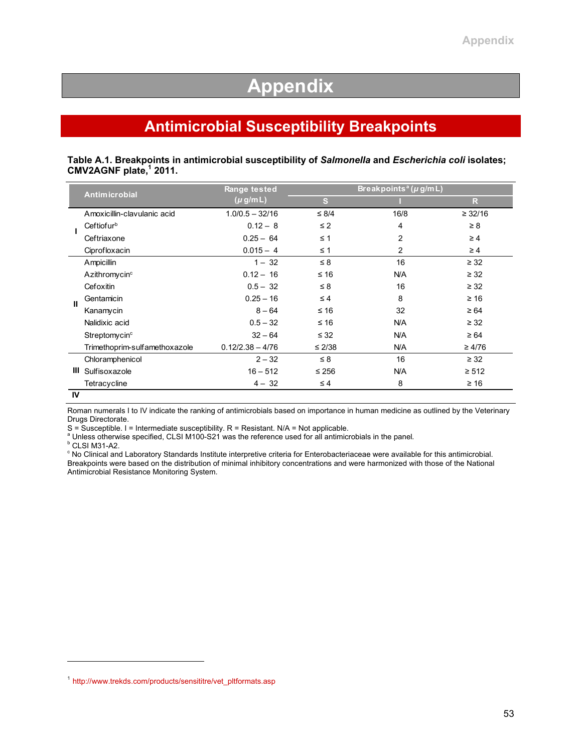# Appendix

## Antimicrobial Susceptibility Breakpoints

**Table A.1. Breakpoints in antimicrobial susceptibility of *Salmonella* and *Escherichia coli* isolates; CMV2AGNF plate,[1] 2011.**

| | Antimicrobial | Range tested (μg/mL) | Breakpoints[a] (μg/mL) | | |
|---|---|---|---|---|---|
| | | | S | I | R |
| I | Amoxicillin-clavulanic acid | 1.0/0.5 – 32/16 | ≤ 8/4 | 16/8 | ≥ 32/16 |
| | Ceftiofur[b] | 0.12 – 8 | ≤ 2 | 4 | ≥ 8 |
| | Ceftriaxone | 0.25 – 64 | ≤ 1 | 2 | ≥ 4 |
| | Ciprofloxacin | 0.015 – 4 | ≤ 1 | 2 | ≥ 4 |
| II | Ampicillin | 1 – 32 | ≤ 8 | 16 | ≥ 32 |
| | Azithromycin[c] | 0.12 – 16 | ≤ 16 | N/A | ≥ 32 |
| | Cefoxitin | 0.5 – 32 | ≤ 8 | 16 | ≥ 32 |
| | Gentamicin | 0.25 – 16 | ≤ 4 | 8 | ≥ 16 |
| | Kanamycin | 8 – 64 | ≤ 16 | 32 | ≥ 64 |
| | Nalidixic acid | 0.5 – 32 | ≤ 16 | N/A | ≥ 32 |
| | Streptomycin[c] | 32 – 64 | ≤ 32 | N/A | ≥ 64 |
| | Trimethoprim-sulfamethoxazole | 0.12/2.38 – 4/76 | ≤ 2/38 | N/A | ≥ 4/76 |
| III | Chloramphenicol | 2 – 32 | ≤ 8 | 16 | ≥ 32 |
| | Sulfisoxazole | 16 – 512 | ≤ 256 | N/A | ≥ 512 |
| | Tetracycline | 4 – 32 | ≤ 4 | 8 | ≥ 16 |
| IV | | | | | |

Roman numerals I to IV indicate the ranking of antimicrobials based on importance in human medicine as outlined by the Veterinary Drugs Directorate.
S = Susceptible. I = Intermediate susceptibility. R = Resistant. N/A = Not applicable.
[a] Unless otherwise specified, CLSI M100-S21 was the reference used for all antimicrobials in the panel.
[b] CLSI M31-A2.
[c] No Clinical and Laboratory Standards Institute interpretive criteria for Enterobacteriaceae were available for this antimicrobial. Breakpoints were based on the distribution of minimal inhibitory concentrations and were harmonized with those of the National Antimicrobial Resistance Monitoring System.

[1] http://www.trekds.com/products/sensititre/vet_pltformats.asp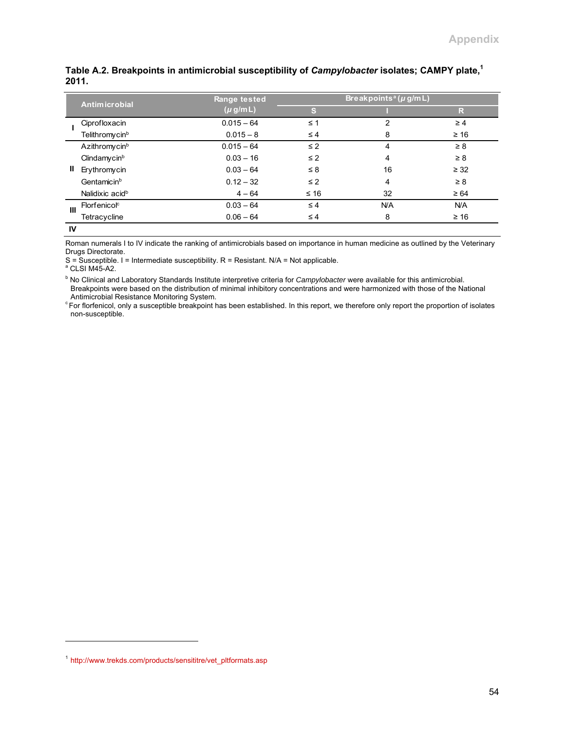**Table A.2. Breakpoints in antimicrobial susceptibility of *Campylobacter* isolates; CAMPY plate,[1] 2011.**

| | Antimicrobial | Range tested (µg/mL) | Breakpoints[a] (µg/mL) | | |
|---|---|---|---|---|---|
| | | | S | I | R |
| I | Ciprofloxacin | 0.015 – 64 | ≤ 1 | 2 | ≥ 4 |
| | Telithromycin[b] | 0.015 – 8 | ≤ 4 | 8 | ≥ 16 |
| II | Azithromycin[b] | 0.015 – 64 | ≤ 2 | 4 | ≥ 8 |
| | Clindamycin[b] | 0.03 – 16 | ≤ 2 | 4 | ≥ 8 |
| | Erythromycin | 0.03 – 64 | ≤ 8 | 16 | ≥ 32 |
| | Gentamicin[b] | 0.12 – 32 | ≤ 2 | 4 | ≥ 8 |
| | Nalidixic acid[b] | 4 – 64 | ≤ 16 | 32 | ≥ 64 |
| III | Florfenicol[c] | 0.03 – 64 | ≤ 4 | N/A | N/A |
| | Tetracycline | 0.06 – 64 | ≤ 4 | 8 | ≥ 16 |
| IV | | | | | |

Roman numerals I to IV indicate the ranking of antimicrobials based on importance in human medicine as outlined by the Veterinary Drugs Directorate.

S = Susceptible. I = Intermediate susceptibility. R = Resistant. N/A = Not applicable.

[a] CLSI M45-A2.

[b] No Clinical and Laboratory Standards Institute interpretive criteria for *Campylobacter* were available for this antimicrobial. Breakpoints were based on the distribution of minimal inhibitory concentrations and were harmonized with those of the National Antimicrobial Resistance Monitoring System.

[c] For florfenicol, only a susceptible breakpoint has been established. In this report, we therefore only report the proportion of isolates non-susceptible.

[1] http://www.trekds.com/products/sensititre/vet_pltformats.asp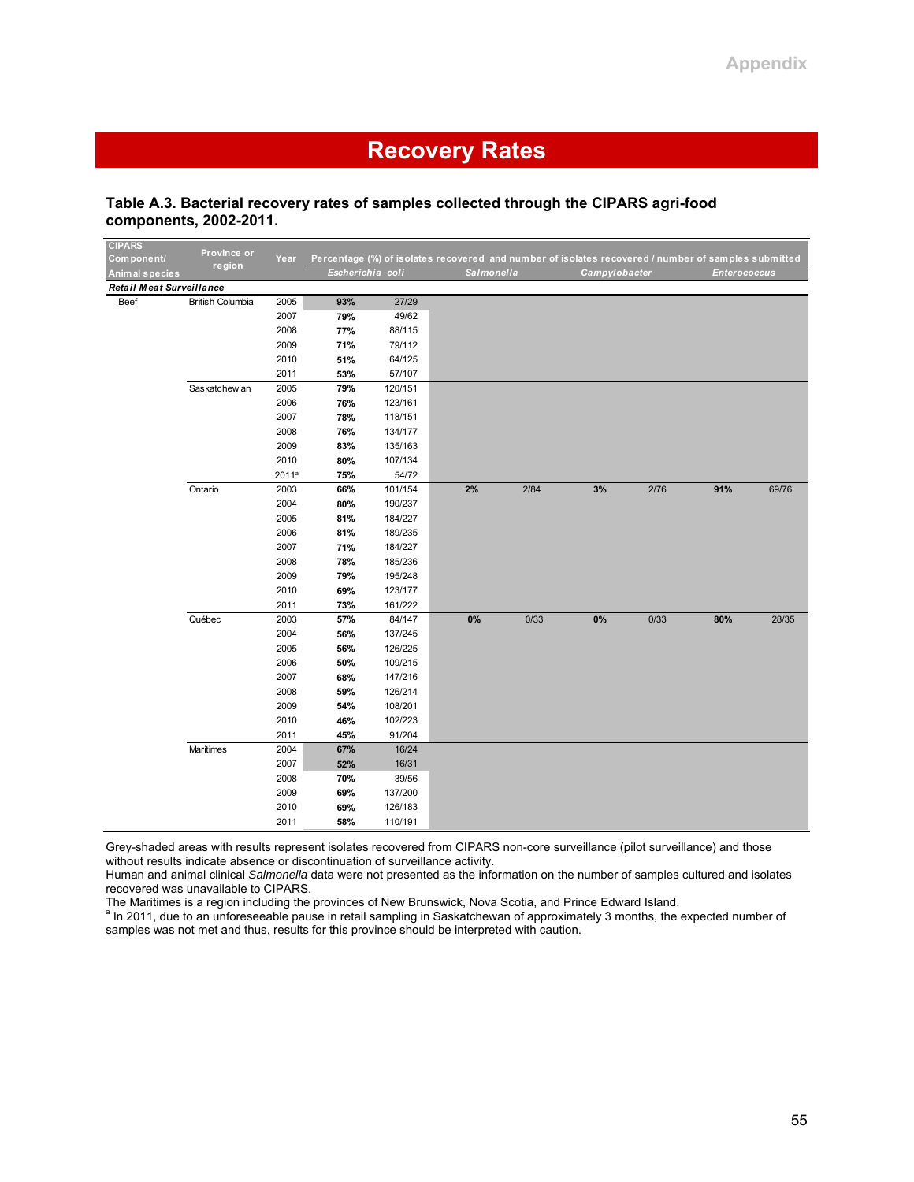# Recovery Rates

**Table A.3. Bacterial recovery rates of samples collected through the CIPARS agri-food components, 2002-2011.**

| CIPARS Component/ Animal species | Province or region | Year | Percentage (%) of isolates recovered and number of isolates recovered / number of samples submitted | | | | | | | |
|---|---|---|---|---|---|---|---|---|---|---|
| | | | *Escherichia coli* | | *Salmonella* | | *Campylobacter* | | *Enterococcus* | |
| ***Retail Meat Surveillance*** | | | | | | | | | | |
| Beef | British Columbia | 2005 | **93%** | 27/29 | | | | | | |
| | | 2007 | **79%** | 49/62 | | | | | | |
| | | 2008 | **77%** | 88/115 | | | | | | |
| | | 2009 | **71%** | 79/112 | | | | | | |
| | | 2010 | **51%** | 64/125 | | | | | | |
| | | 2011 | **53%** | 57/107 | | | | | | |
| | Saskatchewan | 2005 | **79%** | 120/151 | | | | | | |
| | | 2006 | **76%** | 123/161 | | | | | | |
| | | 2007 | **78%** | 118/151 | | | | | | |
| | | 2008 | **76%** | 134/177 | | | | | | |
| | | 2009 | **83%** | 135/163 | | | | | | |
| | | 2010 | **80%** | 107/134 | | | | | | |
| | | 2011[a] | **75%** | 54/72 | | | | | | |
| | Ontario | 2003 | **66%** | 101/154 | **2%** | 2/84 | **3%** | 2/76 | **91%** | 69/76 |
| | | 2004 | **80%** | 190/237 | | | | | | |
| | | 2005 | **81%** | 184/227 | | | | | | |
| | | 2006 | **81%** | 189/235 | | | | | | |
| | | 2007 | **71%** | 184/227 | | | | | | |
| | | 2008 | **78%** | 185/236 | | | | | | |
| | | 2009 | **79%** | 195/248 | | | | | | |
| | | 2010 | **69%** | 123/177 | | | | | | |
| | | 2011 | **73%** | 161/222 | | | | | | |
| | Québec | 2003 | **57%** | 84/147 | **0%** | 0/33 | **0%** | 0/33 | **80%** | 28/35 |
| | | 2004 | **56%** | 137/245 | | | | | | |
| | | 2005 | **56%** | 126/225 | | | | | | |
| | | 2006 | **50%** | 109/215 | | | | | | |
| | | 2007 | **68%** | 147/216 | | | | | | |
| | | 2008 | **59%** | 126/214 | | | | | | |
| | | 2009 | **54%** | 108/201 | | | | | | |
| | | 2010 | **46%** | 102/223 | | | | | | |
| | | 2011 | **45%** | 91/204 | | | | | | |
| | Maritimes | 2004 | **67%** | 16/24 | | | | | | |
| | | 2007 | **52%** | 16/31 | | | | | | |
| | | 2008 | **70%** | 39/56 | | | | | | |
| | | 2009 | **69%** | 137/200 | | | | | | |
| | | 2010 | **69%** | 126/183 | | | | | | |
| | | 2011 | **58%** | 110/191 | | | | | | |

Grey-shaded areas with results represent isolates recovered from CIPARS non-core surveillance (pilot surveillance) and those without results indicate absence or discontinuation of surveillance activity.
Human and animal clinical *Salmonella* data were not presented as the information on the number of samples cultured and isolates recovered was unavailable to CIPARS.
The Maritimes is a region including the provinces of New Brunswick, Nova Scotia, and Prince Edward Island.
[a] In 2011, due to an unforeseeable pause in retail sampling in Saskatchewan of approximately 3 months, the expected number of samples was not met and thus, results for this province should be interpreted with caution.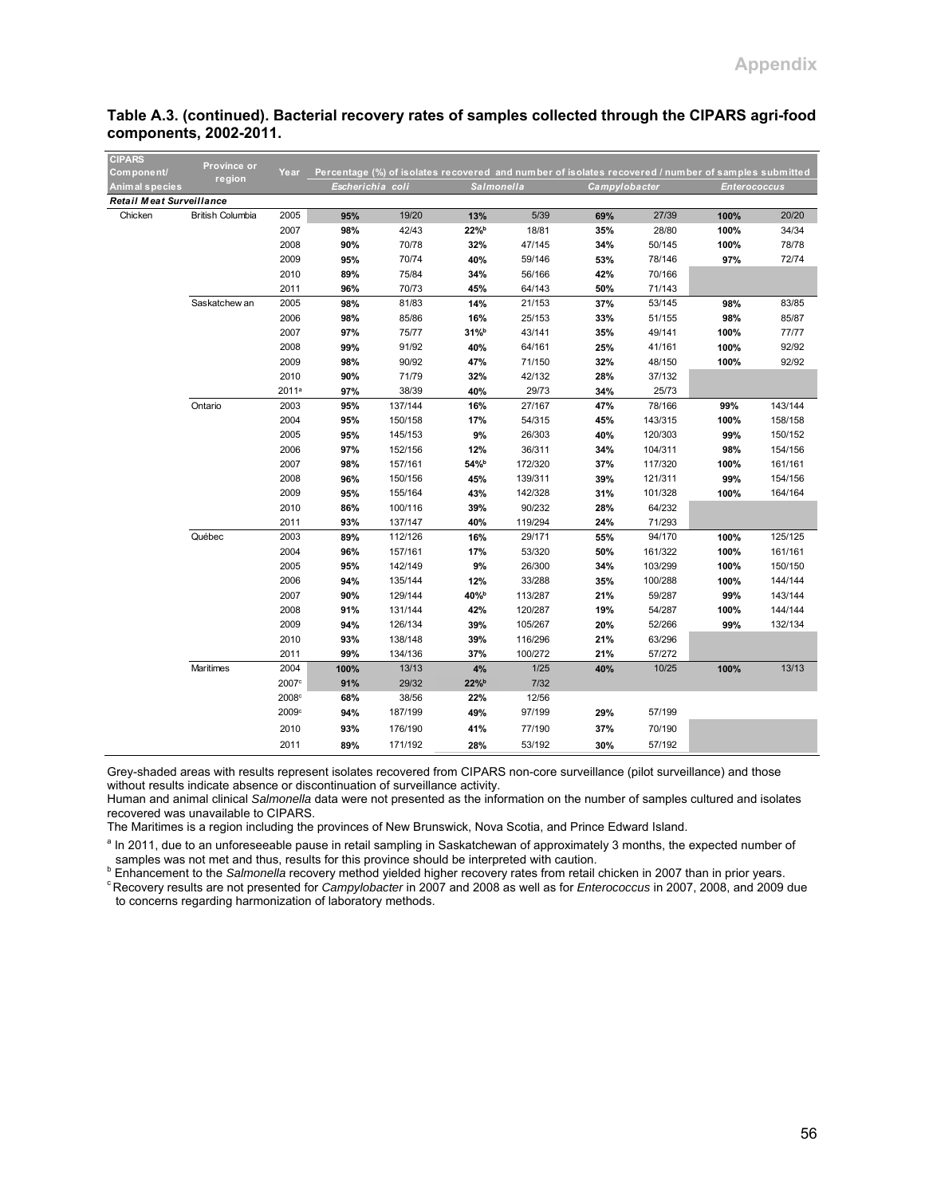**Table A.3. (continued). Bacterial recovery rates of samples collected through the CIPARS agri-food components, 2002-2011.**

| CIPARS Component/ Animal species | Province or region | Year | Percentage (%) of isolates recovered and number of isolates recovered / number of samples submitted | | | | | | | |
|---|---|---|---|---|---|---|---|---|---|---|
| | | | *Escherichia coli* | | *Salmonella* | | *Campylobacter* | | *Enterococcus* | |
| ***Retail Meat Surveillance*** | | | | | | | | | | |
| Chicken | British Columbia | 2005 | **95%** | 19/20 | **13%** | 5/39 | **69%** | 27/39 | **100%** | 20/20 |
| | | 2007 | **98%** | 42/43 | **22%**[b] | 18/81 | **35%** | 28/80 | **100%** | 34/34 |
| | | 2008 | **90%** | 70/78 | **32%** | 47/145 | **34%** | 50/145 | **100%** | 78/78 |
| | | 2009 | **95%** | 70/74 | **40%** | 59/146 | **53%** | 78/146 | **97%** | 72/74 |
| | | 2010 | **89%** | 75/84 | **34%** | 56/166 | **42%** | 70/166 | | |
| | | 2011 | **96%** | 70/73 | **45%** | 64/143 | **50%** | 71/143 | | |
| | Saskatchewan | 2005 | **98%** | 81/83 | **14%** | 21/153 | **37%** | 53/145 | **98%** | 83/85 |
| | | 2006 | **98%** | 85/86 | **16%** | 25/153 | **33%** | 51/155 | **98%** | 85/87 |
| | | 2007 | **97%** | 75/77 | **31%**[b] | 43/141 | **35%** | 49/141 | **100%** | 77/77 |
| | | 2008 | **99%** | 91/92 | **40%** | 64/161 | **25%** | 41/161 | **100%** | 92/92 |
| | | 2009 | **98%** | 90/92 | **47%** | 71/150 | **32%** | 48/150 | **100%** | 92/92 |
| | | 2010 | **90%** | 71/79 | **32%** | 42/132 | **28%** | 37/132 | | |
| | | 2011[a] | **97%** | 38/39 | **40%** | 29/73 | **34%** | 25/73 | | |
| | Ontario | 2003 | **95%** | 137/144 | **16%** | 27/167 | **47%** | 78/166 | **99%** | 143/144 |
| | | 2004 | **95%** | 150/158 | **17%** | 54/315 | **45%** | 143/315 | **100%** | 158/158 |
| | | 2005 | **95%** | 145/153 | **9%** | 26/303 | **40%** | 120/303 | **99%** | 150/152 |
| | | 2006 | **97%** | 152/156 | **12%** | 36/311 | **34%** | 104/311 | **98%** | 154/156 |
| | | 2007 | **98%** | 157/161 | **54%**[b] | 172/320 | **37%** | 117/320 | **100%** | 161/161 |
| | | 2008 | **96%** | 150/156 | **45%** | 139/311 | **39%** | 121/311 | **99%** | 154/156 |
| | | 2009 | **95%** | 155/164 | **43%** | 142/328 | **31%** | 101/328 | **100%** | 164/164 |
| | | 2010 | **86%** | 100/116 | **39%** | 90/232 | **28%** | 64/232 | | |
| | | 2011 | **93%** | 137/147 | **40%** | 119/294 | **24%** | 71/293 | | |
| | Québec | 2003 | **89%** | 112/126 | **16%** | 29/171 | **55%** | 94/170 | **100%** | 125/125 |
| | | 2004 | **96%** | 157/161 | **17%** | 53/320 | **50%** | 161/322 | **100%** | 161/161 |
| | | 2005 | **95%** | 142/149 | **9%** | 26/300 | **34%** | 103/299 | **100%** | 150/150 |
| | | 2006 | **94%** | 135/144 | **12%** | 33/288 | **35%** | 100/288 | **100%** | 144/144 |
| | | 2007 | **90%** | 129/144 | **40%**[b] | 113/287 | **21%** | 59/287 | **99%** | 143/144 |
| | | 2008 | **91%** | 131/144 | **42%** | 120/287 | **19%** | 54/287 | **100%** | 144/144 |
| | | 2009 | **94%** | 126/134 | **39%** | 105/267 | **20%** | 52/266 | **99%** | 132/134 |
| | | 2010 | **93%** | 138/148 | **39%** | 116/296 | **21%** | 63/296 | | |
| | | 2011 | **99%** | 134/136 | **37%** | 100/272 | **21%** | 57/272 | | |
| | Maritimes | 2004 | **100%** | 13/13 | **4%** | 1/25 | **40%** | 10/25 | **100%** | 13/13 |
| | | 2007[c] | **91%** | 29/32 | **22%**[b] | 7/32 | | | | |
| | | 2008[c] | **68%** | 38/56 | **22%** | 12/56 | | | | |
| | | 2009[c] | **94%** | 187/199 | **49%** | 97/199 | **29%** | 57/199 | | |
| | | 2010 | **93%** | 176/190 | **41%** | 77/190 | **37%** | 70/190 | | |
| | | 2011 | **89%** | 171/192 | **28%** | 53/192 | **30%** | 57/192 | | |

Grey-shaded areas with results represent isolates recovered from CIPARS non-core surveillance (pilot surveillance) and those without results indicate absence or discontinuation of surveillance activity.

Human and animal clinical *Salmonella* data were not presented as the information on the number of samples cultured and isolates recovered was unavailable to CIPARS.

The Maritimes is a region including the provinces of New Brunswick, Nova Scotia, and Prince Edward Island.

[a] In 2011, due to an unforeseeable pause in retail sampling in Saskatchewan of approximately 3 months, the expected number of samples was not met and thus, results for this province should be interpreted with caution.

[b] Enhancement to the *Salmonella* recovery method yielded higher recovery rates from retail chicken in 2007 than in prior years.

[c] Recovery results are not presented for *Campylobacter* in 2007 and 2008 as well as for *Enterococcus* in 2007, 2008, and 2009 due to concerns regarding harmonization of laboratory methods.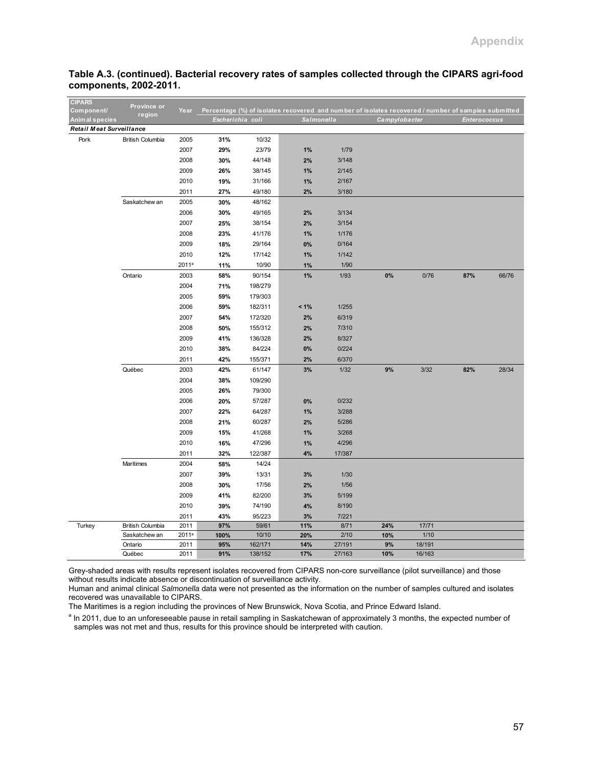**Table A.3. (continued). Bacterial recovery rates of samples collected through the CIPARS agri-food components, 2002-2011.**

| CIPARS Component/ Animal species | Province or region | Year | Percentage (%) of isolates recovered and number of isolates recovered / number of samples submitted | | | | | | | |
|---|---|---|---|---|---|---|---|---|---|---|
| | | | *Escherichia coli* | | *Salmonella* | | *Campylobacter* | | *Enterococcus* | |
| ***Retail Meat Surveillance*** | | | | | | | | | | |
| Pork | British Columbia | 2005 | **31%** | 10/32 | | | | | | |
| | | 2007 | **29%** | 23/79 | **1%** | 1/79 | | | | |
| | | 2008 | **30%** | 44/148 | **2%** | 3/148 | | | | |
| | | 2009 | **26%** | 38/145 | **1%** | 2/145 | | | | |
| | | 2010 | **19%** | 31/166 | **1%** | 2/167 | | | | |
| | | 2011 | **27%** | 49/180 | **2%** | 3/180 | | | | |
| | Saskatchewan | 2005 | **30%** | 48/162 | | | | | | |
| | | 2006 | **30%** | 49/165 | **2%** | 3/134 | | | | |
| | | 2007 | **25%** | 38/154 | **2%** | 3/154 | | | | |
| | | 2008 | **23%** | 41/176 | **1%** | 1/176 | | | | |
| | | 2009 | **18%** | 29/164 | **0%** | 0/164 | | | | |
| | | 2010 | **12%** | 17/142 | **1%** | 1/142 | | | | |
| | | 2011[a] | **11%** | 10/90 | **1%** | 1/90 | | | | |
| | Ontario | 2003 | **58%** | 90/154 | **1%** | 1/93 | **0%** | 0/76 | **87%** | 66/76 |
| | | 2004 | **71%** | 198/279 | | | | | | |
| | | 2005 | **59%** | 179/303 | | | | | | |
| | | 2006 | **59%** | 182/311 | **< 1%** | 1/255 | | | | |
| | | 2007 | **54%** | 172/320 | **2%** | 6/319 | | | | |
| | | 2008 | **50%** | 155/312 | **2%** | 7/310 | | | | |
| | | 2009 | **41%** | 136/328 | **2%** | 8/327 | | | | |
| | | 2010 | **38%** | 84/224 | **0%** | 0/224 | | | | |
| | | 2011 | **42%** | 155/371 | **2%** | 6/370 | | | | |
| | Québec | 2003 | **42%** | 61/147 | **3%** | 1/32 | **9%** | 3/32 | **82%** | 28/34 |
| | | 2004 | **38%** | 109/290 | | | | | | |
| | | 2005 | **26%** | 79/300 | | | | | | |
| | | 2006 | **20%** | 57/287 | **0%** | 0/232 | | | | |
| | | 2007 | **22%** | 64/287 | **1%** | 3/288 | | | | |
| | | 2008 | **21%** | 60/287 | **2%** | 5/286 | | | | |
| | | 2009 | **15%** | 41/268 | **1%** | 3/268 | | | | |
| | | 2010 | **16%** | 47/296 | **1%** | 4/296 | | | | |
| | | 2011 | **32%** | 122/387 | **4%** | 17/387 | | | | |
| | Maritimes | 2004 | **58%** | 14/24 | | | | | | |
| | | 2007 | **39%** | 13/31 | **3%** | 1/30 | | | | |
| | | 2008 | **30%** | 17/56 | **2%** | 1/56 | | | | |
| | | 2009 | **41%** | 82/200 | **3%** | 5/199 | | | | |
| | | 2010 | **39%** | 74/190 | **4%** | 8/190 | | | | |
| | | 2011 | **43%** | 95/223 | **3%** | 7/221 | | | | |
| Turkey | British Columbia | 2011 | **97%** | 59/61 | **11%** | 8/71 | **24%** | 17/71 | | |
| | Saskatchewan | 2011[a] | **100%** | 10/10 | **20%** | 2/10 | **10%** | 1/10 | | |
| | Ontario | 2011 | **95%** | 162/171 | **14%** | 27/191 | **9%** | 18/191 | | |
| | Québec | 2011 | **91%** | 138/152 | **17%** | 27/163 | **10%** | 16/163 | | |

Grey-shaded areas with results represent isolates recovered from CIPARS non-core surveillance (pilot surveillance) and those without results indicate absence or discontinuation of surveillance activity.

Human and animal clinical *Salmonella* data were not presented as the information on the number of samples cultured and isolates recovered was unavailable to CIPARS.

The Maritimes is a region including the provinces of New Brunswick, Nova Scotia, and Prince Edward Island.

[a] In 2011, due to an unforeseeable pause in retail sampling in Saskatchewan of approximately 3 months, the expected number of samples was not met and thus, results for this province should be interpreted with caution.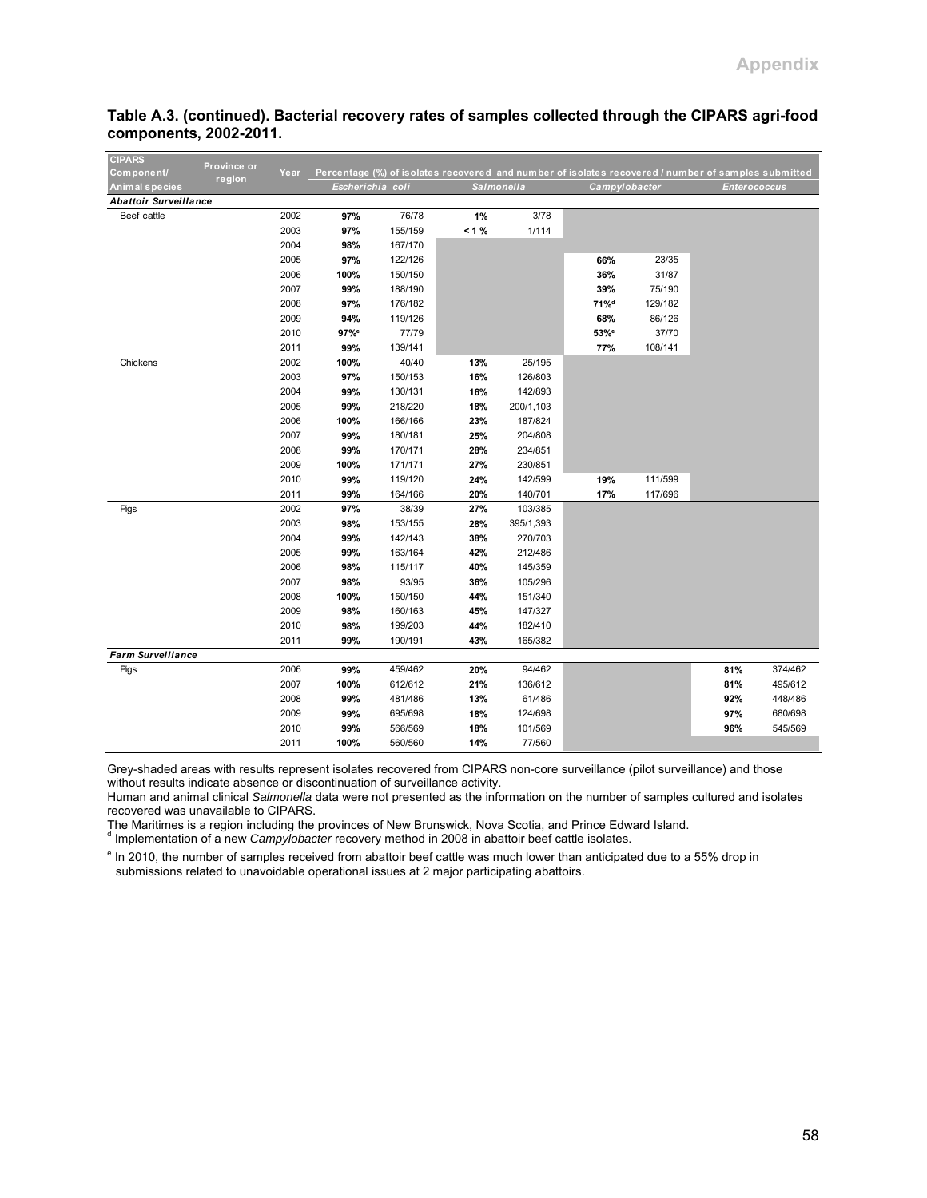**Table A.3. (continued). Bacterial recovery rates of samples collected through the CIPARS agri-food components, 2002-2011.**

| CIPARS Component/ Animal species | Province or region | Year | Percentage (%) of isolates recovered and number of isolates recovered / number of samples submitted | | | | | | | |
|---|---|---|---|---|---|---|---|---|---|---|
| | | | *Escherichia coli* | | *Salmonella* | | *Campylobacter* | | *Enterococcus* | |
| ***Abattoir Surveillance*** | | | | | | | | | | |
| Beef cattle | | 2002 | **97%** | 76/78 | **1%** | 3/78 | | | | |
| | | 2003 | **97%** | 155/159 | **< 1 %** | 1/114 | | | | |
| | | 2004 | **98%** | 167/170 | | | | | | |
| | | 2005 | **97%** | 122/126 | | | **66%** | 23/35 | | |
| | | 2006 | **100%** | 150/150 | | | **36%** | 31/87 | | |
| | | 2007 | **99%** | 188/190 | | | **39%** | 75/190 | | |
| | | 2008 | **97%** | 176/182 | | | **71%**[d] | 129/182 | | |
| | | 2009 | **94%** | 119/126 | | | **68%** | 86/126 | | |
| | | 2010 | **97%**[e] | 77/79 | | | **53%**[e] | 37/70 | | |
| | | 2011 | **99%** | 139/141 | | | **77%** | 108/141 | | |
| Chickens | | 2002 | **100%** | 40/40 | **13%** | 25/195 | | | | |
| | | 2003 | **97%** | 150/153 | **16%** | 126/803 | | | | |
| | | 2004 | **99%** | 130/131 | **16%** | 142/893 | | | | |
| | | 2005 | **99%** | 218/220 | **18%** | 200/1,103 | | | | |
| | | 2006 | **100%** | 166/166 | **23%** | 187/824 | | | | |
| | | 2007 | **99%** | 180/181 | **25%** | 204/808 | | | | |
| | | 2008 | **99%** | 170/171 | **28%** | 234/851 | | | | |
| | | 2009 | **100%** | 171/171 | **27%** | 230/851 | | | | |
| | | 2010 | **99%** | 119/120 | **24%** | 142/599 | **19%** | 111/599 | | |
| | | 2011 | **99%** | 164/166 | **20%** | 140/701 | **17%** | 117/696 | | |
| Pigs | | 2002 | **97%** | 38/39 | **27%** | 103/385 | | | | |
| | | 2003 | **98%** | 153/155 | **28%** | 395/1,393 | | | | |
| | | 2004 | **99%** | 142/143 | **38%** | 270/703 | | | | |
| | | 2005 | **99%** | 163/164 | **42%** | 212/486 | | | | |
| | | 2006 | **98%** | 115/117 | **40%** | 145/359 | | | | |
| | | 2007 | **98%** | 93/95 | **36%** | 105/296 | | | | |
| | | 2008 | **100%** | 150/150 | **44%** | 151/340 | | | | |
| | | 2009 | **98%** | 160/163 | **45%** | 147/327 | | | | |
| | | 2010 | **98%** | 199/203 | **44%** | 182/410 | | | | |
| | | 2011 | **99%** | 190/191 | **43%** | 165/382 | | | | |
| ***Farm Surveillance*** | | | | | | | | | | |
| Pigs | | 2006 | **99%** | 459/462 | **20%** | 94/462 | | | **81%** | 374/462 |
| | | 2007 | **100%** | 612/612 | **21%** | 136/612 | | | **81%** | 495/612 |
| | | 2008 | **99%** | 481/486 | **13%** | 61/486 | | | **92%** | 448/486 |
| | | 2009 | **99%** | 695/698 | **18%** | 124/698 | | | **97%** | 680/698 |
| | | 2010 | **99%** | 566/569 | **18%** | 101/569 | | | **96%** | 545/569 |
| | | 2011 | **100%** | 560/560 | **14%** | 77/560 | | | | |

Grey-shaded areas with results represent isolates recovered from CIPARS non-core surveillance (pilot surveillance) and those without results indicate absence or discontinuation of surveillance activity.

Human and animal clinical *Salmonella* data were not presented as the information on the number of samples cultured and isolates recovered was unavailable to CIPARS.

The Maritimes is a region including the provinces of New Brunswick, Nova Scotia, and Prince Edward Island.

[d] Implementation of a new *Campylobacter* recovery method in 2008 in abattoir beef cattle isolates.

[e] In 2010, the number of samples received from abattoir beef cattle was much lower than anticipated due to a 55% drop in submissions related to unavoidable operational issues at 2 major participating abattoirs.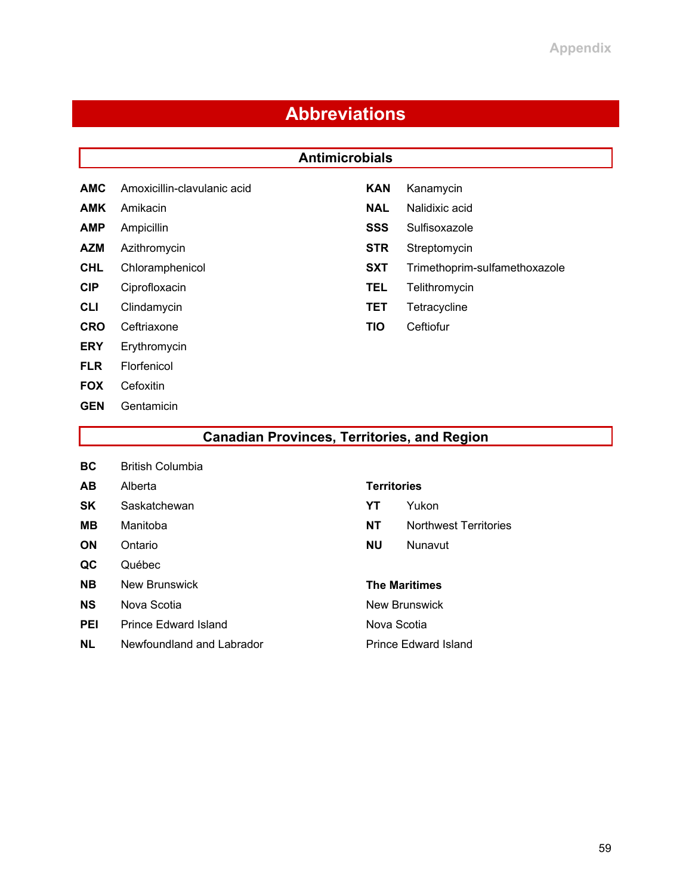# Abbreviations

## Antimicrobials

| | |
|---|---|
| **AMC** | Amoxicillin-clavulanic acid |
| **AMK** | Amikacin |
| **AMP** | Ampicillin |
| **AZM** | Azithromycin |
| **CHL** | Chloramphenicol |
| **CIP** | Ciprofloxacin |
| **CLI** | Clindamycin |
| **CRO** | Ceftriaxone |
| **ERY** | Erythromycin |
| **FLR** | Florfenicol |
| **FOX** | Cefoxitin |
| **GEN** | Gentamicin |
| **KAN** | Kanamycin |
| **NAL** | Nalidixic acid |
| **SSS** | Sulfisoxazole |
| **STR** | Streptomycin |
| **SXT** | Trimethoprim-sulfamethoxazole |
| **TEL** | Telithromycin |
| **TET** | Tetracycline |
| **TIO** | Ceftiofur |

## Canadian Provinces, Territories, and Region

| | |
|---|---|
| **BC** | British Columbia |
| **AB** | Alberta |
| **SK** | Saskatchewan |
| **MB** | Manitoba |
| **ON** | Ontario |
| **QC** | Québec |
| **NB** | New Brunswick |
| **NS** | Nova Scotia |
| **PEI** | Prince Edward Island |
| **NL** | Newfoundland and Labrador |

**Territories**

| | |
|---|---|
| **YT** | Yukon |
| **NT** | Northwest Territories |
| **NU** | Nunavut |

**The Maritimes**

New Brunswick

Nova Scotia

Prince Edward Island